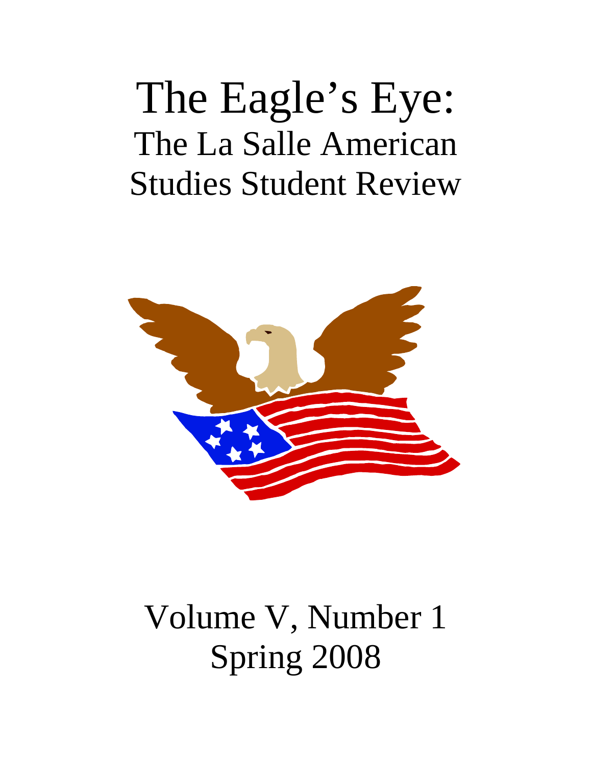# The Eagle's Eye:

## The La Salle American Studies Student Review

Volume V, Number 1

Spring 2008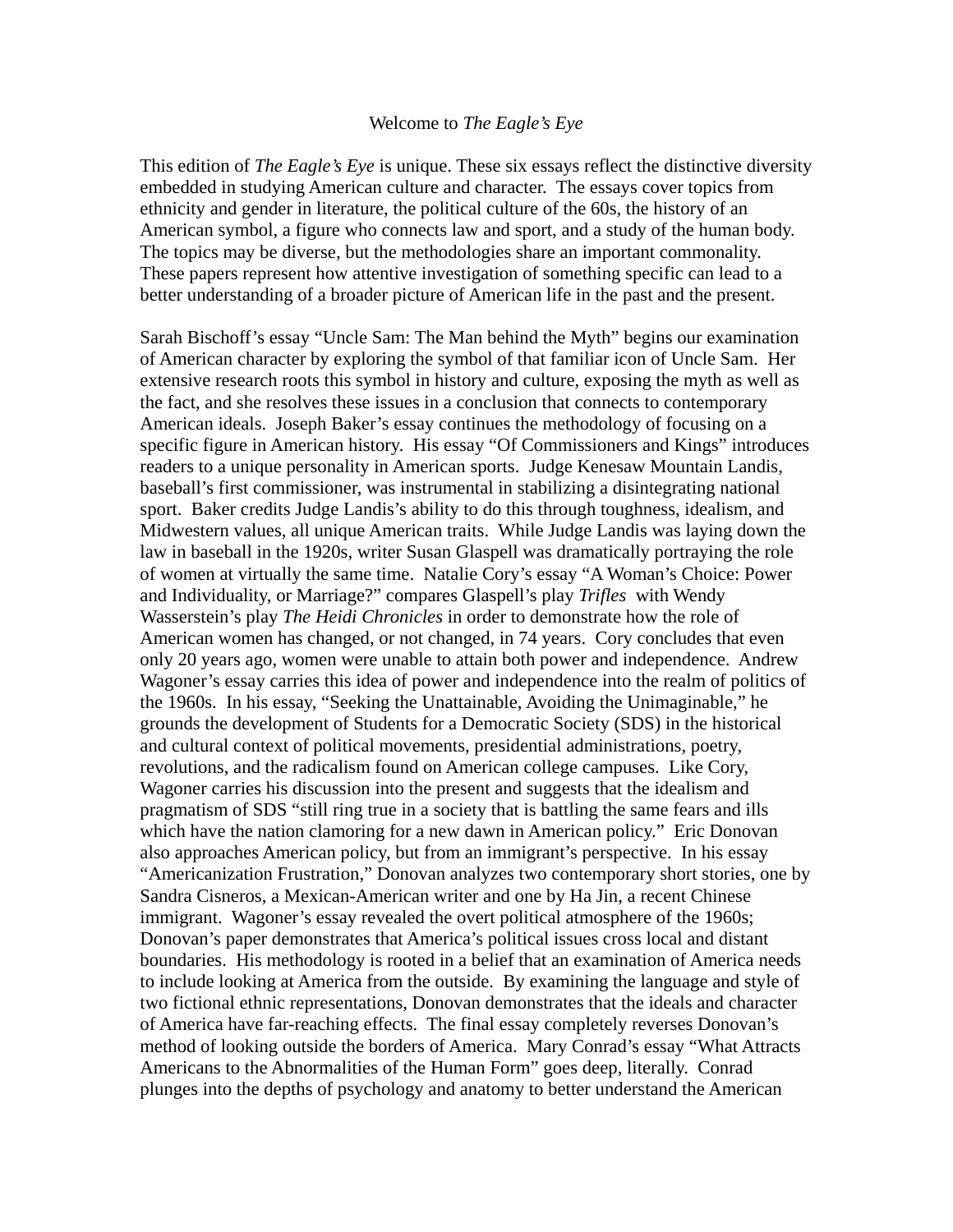# Welcome to *The Eagle's Eye*

This edition of *The Eagle's Eye* is unique. These six essays reflect the distinctive diversity embedded in studying American culture and character. The essays cover topics from ethnicity and gender in literature, the political culture of the 60s, the history of an American symbol, a figure who connects law and sport, and a study of the human body. The topics may be diverse, but the methodologies share an important commonality. These papers represent how attentive investigation of something specific can lead to a better understanding of a broader picture of American life in the past and the present.

Sarah Bischoff's essay "Uncle Sam: The Man behind the Myth" begins our examination of American character by exploring the symbol of that familiar icon of Uncle Sam. Her extensive research roots this symbol in history and culture, exposing the myth as well as the fact, and she resolves these issues in a conclusion that connects to contemporary American ideals. Joseph Baker's essay continues the methodology of focusing on a specific figure in American history. His essay "Of Commissioners and Kings" introduces readers to a unique personality in American sports. Judge Kenesaw Mountain Landis, baseball's first commissioner, was instrumental in stabilizing a disintegrating national sport. Baker credits Judge Landis's ability to do this through toughness, idealism, and Midwestern values, all unique American traits. While Judge Landis was laying down the law in baseball in the 1920s, writer Susan Glaspell was dramatically portraying the role of women at virtually the same time. Natalie Cory's essay "A Woman's Choice: Power and Individuality, or Marriage?" compares Glaspell's play *Trifles* with Wendy Wasserstein's play *The Heidi Chronicles* in order to demonstrate how the role of American women has changed, or not changed, in 74 years. Cory concludes that even only 20 years ago, women were unable to attain both power and independence. Andrew Wagoner's essay carries this idea of power and independence into the realm of politics of the 1960s. In his essay, "Seeking the Unattainable, Avoiding the Unimaginable," he grounds the development of Students for a Democratic Society (SDS) in the historical and cultural context of political movements, presidential administrations, poetry, revolutions, and the radicalism found on American college campuses. Like Cory, Wagoner carries his discussion into the present and suggests that the idealism and pragmatism of SDS "still ring true in a society that is battling the same fears and ills which have the nation clamoring for a new dawn in American policy." Eric Donovan also approaches American policy, but from an immigrant's perspective. In his essay "Americanization Frustration," Donovan analyzes two contemporary short stories, one by Sandra Cisneros, a Mexican-American writer and one by Ha Jin, a recent Chinese immigrant. Wagoner's essay revealed the overt political atmosphere of the 1960s; Donovan's paper demonstrates that America's political issues cross local and distant boundaries. His methodology is rooted in a belief that an examination of America needs to include looking at America from the outside. By examining the language and style of two fictional ethnic representations, Donovan demonstrates that the ideals and character of America have far-reaching effects. The final essay completely reverses Donovan's method of looking outside the borders of America. Mary Conrad's essay "What Attracts Americans to the Abnormalities of the Human Form" goes deep, literally. Conrad plunges into the depths of psychology and anatomy to better understand the American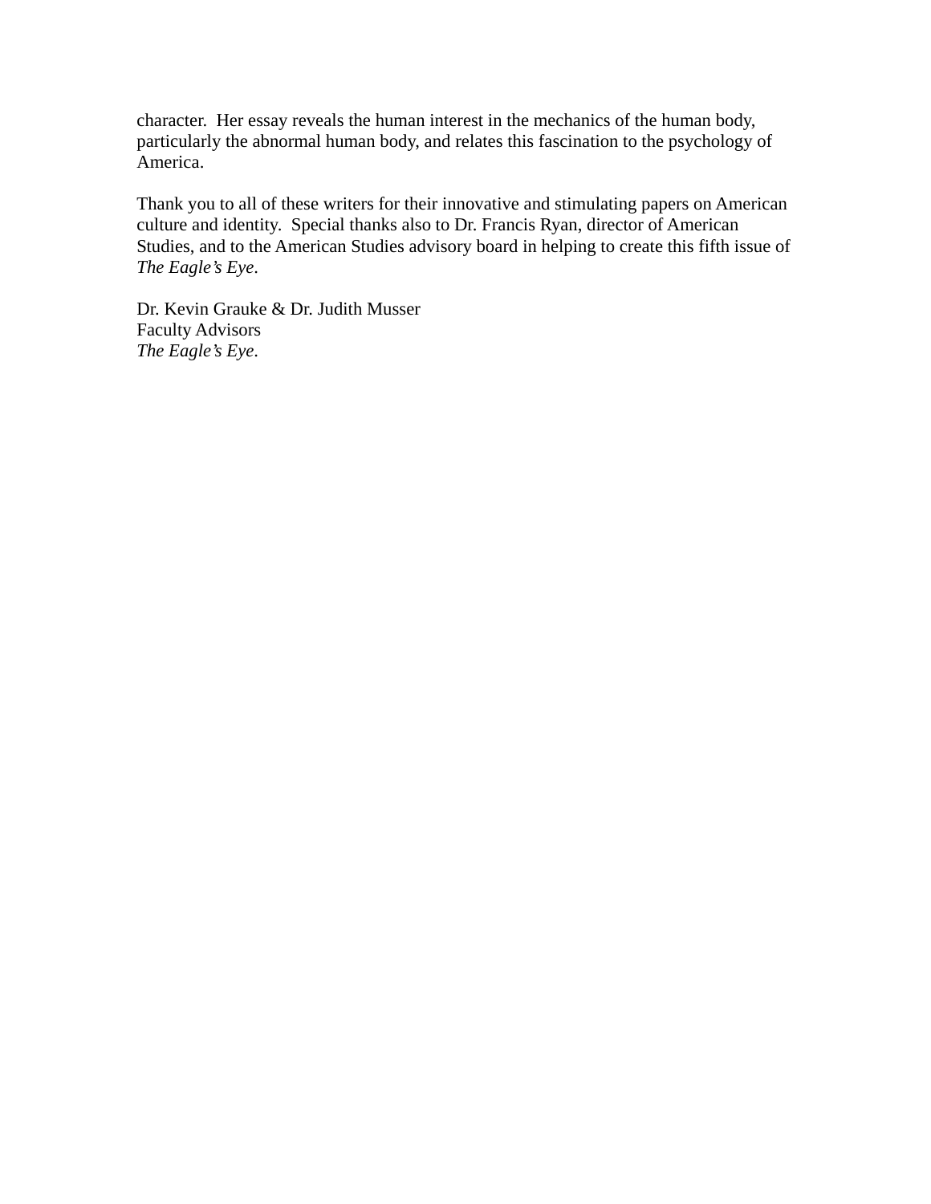character.  Her essay reveals the human interest in the mechanics of the human body, particularly the abnormal human body, and relates this fascination to the psychology of America.

Thank you to all of these writers for their innovative and stimulating papers on American culture and identity.  Special thanks also to Dr. Francis Ryan, director of American Studies, and to the American Studies advisory board in helping to create this fifth issue of *The Eagle's Eye*.

Dr. Kevin Grauke & Dr. Judith Musser  
Faculty Advisors  
*The Eagle's Eye*.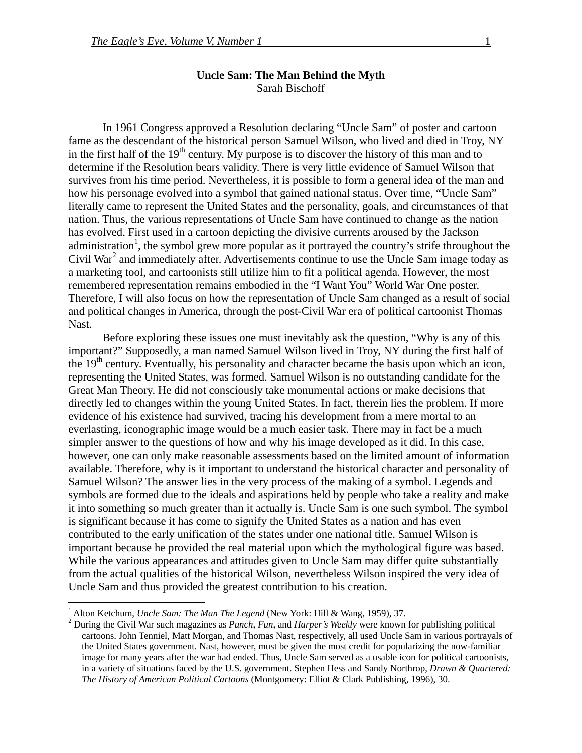**Uncle Sam: The Man Behind the Myth**

Sarah Bischoff

In 1961 Congress approved a Resolution declaring "Uncle Sam" of poster and cartoon fame as the descendant of the historical person Samuel Wilson, who lived and died in Troy, NY in the first half of the 19th century. My purpose is to discover the history of this man and to determine if the Resolution bears validity. There is very little evidence of Samuel Wilson that survives from his time period. Nevertheless, it is possible to form a general idea of the man and how his personage evolved into a symbol that gained national status. Over time, "Uncle Sam" literally came to represent the United States and the personality, goals, and circumstances of that nation. Thus, the various representations of Uncle Sam have continued to change as the nation has evolved. First used in a cartoon depicting the divisive currents aroused by the Jackson administration[1], the symbol grew more popular as it portrayed the country's strife throughout the Civil War[2] and immediately after. Advertisements continue to use the Uncle Sam image today as a marketing tool, and cartoonists still utilize him to fit a political agenda. However, the most remembered representation remains embodied in the "I Want You" World War One poster. Therefore, I will also focus on how the representation of Uncle Sam changed as a result of social and political changes in America, through the post-Civil War era of political cartoonist Thomas Nast.

Before exploring these issues one must inevitably ask the question, "Why is any of this important?" Supposedly, a man named Samuel Wilson lived in Troy, NY during the first half of the 19th century. Eventually, his personality and character became the basis upon which an icon, representing the United States, was formed. Samuel Wilson is no outstanding candidate for the Great Man Theory. He did not consciously take monumental actions or make decisions that directly led to changes within the young United States. In fact, therein lies the problem. If more evidence of his existence had survived, tracing his development from a mere mortal to an everlasting, iconographic image would be a much easier task. There may in fact be a much simpler answer to the questions of how and why his image developed as it did. In this case, however, one can only make reasonable assessments based on the limited amount of information available. Therefore, why is it important to understand the historical character and personality of Samuel Wilson? The answer lies in the very process of the making of a symbol. Legends and symbols are formed due to the ideals and aspirations held by people who take a reality and make it into something so much greater than it actually is. Uncle Sam is one such symbol. The symbol is significant because it has come to signify the United States as a nation and has even contributed to the early unification of the states under one national title. Samuel Wilson is important because he provided the real material upon which the mythological figure was based. While the various appearances and attitudes given to Uncle Sam may differ quite substantially from the actual qualities of the historical Wilson, nevertheless Wilson inspired the very idea of Uncle Sam and thus provided the greatest contribution to his creation.

---

[1] Alton Ketchum, *Uncle Sam: The Man The Legend* (New York: Hill & Wang, 1959), 37.

[2] During the Civil War such magazines as *Punch, Fun,* and *Harper's Weekly* were known for publishing political cartoons. John Tenniel, Matt Morgan, and Thomas Nast, respectively, all used Uncle Sam in various portrayals of the United States government. Nast, however, must be given the most credit for popularizing the now-familiar image for many years after the war had ended. Thus, Uncle Sam served as a usable icon for political cartoonists, in a variety of situations faced by the U.S. government. Stephen Hess and Sandy Northrop, *Drawn & Quartered: The History of American Political Cartoons* (Montgomery: Elliot & Clark Publishing, 1996), 30.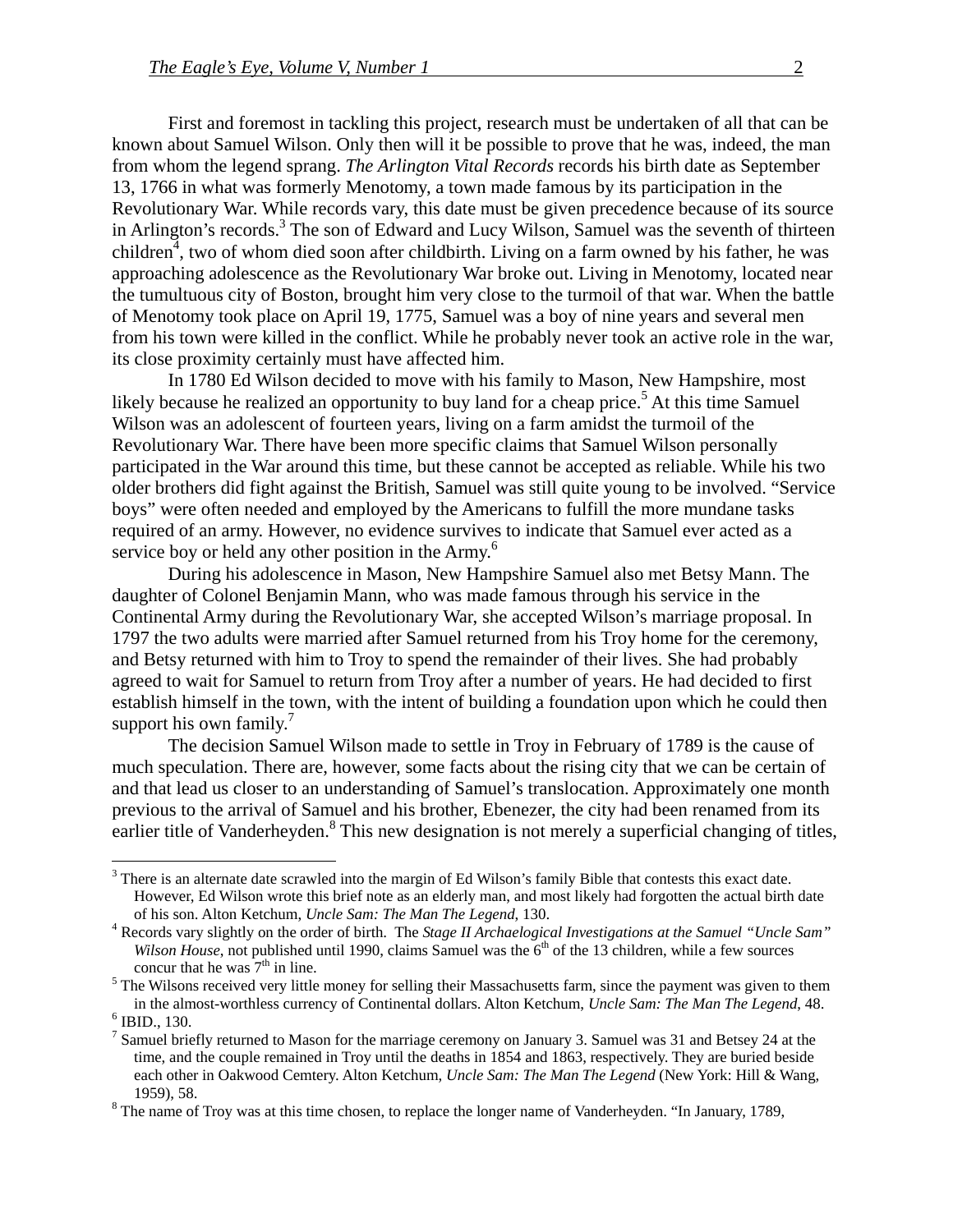First and foremost in tackling this project, research must be undertaken of all that can be known about Samuel Wilson. Only then will it be possible to prove that he was, indeed, the man from whom the legend sprang. *The Arlington Vital Records* records his birth date as September 13, 1766 in what was formerly Menotomy, a town made famous by its participation in the Revolutionary War. While records vary, this date must be given precedence because of its source in Arlington's records.[3] The son of Edward and Lucy Wilson, Samuel was the seventh of thirteen children[4], two of whom died soon after childbirth. Living on a farm owned by his father, he was approaching adolescence as the Revolutionary War broke out. Living in Menotomy, located near the tumultuous city of Boston, brought him very close to the turmoil of that war. When the battle of Menotomy took place on April 19, 1775, Samuel was a boy of nine years and several men from his town were killed in the conflict. While he probably never took an active role in the war, its close proximity certainly must have affected him.

In 1780 Ed Wilson decided to move with his family to Mason, New Hampshire, most likely because he realized an opportunity to buy land for a cheap price.[5] At this time Samuel Wilson was an adolescent of fourteen years, living on a farm amidst the turmoil of the Revolutionary War. There have been more specific claims that Samuel Wilson personally participated in the War around this time, but these cannot be accepted as reliable. While his two older brothers did fight against the British, Samuel was still quite young to be involved. "Service boys" were often needed and employed by the Americans to fulfill the more mundane tasks required of an army. However, no evidence survives to indicate that Samuel ever acted as a service boy or held any other position in the Army.[6]

During his adolescence in Mason, New Hampshire Samuel also met Betsy Mann. The daughter of Colonel Benjamin Mann, who was made famous through his service in the Continental Army during the Revolutionary War, she accepted Wilson's marriage proposal. In 1797 the two adults were married after Samuel returned from his Troy home for the ceremony, and Betsy returned with him to Troy to spend the remainder of their lives. She had probably agreed to wait for Samuel to return from Troy after a number of years. He had decided to first establish himself in the town, with the intent of building a foundation upon which he could then support his own family.[7]

The decision Samuel Wilson made to settle in Troy in February of 1789 is the cause of much speculation. There are, however, some facts about the rising city that we can be certain of and that lead us closer to an understanding of Samuel's translocation. Approximately one month previous to the arrival of Samuel and his brother, Ebenezer, the city had been renamed from its earlier title of Vanderheyden.[8] This new designation is not merely a superficial changing of titles,

---

[3] There is an alternate date scrawled into the margin of Ed Wilson's family Bible that contests this exact date. However, Ed Wilson wrote this brief note as an elderly man, and most likely had forgotten the actual birth date of his son. Alton Ketchum, *Uncle Sam: The Man The Legend*, 130.

[4] Records vary slightly on the order of birth. The *Stage II Archaeological Investigations at the Samuel "Uncle Sam" Wilson House*, not published until 1990, claims Samuel was the 6th of the 13 children, while a few sources concur that he was 7th in line.

[5] The Wilsons received very little money for selling their Massachusetts farm, since the payment was given to them in the almost-worthless currency of Continental dollars. Alton Ketchum, *Uncle Sam: The Man The Legend*, 48.

[6] IBID., 130.

[7] Samuel briefly returned to Mason for the marriage ceremony on January 3. Samuel was 31 and Betsey 24 at the time, and the couple remained in Troy until the deaths in 1854 and 1863, respectively. They are buried beside each other in Oakwood Cemtery. Alton Ketchum, *Uncle Sam: The Man The Legend* (New York: Hill & Wang, 1959), 58.

[8] The name of Troy was at this time chosen, to replace the longer name of Vanderheyden. "In January, 1789,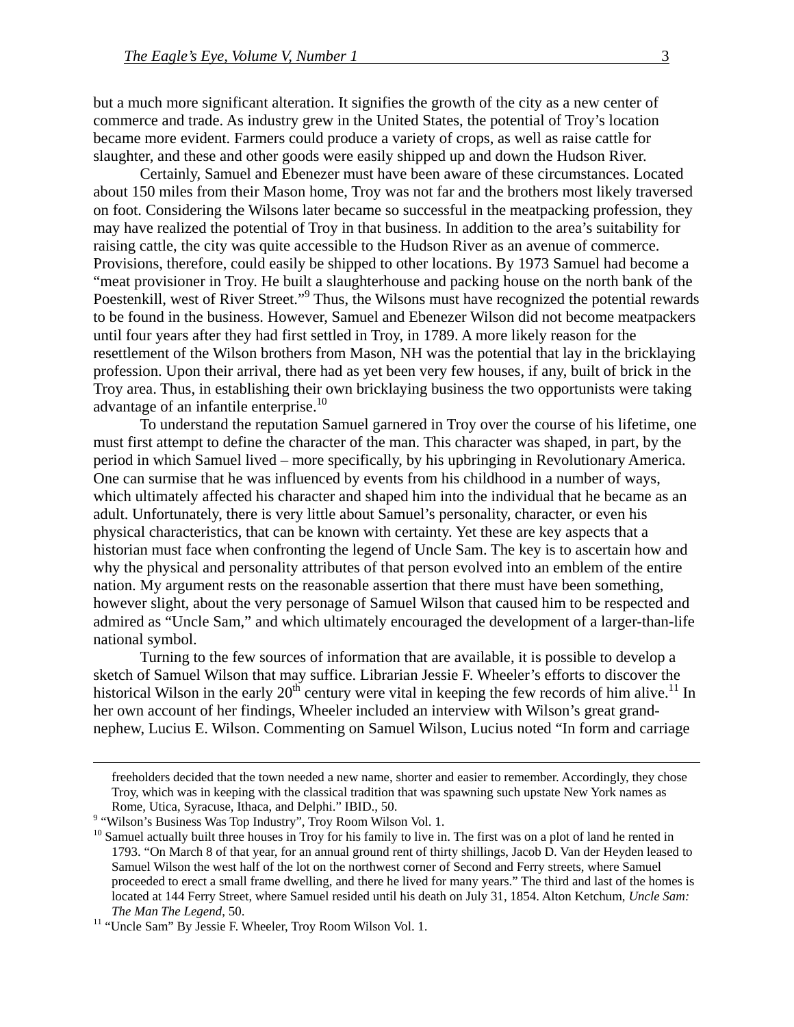but a much more significant alteration. It signifies the growth of the city as a new center of commerce and trade. As industry grew in the United States, the potential of Troy's location became more evident. Farmers could produce a variety of crops, as well as raise cattle for slaughter, and these and other goods were easily shipped up and down the Hudson River.

Certainly, Samuel and Ebenezer must have been aware of these circumstances. Located about 150 miles from their Mason home, Troy was not far and the brothers most likely traversed on foot. Considering the Wilsons later became so successful in the meatpacking profession, they may have realized the potential of Troy in that business. In addition to the area's suitability for raising cattle, the city was quite accessible to the Hudson River as an avenue of commerce. Provisions, therefore, could easily be shipped to other locations. By 1973 Samuel had become a "meat provisioner in Troy. He built a slaughterhouse and packing house on the north bank of the Poestenkill, west of River Street."[9] Thus, the Wilsons must have recognized the potential rewards to be found in the business. However, Samuel and Ebenezer Wilson did not become meatpackers until four years after they had first settled in Troy, in 1789. A more likely reason for the resettlement of the Wilson brothers from Mason, NH was the potential that lay in the bricklaying profession. Upon their arrival, there had as yet been very few houses, if any, built of brick in the Troy area. Thus, in establishing their own bricklaying business the two opportunists were taking advantage of an infantile enterprise.[10]

To understand the reputation Samuel garnered in Troy over the course of his lifetime, one must first attempt to define the character of the man. This character was shaped, in part, by the period in which Samuel lived – more specifically, by his upbringing in Revolutionary America. One can surmise that he was influenced by events from his childhood in a number of ways, which ultimately affected his character and shaped him into the individual that he became as an adult. Unfortunately, there is very little about Samuel's personality, character, or even his physical characteristics, that can be known with certainty. Yet these are key aspects that a historian must face when confronting the legend of Uncle Sam. The key is to ascertain how and why the physical and personality attributes of that person evolved into an emblem of the entire nation. My argument rests on the reasonable assertion that there must have been something, however slight, about the very personage of Samuel Wilson that caused him to be respected and admired as "Uncle Sam," and which ultimately encouraged the development of a larger-than-life national symbol.

Turning to the few sources of information that are available, it is possible to develop a sketch of Samuel Wilson that may suffice. Librarian Jessie F. Wheeler's efforts to discover the historical Wilson in the early 20th century were vital in keeping the few records of him alive.[11] In her own account of her findings, Wheeler included an interview with Wilson's great grand-nephew, Lucius E. Wilson. Commenting on Samuel Wilson, Lucius noted "In form and carriage

---

freeholders decided that the town needed a new name, shorter and easier to remember. Accordingly, they chose Troy, which was in keeping with the classical tradition that was spawning such upstate New York names as Rome, Utica, Syracuse, Ithaca, and Delphi." IBID., 50.

[9] "Wilson's Business Was Top Industry", Troy Room Wilson Vol. 1.

[10] Samuel actually built three houses in Troy for his family to live in. The first was on a plot of land he rented in 1793. "On March 8 of that year, for an annual ground rent of thirty shillings, Jacob D. Van der Heyden leased to Samuel Wilson the west half of the lot on the northwest corner of Second and Ferry streets, where Samuel proceeded to erect a small frame dwelling, and there he lived for many years." The third and last of the homes is located at 144 Ferry Street, where Samuel resided until his death on July 31, 1854. Alton Ketchum, *Uncle Sam: The Man The Legend*, 50.

[11] "Uncle Sam" By Jessie F. Wheeler, Troy Room Wilson Vol. 1.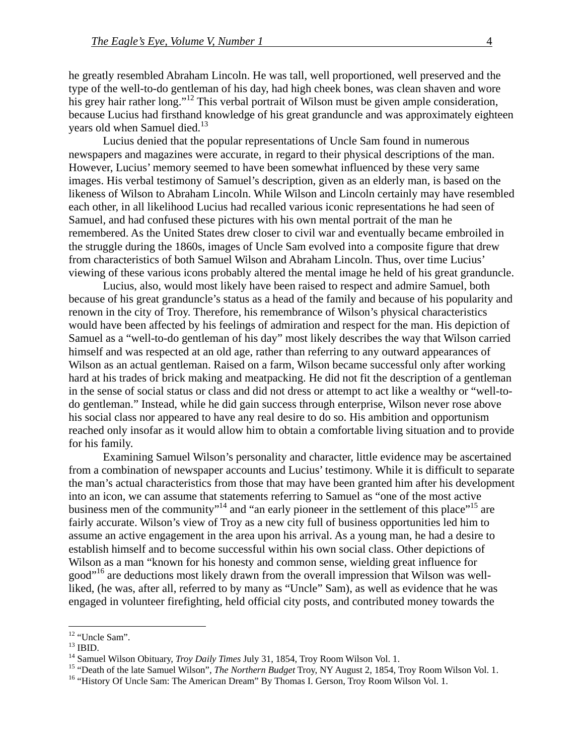he greatly resembled Abraham Lincoln. He was tall, well proportioned, well preserved and the type of the well-to-do gentleman of his day, had high cheek bones, was clean shaven and wore his grey hair rather long."[12] This verbal portrait of Wilson must be given ample consideration, because Lucius had firsthand knowledge of his great granduncle and was approximately eighteen years old when Samuel died.[13]

Lucius denied that the popular representations of Uncle Sam found in numerous newspapers and magazines were accurate, in regard to their physical descriptions of the man. However, Lucius' memory seemed to have been somewhat influenced by these very same images. His verbal testimony of Samuel's description, given as an elderly man, is based on the likeness of Wilson to Abraham Lincoln. While Wilson and Lincoln certainly may have resembled each other, in all likelihood Lucius had recalled various iconic representations he had seen of Samuel, and had confused these pictures with his own mental portrait of the man he remembered. As the United States drew closer to civil war and eventually became embroiled in the struggle during the 1860s, images of Uncle Sam evolved into a composite figure that drew from characteristics of both Samuel Wilson and Abraham Lincoln. Thus, over time Lucius' viewing of these various icons probably altered the mental image he held of his great granduncle.

Lucius, also, would most likely have been raised to respect and admire Samuel, both because of his great granduncle's status as a head of the family and because of his popularity and renown in the city of Troy. Therefore, his remembrance of Wilson's physical characteristics would have been affected by his feelings of admiration and respect for the man. His depiction of Samuel as a "well-to-do gentleman of his day" most likely describes the way that Wilson carried himself and was respected at an old age, rather than referring to any outward appearances of Wilson as an actual gentleman. Raised on a farm, Wilson became successful only after working hard at his trades of brick making and meatpacking. He did not fit the description of a gentleman in the sense of social status or class and did not dress or attempt to act like a wealthy or "well-to-do gentleman." Instead, while he did gain success through enterprise, Wilson never rose above his social class nor appeared to have any real desire to do so. His ambition and opportunism reached only insofar as it would allow him to obtain a comfortable living situation and to provide for his family.

Examining Samuel Wilson's personality and character, little evidence may be ascertained from a combination of newspaper accounts and Lucius' testimony. While it is difficult to separate the man's actual characteristics from those that may have been granted him after his development into an icon, we can assume that statements referring to Samuel as "one of the most active business men of the community"[14] and "an early pioneer in the settlement of this place"[15] are fairly accurate. Wilson's view of Troy as a new city full of business opportunities led him to assume an active engagement in the area upon his arrival. As a young man, he had a desire to establish himself and to become successful within his own social class. Other depictions of Wilson as a man "known for his honesty and common sense, wielding great influence for good"[16] are deductions most likely drawn from the overall impression that Wilson was well-liked, (he was, after all, referred to by many as "Uncle" Sam), as well as evidence that he was engaged in volunteer firefighting, held official city posts, and contributed money towards the

---

[12] "Uncle Sam".

[13] IBID.

[14] Samuel Wilson Obituary, *Troy Daily Times* July 31, 1854, Troy Room Wilson Vol. 1.

[15] "Death of the late Samuel Wilson", *The Northern Budget* Troy, NY August 2, 1854, Troy Room Wilson Vol. 1.

[16] "History Of Uncle Sam: The American Dream" By Thomas I. Gerson, Troy Room Wilson Vol. 1.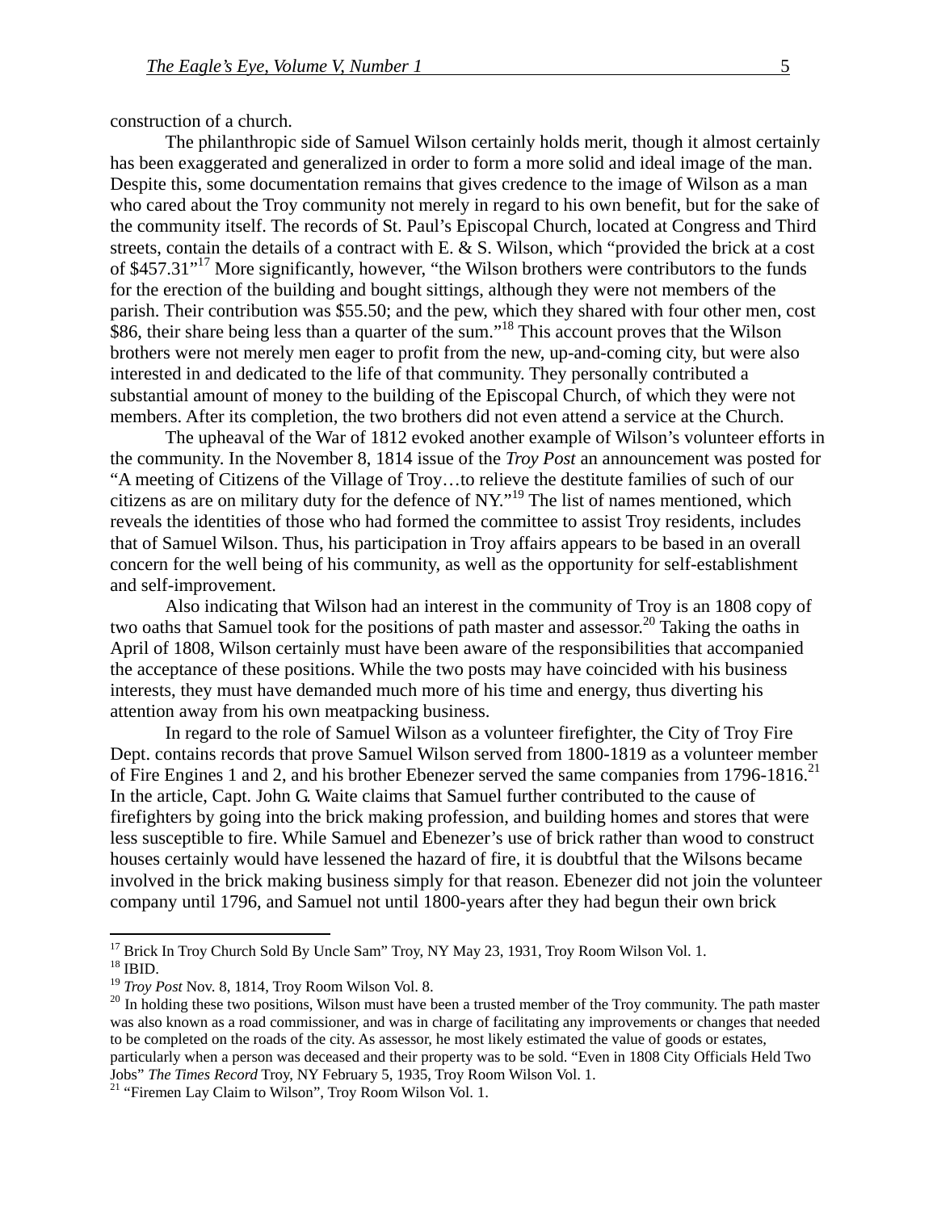construction of a church.

The philanthropic side of Samuel Wilson certainly holds merit, though it almost certainly has been exaggerated and generalized in order to form a more solid and ideal image of the man. Despite this, some documentation remains that gives credence to the image of Wilson as a man who cared about the Troy community not merely in regard to his own benefit, but for the sake of the community itself. The records of St. Paul's Episcopal Church, located at Congress and Third streets, contain the details of a contract with E. & S. Wilson, which "provided the brick at a cost of $457.31"[17] More significantly, however, "the Wilson brothers were contributors to the funds for the erection of the building and bought sittings, although they were not members of the parish. Their contribution was $55.50; and the pew, which they shared with four other men, cost $86, their share being less than a quarter of the sum."[18] This account proves that the Wilson brothers were not merely men eager to profit from the new, up-and-coming city, but were also interested in and dedicated to the life of that community. They personally contributed a substantial amount of money to the building of the Episcopal Church, of which they were not members. After its completion, the two brothers did not even attend a service at the Church.

The upheaval of the War of 1812 evoked another example of Wilson's volunteer efforts in the community. In the November 8, 1814 issue of the *Troy Post* an announcement was posted for "A meeting of Citizens of the Village of Troy…to relieve the destitute families of such of our citizens as are on military duty for the defence of NY."[19] The list of names mentioned, which reveals the identities of those who had formed the committee to assist Troy residents, includes that of Samuel Wilson. Thus, his participation in Troy affairs appears to be based in an overall concern for the well being of his community, as well as the opportunity for self-establishment and self-improvement.

Also indicating that Wilson had an interest in the community of Troy is an 1808 copy of two oaths that Samuel took for the positions of path master and assessor.[20] Taking the oaths in April of 1808, Wilson certainly must have been aware of the responsibilities that accompanied the acceptance of these positions. While the two posts may have coincided with his business interests, they must have demanded much more of his time and energy, thus diverting his attention away from his own meatpacking business.

In regard to the role of Samuel Wilson as a volunteer firefighter, the City of Troy Fire Dept. contains records that prove Samuel Wilson served from 1800-1819 as a volunteer member of Fire Engines 1 and 2, and his brother Ebenezer served the same companies from 1796-1816.[21] In the article, Capt. John G. Waite claims that Samuel further contributed to the cause of firefighters by going into the brick making profession, and building homes and stores that were less susceptible to fire. While Samuel and Ebenezer's use of brick rather than wood to construct houses certainly would have lessened the hazard of fire, it is doubtful that the Wilsons became involved in the brick making business simply for that reason. Ebenezer did not join the volunteer company until 1796, and Samuel not until 1800-years after they had begun their own brick

---

[17] Brick In Troy Church Sold By Uncle Sam" Troy, NY May 23, 1931, Troy Room Wilson Vol. 1.

[18] IBID.

[19] *Troy Post* Nov. 8, 1814, Troy Room Wilson Vol. 8.

[20] In holding these two positions, Wilson must have been a trusted member of the Troy community. The path master was also known as a road commissioner, and was in charge of facilitating any improvements or changes that needed to be completed on the roads of the city. As assessor, he most likely estimated the value of goods or estates, particularly when a person was deceased and their property was to be sold. "Even in 1808 City Officials Held Two Jobs" *The Times Record* Troy, NY February 5, 1935, Troy Room Wilson Vol. 1.

[21] "Firemen Lay Claim to Wilson", Troy Room Wilson Vol. 1.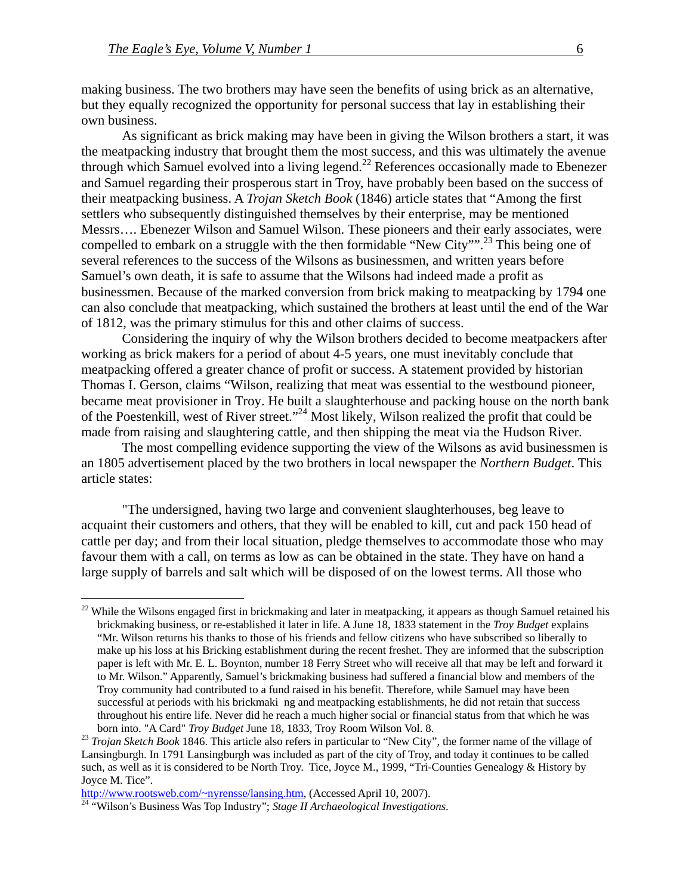making business. The two brothers may have seen the benefits of using brick as an alternative, but they equally recognized the opportunity for personal success that lay in establishing their own business.

As significant as brick making may have been in giving the Wilson brothers a start, it was the meatpacking industry that brought them the most success, and this was ultimately the avenue through which Samuel evolved into a living legend.[22] References occasionally made to Ebenezer and Samuel regarding their prosperous start in Troy, have probably been based on the success of their meatpacking business. A *Trojan Sketch Book* (1846) article states that "Among the first settlers who subsequently distinguished themselves by their enterprise, may be mentioned Messrs…. Ebenezer Wilson and Samuel Wilson. These pioneers and their early associates, were compelled to embark on a struggle with the then formidable "New City"".[23] This being one of several references to the success of the Wilsons as businessmen, and written years before Samuel's own death, it is safe to assume that the Wilsons had indeed made a profit as businessmen. Because of the marked conversion from brick making to meatpacking by 1794 one can also conclude that meatpacking, which sustained the brothers at least until the end of the War of 1812, was the primary stimulus for this and other claims of success.

Considering the inquiry of why the Wilson brothers decided to become meatpackers after working as brick makers for a period of about 4-5 years, one must inevitably conclude that meatpacking offered a greater chance of profit or success. A statement provided by historian Thomas I. Gerson, claims "Wilson, realizing that meat was essential to the westbound pioneer, became meat provisioner in Troy. He built a slaughterhouse and packing house on the north bank of the Poestenkill, west of River street."[24] Most likely, Wilson realized the profit that could be made from raising and slaughtering cattle, and then shipping the meat via the Hudson River.

The most compelling evidence supporting the view of the Wilsons as avid businessmen is an 1805 advertisement placed by the two brothers in local newspaper the *Northern Budget*. This article states:

"The undersigned, having two large and convenient slaughterhouses, beg leave to acquaint their customers and others, that they will be enabled to kill, cut and pack 150 head of cattle per day; and from their local situation, pledge themselves to accommodate those who may favour them with a call, on terms as low as can be obtained in the state. They have on hand a large supply of barrels and salt which will be disposed of on the lowest terms. All those who

---

[22] While the Wilsons engaged first in brickmaking and later in meatpacking, it appears as though Samuel retained his brickmaking business, or re-established it later in life. A June 18, 1833 statement in the *Troy Budget* explains "Mr. Wilson returns his thanks to those of his friends and fellow citizens who have subscribed so liberally to make up his loss at his Bricking establishment during the recent freshet. They are informed that the subscription paper is left with Mr. E. L. Boynton, number 18 Ferry Street who will receive all that may be left and forward it to Mr. Wilson." Apparently, Samuel's brickmaking business had suffered a financial blow and members of the Troy community had contributed to a fund raised in his benefit. Therefore, while Samuel may have been successful at periods with his brickmaking and meatpacking establishments, he did not retain that success throughout his entire life. Never did he reach a much higher social or financial status from that which he was born into. "A Card" *Troy Budget* June 18, 1833, Troy Room Wilson Vol. 8.

[23] *Trojan Sketch Book* 1846. This article also refers in particular to "New City", the former name of the village of Lansingburgh. In 1791 Lansingburgh was included as part of the city of Troy, and today it continues to be called such, as well as it is considered to be North Troy. Tice, Joyce M., 1999, "Tri-Counties Genealogy & History by Joyce M. Tice".
http://www.rootsweb.com/~nyrensse/lansing.htm, (Accessed April 10, 2007).

[24] "Wilson's Business Was Top Industry"; *Stage II Archaeological Investigations*.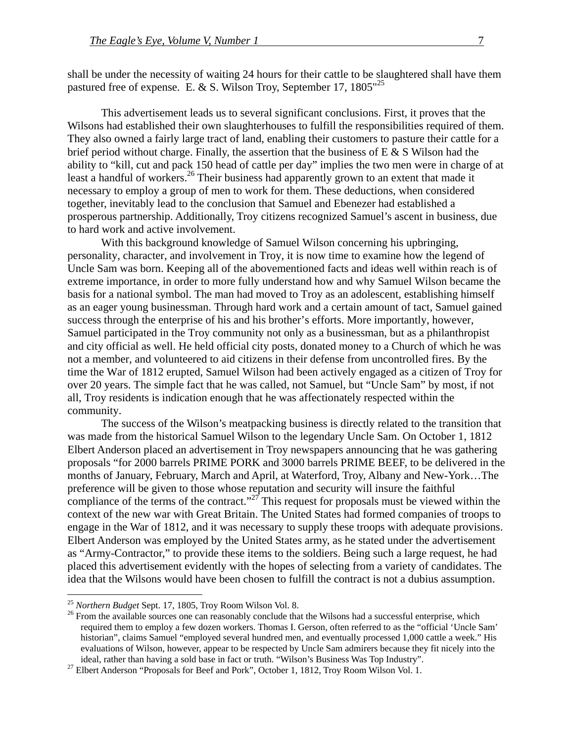shall be under the necessity of waiting 24 hours for their cattle to be slaughtered shall have them pastured free of expense. E. & S. Wilson Troy, September 17, 1805"[25]

This advertisement leads us to several significant conclusions. First, it proves that the Wilsons had established their own slaughterhouses to fulfill the responsibilities required of them. They also owned a fairly large tract of land, enabling their customers to pasture their cattle for a brief period without charge. Finally, the assertion that the business of E & S Wilson had the ability to "kill, cut and pack 150 head of cattle per day" implies the two men were in charge of at least a handful of workers.[26] Their business had apparently grown to an extent that made it necessary to employ a group of men to work for them. These deductions, when considered together, inevitably lead to the conclusion that Samuel and Ebenezer had established a prosperous partnership. Additionally, Troy citizens recognized Samuel's ascent in business, due to hard work and active involvement.

With this background knowledge of Samuel Wilson concerning his upbringing, personality, character, and involvement in Troy, it is now time to examine how the legend of Uncle Sam was born. Keeping all of the abovementioned facts and ideas well within reach is of extreme importance, in order to more fully understand how and why Samuel Wilson became the basis for a national symbol. The man had moved to Troy as an adolescent, establishing himself as an eager young businessman. Through hard work and a certain amount of tact, Samuel gained success through the enterprise of his and his brother's efforts. More importantly, however, Samuel participated in the Troy community not only as a businessman, but as a philanthropist and city official as well. He held official city posts, donated money to a Church of which he was not a member, and volunteered to aid citizens in their defense from uncontrolled fires. By the time the War of 1812 erupted, Samuel Wilson had been actively engaged as a citizen of Troy for over 20 years. The simple fact that he was called, not Samuel, but "Uncle Sam" by most, if not all, Troy residents is indication enough that he was affectionately respected within the community.

The success of the Wilson's meatpacking business is directly related to the transition that was made from the historical Samuel Wilson to the legendary Uncle Sam. On October 1, 1812 Elbert Anderson placed an advertisement in Troy newspapers announcing that he was gathering proposals "for 2000 barrels PRIME PORK and 3000 barrels PRIME BEEF, to be delivered in the months of January, February, March and April, at Waterford, Troy, Albany and New-York…The preference will be given to those whose reputation and security will insure the faithful compliance of the terms of the contract."[27] This request for proposals must be viewed within the context of the new war with Great Britain. The United States had formed companies of troops to engage in the War of 1812, and it was necessary to supply these troops with adequate provisions. Elbert Anderson was employed by the United States army, as he stated under the advertisement as "Army-Contractor," to provide these items to the soldiers. Being such a large request, he had placed this advertisement evidently with the hopes of selecting from a variety of candidates. The idea that the Wilsons would have been chosen to fulfill the contract is not a dubius assumption.

---

[25] *Northern Budget* Sept. 17, 1805, Troy Room Wilson Vol. 8.

[26] From the available sources one can reasonably conclude that the Wilsons had a successful enterprise, which required them to employ a few dozen workers. Thomas I. Gerson, often referred to as the "official 'Uncle Sam' historian", claims Samuel "employed several hundred men, and eventually processed 1,000 cattle a week." His evaluations of Wilson, however, appear to be respected by Uncle Sam admirers because they fit nicely into the ideal, rather than having a sold base in fact or truth. "Wilson's Business Was Top Industry".

[27] Elbert Anderson "Proposals for Beef and Pork", October 1, 1812, Troy Room Wilson Vol. 1.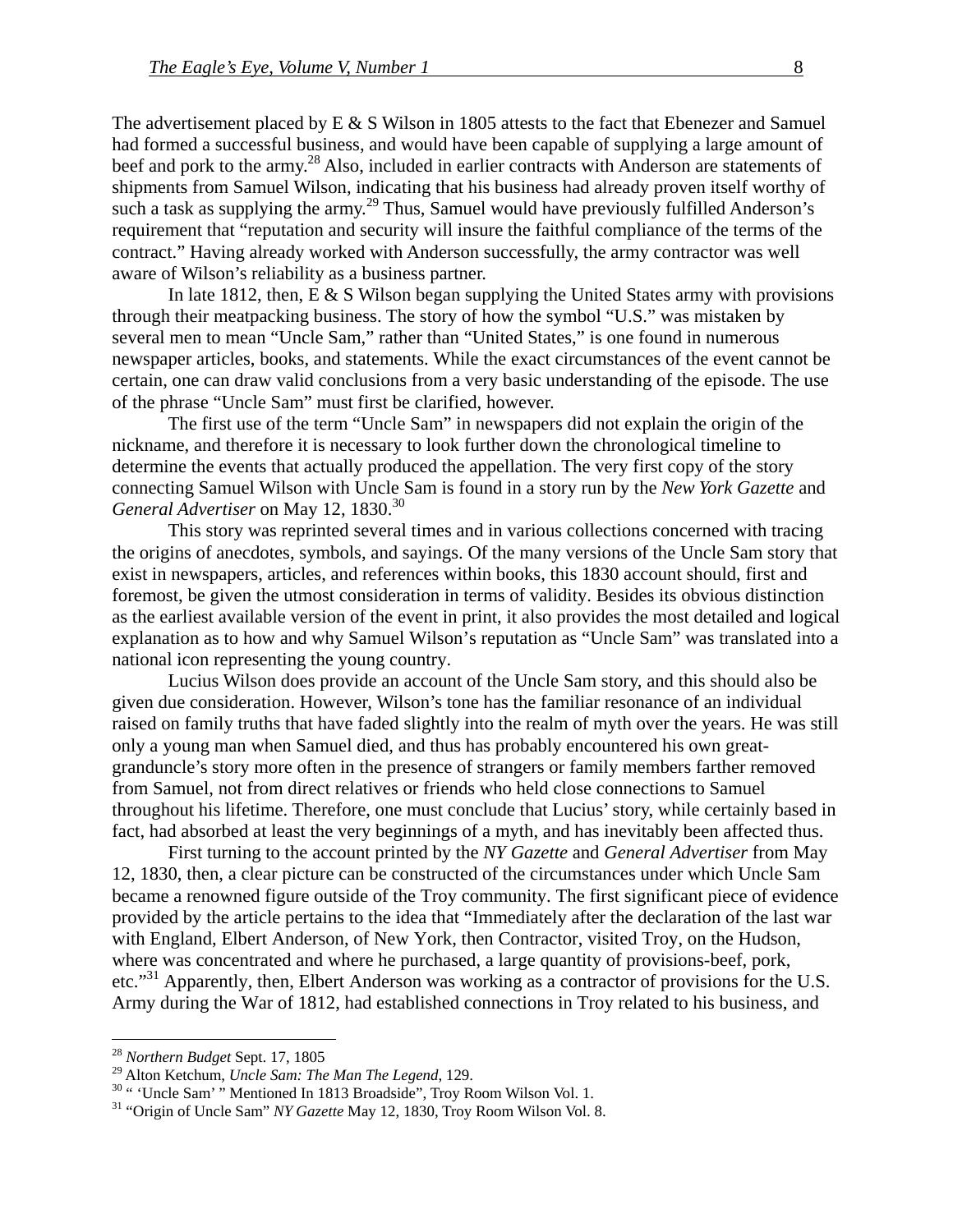The advertisement placed by E & S Wilson in 1805 attests to the fact that Ebenezer and Samuel had formed a successful business, and would have been capable of supplying a large amount of beef and pork to the army.[28] Also, included in earlier contracts with Anderson are statements of shipments from Samuel Wilson, indicating that his business had already proven itself worthy of such a task as supplying the army.[29] Thus, Samuel would have previously fulfilled Anderson's requirement that "reputation and security will insure the faithful compliance of the terms of the contract." Having already worked with Anderson successfully, the army contractor was well aware of Wilson's reliability as a business partner.

In late 1812, then, E & S Wilson began supplying the United States army with provisions through their meatpacking business. The story of how the symbol "U.S." was mistaken by several men to mean "Uncle Sam," rather than "United States," is one found in numerous newspaper articles, books, and statements. While the exact circumstances of the event cannot be certain, one can draw valid conclusions from a very basic understanding of the episode. The use of the phrase "Uncle Sam" must first be clarified, however.

The first use of the term "Uncle Sam" in newspapers did not explain the origin of the nickname, and therefore it is necessary to look further down the chronological timeline to determine the events that actually produced the appellation. The very first copy of the story connecting Samuel Wilson with Uncle Sam is found in a story run by the *New York Gazette* and *General Advertiser* on May 12, 1830.[30]

This story was reprinted several times and in various collections concerned with tracing the origins of anecdotes, symbols, and sayings. Of the many versions of the Uncle Sam story that exist in newspapers, articles, and references within books, this 1830 account should, first and foremost, be given the utmost consideration in terms of validity. Besides its obvious distinction as the earliest available version of the event in print, it also provides the most detailed and logical explanation as to how and why Samuel Wilson's reputation as "Uncle Sam" was translated into a national icon representing the young country.

Lucius Wilson does provide an account of the Uncle Sam story, and this should also be given due consideration. However, Wilson's tone has the familiar resonance of an individual raised on family truths that have faded slightly into the realm of myth over the years. He was still only a young man when Samuel died, and thus has probably encountered his own great-granduncle's story more often in the presence of strangers or family members farther removed from Samuel, not from direct relatives or friends who held close connections to Samuel throughout his lifetime. Therefore, one must conclude that Lucius' story, while certainly based in fact, had absorbed at least the very beginnings of a myth, and has inevitably been affected thus.

First turning to the account printed by the *NY Gazette* and *General Advertiser* from May 12, 1830, then, a clear picture can be constructed of the circumstances under which Uncle Sam became a renowned figure outside of the Troy community. The first significant piece of evidence provided by the article pertains to the idea that "Immediately after the declaration of the last war with England, Elbert Anderson, of New York, then Contractor, visited Troy, on the Hudson, where was concentrated and where he purchased, a large quantity of provisions-beef, pork, etc."[31] Apparently, then, Elbert Anderson was working as a contractor of provisions for the U.S. Army during the War of 1812, had established connections in Troy related to his business, and

---

[28] *Northern Budget* Sept. 17, 1805

[29] Alton Ketchum, *Uncle Sam: The Man The Legend*, 129.

[30] " 'Uncle Sam' " Mentioned In 1813 Broadside", Troy Room Wilson Vol. 1.

[31] "Origin of Uncle Sam" *NY Gazette* May 12, 1830, Troy Room Wilson Vol. 8.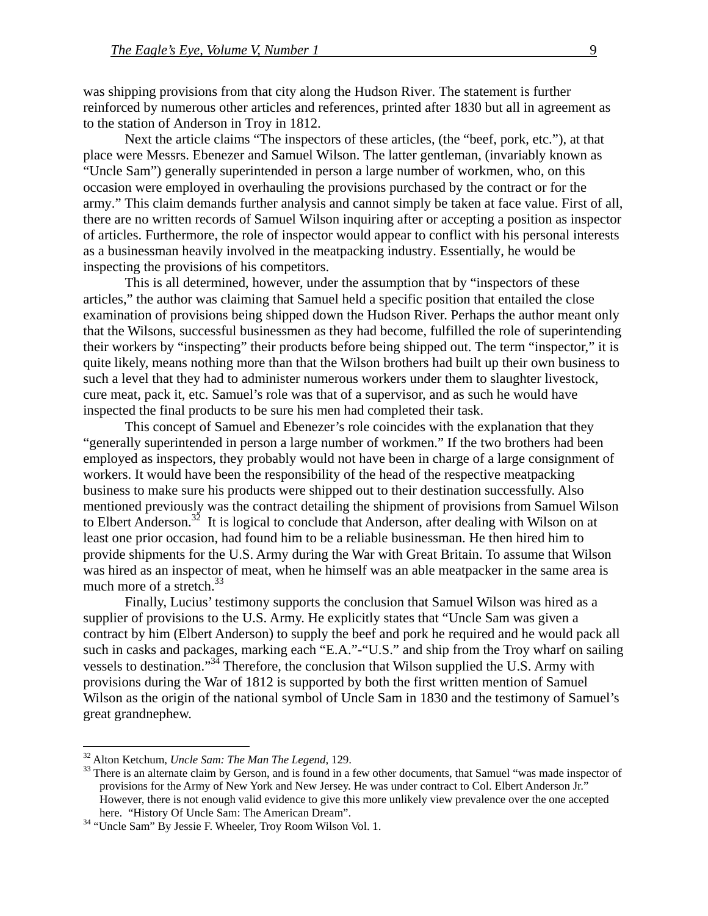was shipping provisions from that city along the Hudson River. The statement is further reinforced by numerous other articles and references, printed after 1830 but all in agreement as to the station of Anderson in Troy in 1812.

Next the article claims "The inspectors of these articles, (the "beef, pork, etc."), at that place were Messrs. Ebenezer and Samuel Wilson. The latter gentleman, (invariably known as "Uncle Sam") generally superintended in person a large number of workmen, who, on this occasion were employed in overhauling the provisions purchased by the contract or for the army." This claim demands further analysis and cannot simply be taken at face value. First of all, there are no written records of Samuel Wilson inquiring after or accepting a position as inspector of articles. Furthermore, the role of inspector would appear to conflict with his personal interests as a businessman heavily involved in the meatpacking industry. Essentially, he would be inspecting the provisions of his competitors.

This is all determined, however, under the assumption that by "inspectors of these articles," the author was claiming that Samuel held a specific position that entailed the close examination of provisions being shipped down the Hudson River. Perhaps the author meant only that the Wilsons, successful businessmen as they had become, fulfilled the role of superintending their workers by "inspecting" their products before being shipped out. The term "inspector," it is quite likely, means nothing more than that the Wilson brothers had built up their own business to such a level that they had to administer numerous workers under them to slaughter livestock, cure meat, pack it, etc. Samuel's role was that of a supervisor, and as such he would have inspected the final products to be sure his men had completed their task.

This concept of Samuel and Ebenezer's role coincides with the explanation that they "generally superintended in person a large number of workmen." If the two brothers had been employed as inspectors, they probably would not have been in charge of a large consignment of workers. It would have been the responsibility of the head of the respective meatpacking business to make sure his products were shipped out to their destination successfully. Also mentioned previously was the contract detailing the shipment of provisions from Samuel Wilson to Elbert Anderson.[32] It is logical to conclude that Anderson, after dealing with Wilson on at least one prior occasion, had found him to be a reliable businessman. He then hired him to provide shipments for the U.S. Army during the War with Great Britain. To assume that Wilson was hired as an inspector of meat, when he himself was an able meatpacker in the same area is much more of a stretch.[33]

Finally, Lucius' testimony supports the conclusion that Samuel Wilson was hired as a supplier of provisions to the U.S. Army. He explicitly states that "Uncle Sam was given a contract by him (Elbert Anderson) to supply the beef and pork he required and he would pack all such in casks and packages, marking each "E.A."-"U.S." and ship from the Troy wharf on sailing vessels to destination."[34] Therefore, the conclusion that Wilson supplied the U.S. Army with provisions during the War of 1812 is supported by both the first written mention of Samuel Wilson as the origin of the national symbol of Uncle Sam in 1830 and the testimony of Samuel's great grandnephew.

---

[32] Alton Ketchum, *Uncle Sam: The Man The Legend*, 129.

[33] There is an alternate claim by Gerson, and is found in a few other documents, that Samuel "was made inspector of provisions for the Army of New York and New Jersey. He was under contract to Col. Elbert Anderson Jr." However, there is not enough valid evidence to give this more unlikely view prevalence over the one accepted here. "History Of Uncle Sam: The American Dream".

[34] "Uncle Sam" By Jessie F. Wheeler, Troy Room Wilson Vol. 1.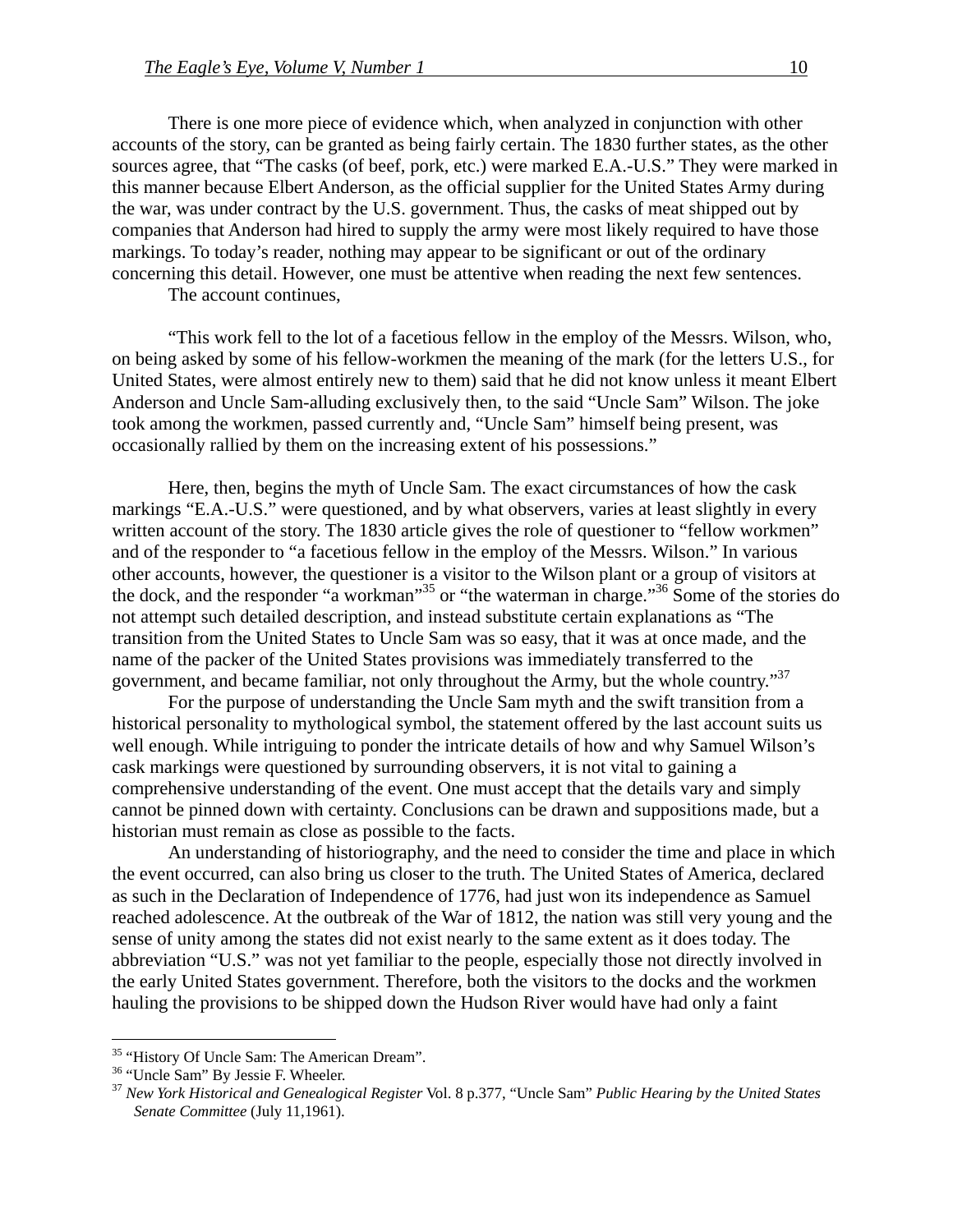There is one more piece of evidence which, when analyzed in conjunction with other accounts of the story, can be granted as being fairly certain. The 1830 further states, as the other sources agree, that "The casks (of beef, pork, etc.) were marked E.A.-U.S." They were marked in this manner because Elbert Anderson, as the official supplier for the United States Army during the war, was under contract by the U.S. government. Thus, the casks of meat shipped out by companies that Anderson had hired to supply the army were most likely required to have those markings. To today's reader, nothing may appear to be significant or out of the ordinary concerning this detail. However, one must be attentive when reading the next few sentences.

The account continues,

> "This work fell to the lot of a facetious fellow in the employ of the Messrs. Wilson, who, on being asked by some of his fellow-workmen the meaning of the mark (for the letters U.S., for United States, were almost entirely new to them) said that he did not know unless it meant Elbert Anderson and Uncle Sam-alluding exclusively then, to the said "Uncle Sam" Wilson. The joke took among the workmen, passed currently and, "Uncle Sam" himself being present, was occasionally rallied by them on the increasing extent of his possessions."

Here, then, begins the myth of Uncle Sam. The exact circumstances of how the cask markings "E.A.-U.S." were questioned, and by what observers, varies at least slightly in every written account of the story. The 1830 article gives the role of questioner to "fellow workmen" and of the responder to "a facetious fellow in the employ of the Messrs. Wilson." In various other accounts, however, the questioner is a visitor to the Wilson plant or a group of visitors at the dock, and the responder "a workman"[35] or "the waterman in charge."[36] Some of the stories do not attempt such detailed description, and instead substitute certain explanations as "The transition from the United States to Uncle Sam was so easy, that it was at once made, and the name of the packer of the United States provisions was immediately transferred to the government, and became familiar, not only throughout the Army, but the whole country."[37]

For the purpose of understanding the Uncle Sam myth and the swift transition from a historical personality to mythological symbol, the statement offered by the last account suits us well enough. While intriguing to ponder the intricate details of how and why Samuel Wilson's cask markings were questioned by surrounding observers, it is not vital to gaining a comprehensive understanding of the event. One must accept that the details vary and simply cannot be pinned down with certainty. Conclusions can be drawn and suppositions made, but a historian must remain as close as possible to the facts.

An understanding of historiography, and the need to consider the time and place in which the event occurred, can also bring us closer to the truth. The United States of America, declared as such in the Declaration of Independence of 1776, had just won its independence as Samuel reached adolescence. At the outbreak of the War of 1812, the nation was still very young and the sense of unity among the states did not exist nearly to the same extent as it does today. The abbreviation "U.S." was not yet familiar to the people, especially those not directly involved in the early United States government. Therefore, both the visitors to the docks and the workmen hauling the provisions to be shipped down the Hudson River would have had only a faint

---

[35] "History Of Uncle Sam: The American Dream".

[36] "Uncle Sam" By Jessie F. Wheeler.

[37] *New York Historical and Genealogical Register* Vol. 8 p.377, "Uncle Sam" *Public Hearing by the United States Senate Committee* (July 11,1961).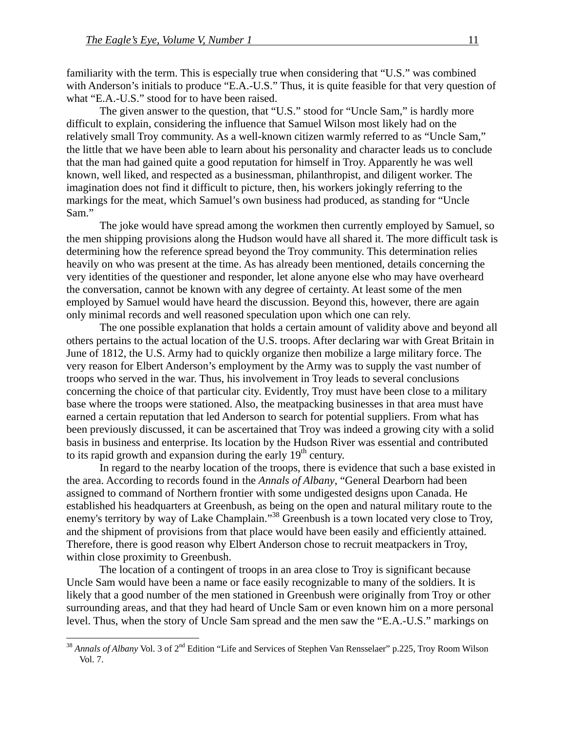familiarity with the term. This is especially true when considering that "U.S." was combined with Anderson's initials to produce "E.A.-U.S." Thus, it is quite feasible for that very question of what "E.A.-U.S." stood for to have been raised.

The given answer to the question, that "U.S." stood for "Uncle Sam," is hardly more difficult to explain, considering the influence that Samuel Wilson most likely had on the relatively small Troy community. As a well-known citizen warmly referred to as "Uncle Sam," the little that we have been able to learn about his personality and character leads us to conclude that the man had gained quite a good reputation for himself in Troy. Apparently he was well known, well liked, and respected as a businessman, philanthropist, and diligent worker. The imagination does not find it difficult to picture, then, his workers jokingly referring to the markings for the meat, which Samuel's own business had produced, as standing for "Uncle Sam."

The joke would have spread among the workmen then currently employed by Samuel, so the men shipping provisions along the Hudson would have all shared it. The more difficult task is determining how the reference spread beyond the Troy community. This determination relies heavily on who was present at the time. As has already been mentioned, details concerning the very identities of the questioner and responder, let alone anyone else who may have overheard the conversation, cannot be known with any degree of certainty. At least some of the men employed by Samuel would have heard the discussion. Beyond this, however, there are again only minimal records and well reasoned speculation upon which one can rely.

The one possible explanation that holds a certain amount of validity above and beyond all others pertains to the actual location of the U.S. troops. After declaring war with Great Britain in June of 1812, the U.S. Army had to quickly organize then mobilize a large military force. The very reason for Elbert Anderson's employment by the Army was to supply the vast number of troops who served in the war. Thus, his involvement in Troy leads to several conclusions concerning the choice of that particular city. Evidently, Troy must have been close to a military base where the troops were stationed. Also, the meatpacking businesses in that area must have earned a certain reputation that led Anderson to search for potential suppliers. From what has been previously discussed, it can be ascertained that Troy was indeed a growing city with a solid basis in business and enterprise. Its location by the Hudson River was essential and contributed to its rapid growth and expansion during the early 19th century.

In regard to the nearby location of the troops, there is evidence that such a base existed in the area. According to records found in the *Annals of Albany*, "General Dearborn had been assigned to command of Northern frontier with some undigested designs upon Canada. He established his headquarters at Greenbush, as being on the open and natural military route to the enemy's territory by way of Lake Champlain."[38] Greenbush is a town located very close to Troy, and the shipment of provisions from that place would have been easily and efficiently attained. Therefore, there is good reason why Elbert Anderson chose to recruit meatpackers in Troy, within close proximity to Greenbush.

The location of a contingent of troops in an area close to Troy is significant because Uncle Sam would have been a name or face easily recognizable to many of the soldiers. It is likely that a good number of the men stationed in Greenbush were originally from Troy or other surrounding areas, and that they had heard of Uncle Sam or even known him on a more personal level. Thus, when the story of Uncle Sam spread and the men saw the "E.A.-U.S." markings on

---

[38] *Annals of Albany* Vol. 3 of 2nd Edition "Life and Services of Stephen Van Rensselaer" p.225, Troy Room Wilson Vol. 7.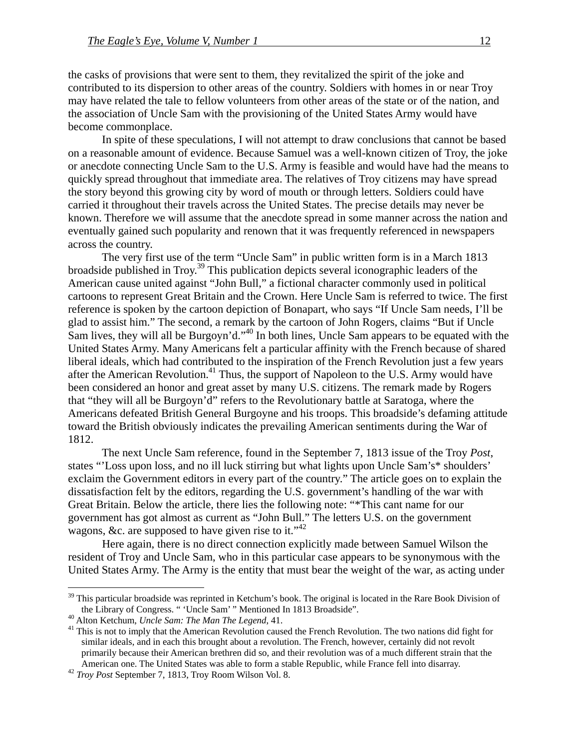the casks of provisions that were sent to them, they revitalized the spirit of the joke and contributed to its dispersion to other areas of the country. Soldiers with homes in or near Troy may have related the tale to fellow volunteers from other areas of the state or of the nation, and the association of Uncle Sam with the provisioning of the United States Army would have become commonplace.

In spite of these speculations, I will not attempt to draw conclusions that cannot be based on a reasonable amount of evidence. Because Samuel was a well-known citizen of Troy, the joke or anecdote connecting Uncle Sam to the U.S. Army is feasible and would have had the means to quickly spread throughout that immediate area. The relatives of Troy citizens may have spread the story beyond this growing city by word of mouth or through letters. Soldiers could have carried it throughout their travels across the United States. The precise details may never be known. Therefore we will assume that the anecdote spread in some manner across the nation and eventually gained such popularity and renown that it was frequently referenced in newspapers across the country.

The very first use of the term "Uncle Sam" in public written form is in a March 1813 broadside published in Troy.[39] This publication depicts several iconographic leaders of the American cause united against "John Bull," a fictional character commonly used in political cartoons to represent Great Britain and the Crown. Here Uncle Sam is referred to twice. The first reference is spoken by the cartoon depiction of Bonapart, who says "If Uncle Sam needs, I'll be glad to assist him." The second, a remark by the cartoon of John Rogers, claims "But if Uncle Sam lives, they will all be Burgoyn'd."[40] In both lines, Uncle Sam appears to be equated with the United States Army. Many Americans felt a particular affinity with the French because of shared liberal ideals, which had contributed to the inspiration of the French Revolution just a few years after the American Revolution.[41] Thus, the support of Napoleon to the U.S. Army would have been considered an honor and great asset by many U.S. citizens. The remark made by Rogers that "they will all be Burgoyn'd" refers to the Revolutionary battle at Saratoga, where the Americans defeated British General Burgoyne and his troops. This broadside's defaming attitude toward the British obviously indicates the prevailing American sentiments during the War of 1812.

The next Uncle Sam reference, found in the September 7, 1813 issue of the Troy *Post*, states "'Loss upon loss, and no ill luck stirring but what lights upon Uncle Sam's* shoulders' exclaim the Government editors in every part of the country." The article goes on to explain the dissatisfaction felt by the editors, regarding the U.S. government's handling of the war with Great Britain. Below the article, there lies the following note: "*This cant name for our government has got almost as current as "John Bull." The letters U.S. on the government wagons, &c. are supposed to have given rise to it."[42]

Here again, there is no direct connection explicitly made between Samuel Wilson the resident of Troy and Uncle Sam, who in this particular case appears to be synonymous with the United States Army. The Army is the entity that must bear the weight of the war, as acting under

---

[39] This particular broadside was reprinted in Ketchum's book. The original is located in the Rare Book Division of the Library of Congress. " 'Uncle Sam' " Mentioned In 1813 Broadside".

[40] Alton Ketchum, *Uncle Sam: The Man The Legend*, 41.

[41] This is not to imply that the American Revolution caused the French Revolution. The two nations did fight for similar ideals, and in each this brought about a revolution. The French, however, certainly did not revolt primarily because their American brethren did so, and their revolution was of a much different strain that the American one. The United States was able to form a stable Republic, while France fell into disarray.

[42] *Troy Post* September 7, 1813, Troy Room Wilson Vol. 8.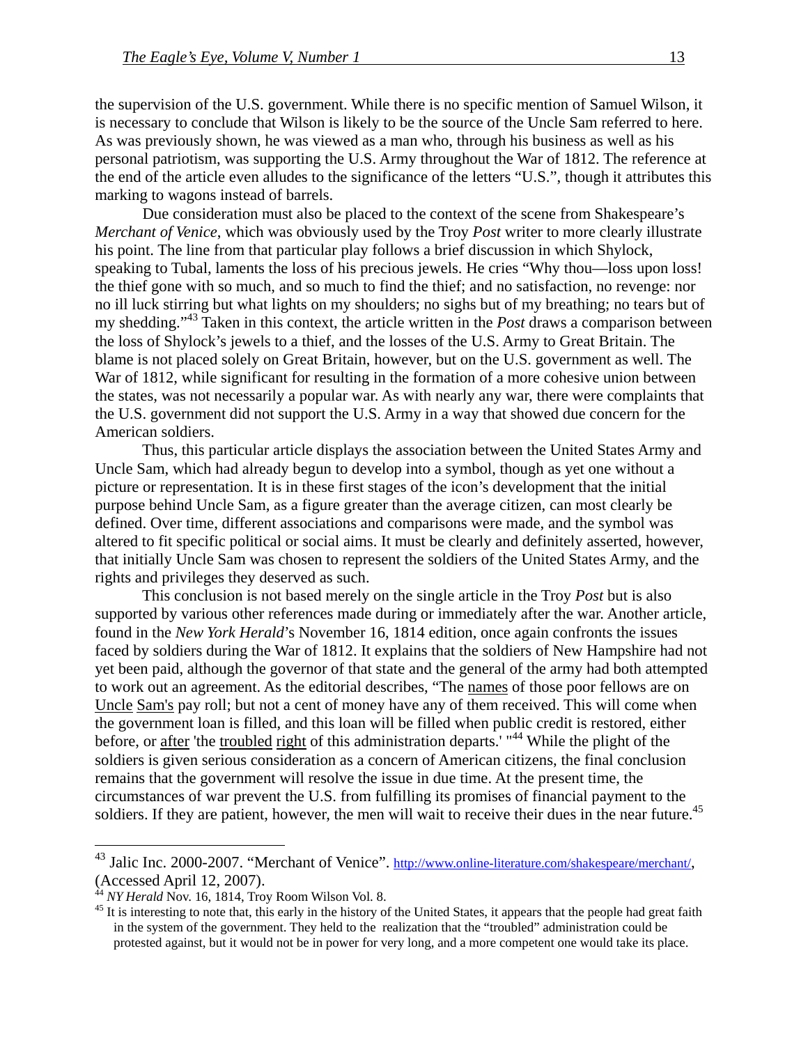the supervision of the U.S. government. While there is no specific mention of Samuel Wilson, it is necessary to conclude that Wilson is likely to be the source of the Uncle Sam referred to here. As was previously shown, he was viewed as a man who, through his business as well as his personal patriotism, was supporting the U.S. Army throughout the War of 1812. The reference at the end of the article even alludes to the significance of the letters "U.S.", though it attributes this marking to wagons instead of barrels.

Due consideration must also be placed to the context of the scene from Shakespeare's *Merchant of Venice*, which was obviously used by the Troy *Post* writer to more clearly illustrate his point. The line from that particular play follows a brief discussion in which Shylock, speaking to Tubal, laments the loss of his precious jewels. He cries "Why thou—loss upon loss! the thief gone with so much, and so much to find the thief; and no satisfaction, no revenge: nor no ill luck stirring but what lights on my shoulders; no sighs but of my breathing; no tears but of my shedding."[43] Taken in this context, the article written in the *Post* draws a comparison between the loss of Shylock's jewels to a thief, and the losses of the U.S. Army to Great Britain. The blame is not placed solely on Great Britain, however, but on the U.S. government as well. The War of 1812, while significant for resulting in the formation of a more cohesive union between the states, was not necessarily a popular war. As with nearly any war, there were complaints that the U.S. government did not support the U.S. Army in a way that showed due concern for the American soldiers.

Thus, this particular article displays the association between the United States Army and Uncle Sam, which had already begun to develop into a symbol, though as yet one without a picture or representation. It is in these first stages of the icon's development that the initial purpose behind Uncle Sam, as a figure greater than the average citizen, can most clearly be defined. Over time, different associations and comparisons were made, and the symbol was altered to fit specific political or social aims. It must be clearly and definitely asserted, however, that initially Uncle Sam was chosen to represent the soldiers of the United States Army, and the rights and privileges they deserved as such.

This conclusion is not based merely on the single article in the Troy *Post* but is also supported by various other references made during or immediately after the war. Another article, found in the *New York Herald*'s November 16, 1814 edition, once again confronts the issues faced by soldiers during the War of 1812. It explains that the soldiers of New Hampshire had not yet been paid, although the governor of that state and the general of the army had both attempted to work out an agreement. As the editorial describes, "The names of those poor fellows are on Uncle Sam's pay roll; but not a cent of money have any of them received. This will come when the government loan is filled, and this loan will be filled when public credit is restored, either before, or after 'the troubled right of this administration departs.' "[44] While the plight of the soldiers is given serious consideration as a concern of American citizens, the final conclusion remains that the government will resolve the issue in due time. At the present time, the circumstances of war prevent the U.S. from fulfilling its promises of financial payment to the soldiers. If they are patient, however, the men will wait to receive their dues in the near future.[45]

---

[43] Jalic Inc. 2000-2007. "Merchant of Venice". http://www.online-literature.com/shakespeare/merchant/, (Accessed April 12, 2007).

[44] *NY Herald* Nov. 16, 1814, Troy Room Wilson Vol. 8.

[45] It is interesting to note that, this early in the history of the United States, it appears that the people had great faith in the system of the government. They held to the realization that the "troubled" administration could be protested against, but it would not be in power for very long, and a more competent one would take its place.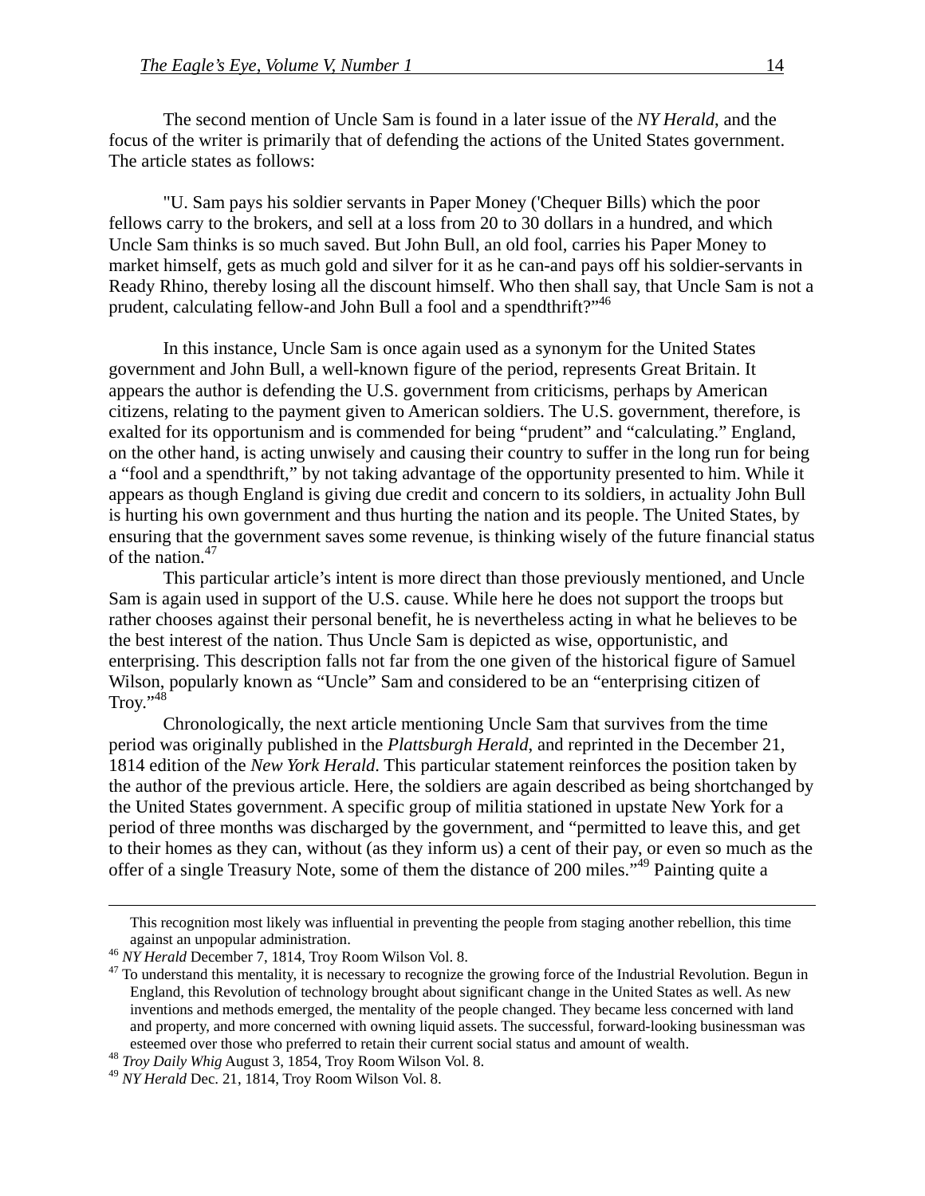The second mention of Uncle Sam is found in a later issue of the *NY Herald*, and the focus of the writer is primarily that of defending the actions of the United States government. The article states as follows:

"U. Sam pays his soldier servants in Paper Money ('Chequer Bills) which the poor fellows carry to the brokers, and sell at a loss from 20 to 30 dollars in a hundred, and which Uncle Sam thinks is so much saved. But John Bull, an old fool, carries his Paper Money to market himself, gets as much gold and silver for it as he can-and pays off his soldier-servants in Ready Rhino, thereby losing all the discount himself. Who then shall say, that Uncle Sam is not a prudent, calculating fellow-and John Bull a fool and a spendthrift?"[46]

In this instance, Uncle Sam is once again used as a synonym for the United States government and John Bull, a well-known figure of the period, represents Great Britain. It appears the author is defending the U.S. government from criticisms, perhaps by American citizens, relating to the payment given to American soldiers. The U.S. government, therefore, is exalted for its opportunism and is commended for being "prudent" and "calculating." England, on the other hand, is acting unwisely and causing their country to suffer in the long run for being a "fool and a spendthrift," by not taking advantage of the opportunity presented to him. While it appears as though England is giving due credit and concern to its soldiers, in actuality John Bull is hurting his own government and thus hurting the nation and its people. The United States, by ensuring that the government saves some revenue, is thinking wisely of the future financial status of the nation.[47]

This particular article's intent is more direct than those previously mentioned, and Uncle Sam is again used in support of the U.S. cause. While here he does not support the troops but rather chooses against their personal benefit, he is nevertheless acting in what he believes to be the best interest of the nation. Thus Uncle Sam is depicted as wise, opportunistic, and enterprising. This description falls not far from the one given of the historical figure of Samuel Wilson, popularly known as "Uncle" Sam and considered to be an "enterprising citizen of Troy."[48]

Chronologically, the next article mentioning Uncle Sam that survives from the time period was originally published in the *Plattsburgh Herald*, and reprinted in the December 21, 1814 edition of the *New York Herald*. This particular statement reinforces the position taken by the author of the previous article. Here, the soldiers are again described as being shortchanged by the United States government. A specific group of militia stationed in upstate New York for a period of three months was discharged by the government, and "permitted to leave this, and get to their homes as they can, without (as they inform us) a cent of their pay, or even so much as the offer of a single Treasury Note, some of them the distance of 200 miles."[49] Painting quite a

---

This recognition most likely was influential in preventing the people from staging another rebellion, this time against an unpopular administration.

[46] *NY Herald* December 7, 1814, Troy Room Wilson Vol. 8.

[47] To understand this mentality, it is necessary to recognize the growing force of the Industrial Revolution. Begun in England, this Revolution of technology brought about significant change in the United States as well. As new inventions and methods emerged, the mentality of the people changed. They became less concerned with land and property, and more concerned with owning liquid assets. The successful, forward-looking businessman was esteemed over those who preferred to retain their current social status and amount of wealth.

[48] *Troy Daily Whig* August 3, 1854, Troy Room Wilson Vol. 8.

[49] *NY Herald* Dec. 21, 1814, Troy Room Wilson Vol. 8.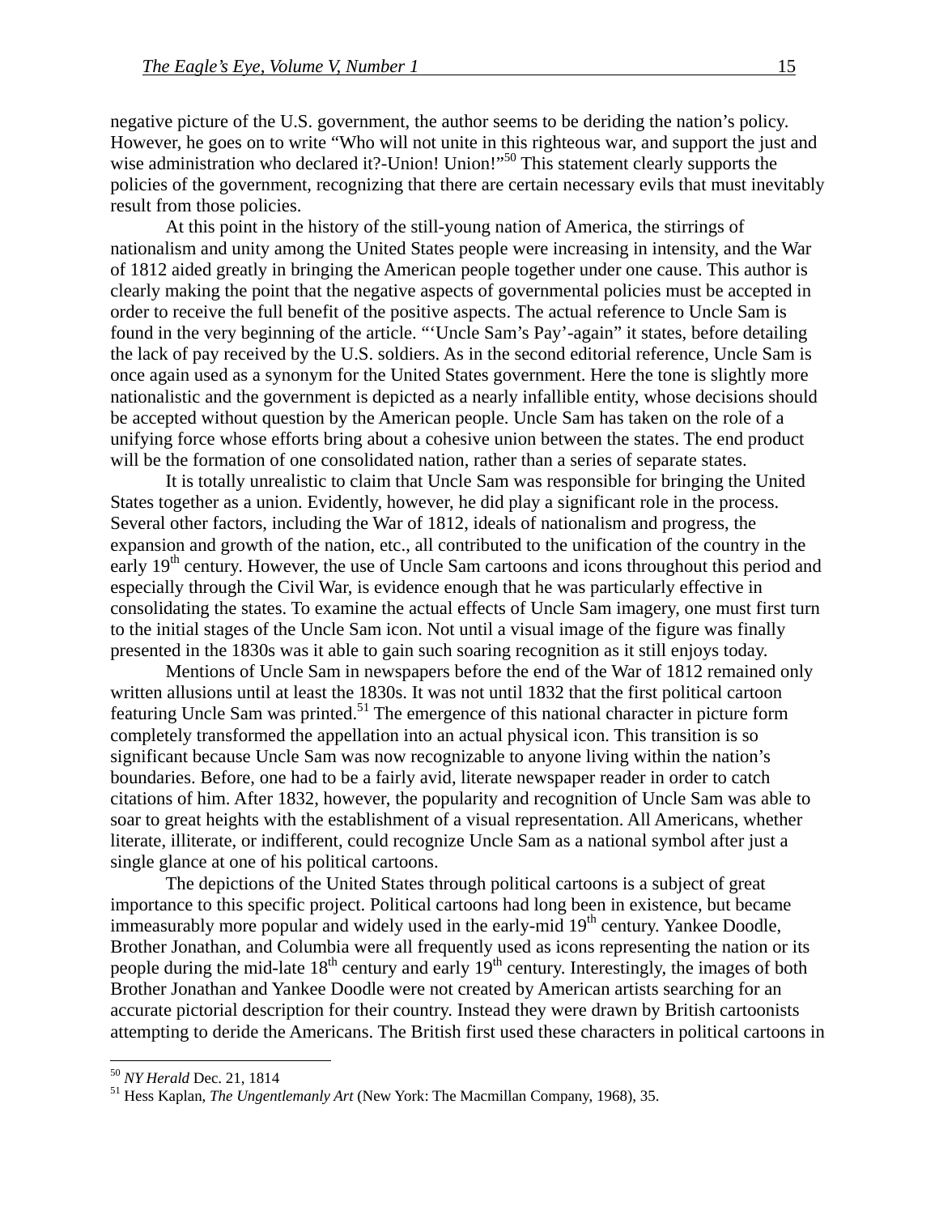negative picture of the U.S. government, the author seems to be deriding the nation's policy. However, he goes on to write "Who will not unite in this righteous war, and support the just and wise administration who declared it?-Union! Union!"[50] This statement clearly supports the policies of the government, recognizing that there are certain necessary evils that must inevitably result from those policies.

At this point in the history of the still-young nation of America, the stirrings of nationalism and unity among the United States people were increasing in intensity, and the War of 1812 aided greatly in bringing the American people together under one cause. This author is clearly making the point that the negative aspects of governmental policies must be accepted in order to receive the full benefit of the positive aspects. The actual reference to Uncle Sam is found in the very beginning of the article. "'Uncle Sam's Pay'-again" it states, before detailing the lack of pay received by the U.S. soldiers. As in the second editorial reference, Uncle Sam is once again used as a synonym for the United States government. Here the tone is slightly more nationalistic and the government is depicted as a nearly infallible entity, whose decisions should be accepted without question by the American people. Uncle Sam has taken on the role of a unifying force whose efforts bring about a cohesive union between the states. The end product will be the formation of one consolidated nation, rather than a series of separate states.

It is totally unrealistic to claim that Uncle Sam was responsible for bringing the United States together as a union. Evidently, however, he did play a significant role in the process. Several other factors, including the War of 1812, ideals of nationalism and progress, the expansion and growth of the nation, etc., all contributed to the unification of the country in the early 19th century. However, the use of Uncle Sam cartoons and icons throughout this period and especially through the Civil War, is evidence enough that he was particularly effective in consolidating the states. To examine the actual effects of Uncle Sam imagery, one must first turn to the initial stages of the Uncle Sam icon. Not until a visual image of the figure was finally presented in the 1830s was it able to gain such soaring recognition as it still enjoys today.

Mentions of Uncle Sam in newspapers before the end of the War of 1812 remained only written allusions until at least the 1830s. It was not until 1832 that the first political cartoon featuring Uncle Sam was printed.[51] The emergence of this national character in picture form completely transformed the appellation into an actual physical icon. This transition is so significant because Uncle Sam was now recognizable to anyone living within the nation's boundaries. Before, one had to be a fairly avid, literate newspaper reader in order to catch citations of him. After 1832, however, the popularity and recognition of Uncle Sam was able to soar to great heights with the establishment of a visual representation. All Americans, whether literate, illiterate, or indifferent, could recognize Uncle Sam as a national symbol after just a single glance at one of his political cartoons.

The depictions of the United States through political cartoons is a subject of great importance to this specific project. Political cartoons had long been in existence, but became immeasurably more popular and widely used in the early-mid 19th century. Yankee Doodle, Brother Jonathan, and Columbia were all frequently used as icons representing the nation or its people during the mid-late 18th century and early 19th century. Interestingly, the images of both Brother Jonathan and Yankee Doodle were not created by American artists searching for an accurate pictorial description for their country. Instead they were drawn by British cartoonists attempting to deride the Americans. The British first used these characters in political cartoons in

---

[50] *NY Herald* Dec. 21, 1814

[51] Hess Kaplan, *The Ungentlemanly Art* (New York: The Macmillan Company, 1968), 35.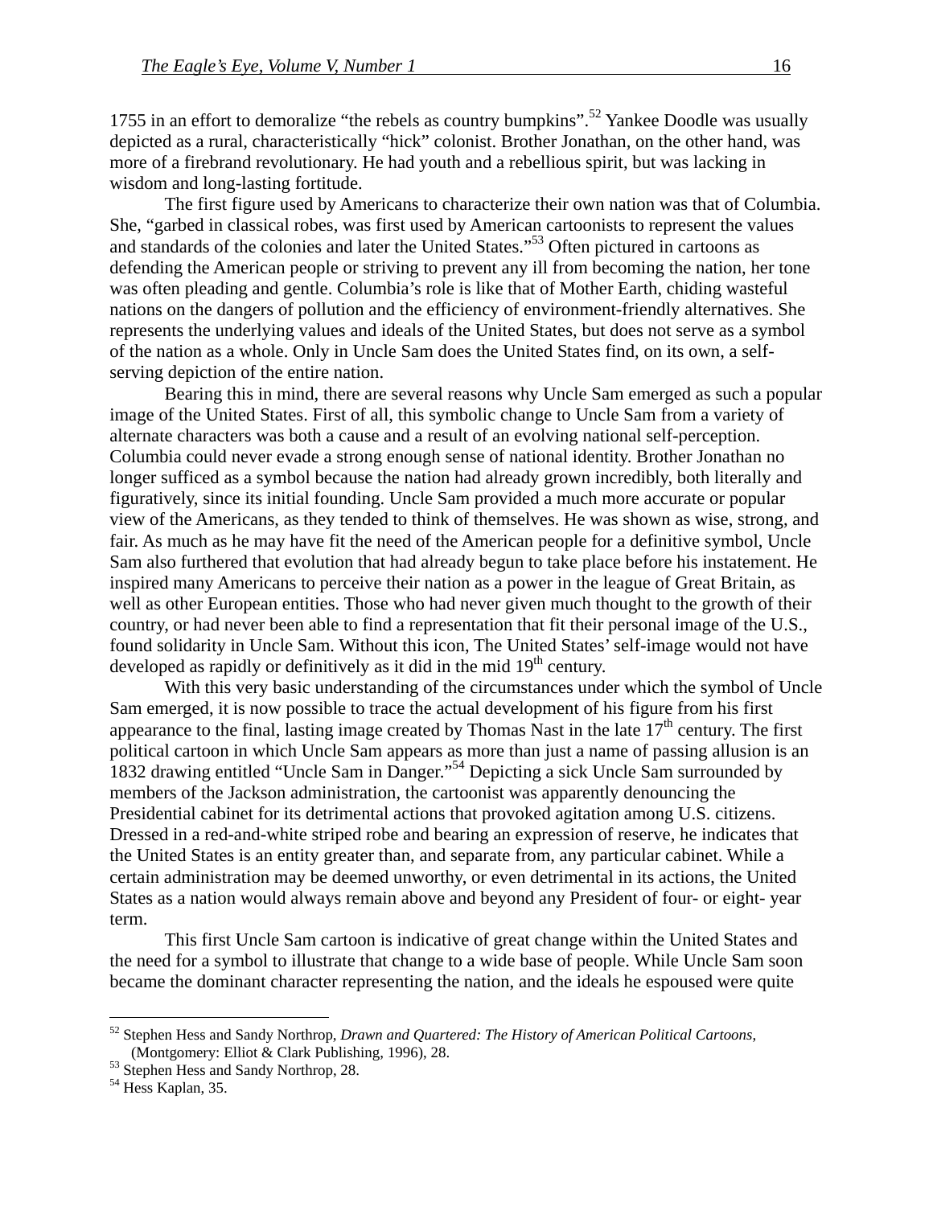1755 in an effort to demoralize "the rebels as country bumpkins".[52] Yankee Doodle was usually depicted as a rural, characteristically "hick" colonist. Brother Jonathan, on the other hand, was more of a firebrand revolutionary. He had youth and a rebellious spirit, but was lacking in wisdom and long-lasting fortitude.

The first figure used by Americans to characterize their own nation was that of Columbia. She, "garbed in classical robes, was first used by American cartoonists to represent the values and standards of the colonies and later the United States."[53] Often pictured in cartoons as defending the American people or striving to prevent any ill from becoming the nation, her tone was often pleading and gentle. Columbia's role is like that of Mother Earth, chiding wasteful nations on the dangers of pollution and the efficiency of environment-friendly alternatives. She represents the underlying values and ideals of the United States, but does not serve as a symbol of the nation as a whole. Only in Uncle Sam does the United States find, on its own, a self-serving depiction of the entire nation.

Bearing this in mind, there are several reasons why Uncle Sam emerged as such a popular image of the United States. First of all, this symbolic change to Uncle Sam from a variety of alternate characters was both a cause and a result of an evolving national self-perception. Columbia could never evade a strong enough sense of national identity. Brother Jonathan no longer sufficed as a symbol because the nation had already grown incredibly, both literally and figuratively, since its initial founding. Uncle Sam provided a much more accurate or popular view of the Americans, as they tended to think of themselves. He was shown as wise, strong, and fair. As much as he may have fit the need of the American people for a definitive symbol, Uncle Sam also furthered that evolution that had already begun to take place before his instatement. He inspired many Americans to perceive their nation as a power in the league of Great Britain, as well as other European entities. Those who had never given much thought to the growth of their country, or had never been able to find a representation that fit their personal image of the U.S., found solidarity in Uncle Sam. Without this icon, The United States' self-image would not have developed as rapidly or definitively as it did in the mid 19th century.

With this very basic understanding of the circumstances under which the symbol of Uncle Sam emerged, it is now possible to trace the actual development of his figure from his first appearance to the final, lasting image created by Thomas Nast in the late 17th century. The first political cartoon in which Uncle Sam appears as more than just a name of passing allusion is an 1832 drawing entitled "Uncle Sam in Danger."[54] Depicting a sick Uncle Sam surrounded by members of the Jackson administration, the cartoonist was apparently denouncing the Presidential cabinet for its detrimental actions that provoked agitation among U.S. citizens. Dressed in a red-and-white striped robe and bearing an expression of reserve, he indicates that the United States is an entity greater than, and separate from, any particular cabinet. While a certain administration may be deemed unworthy, or even detrimental in its actions, the United States as a nation would always remain above and beyond any President of four- or eight- year term.

This first Uncle Sam cartoon is indicative of great change within the United States and the need for a symbol to illustrate that change to a wide base of people. While Uncle Sam soon became the dominant character representing the nation, and the ideals he espoused were quite

---

[52] Stephen Hess and Sandy Northrop, *Drawn and Quartered: The History of American Political Cartoons*, (Montgomery: Elliot & Clark Publishing, 1996), 28.

[53] Stephen Hess and Sandy Northrop, 28.

[54] Hess Kaplan, 35.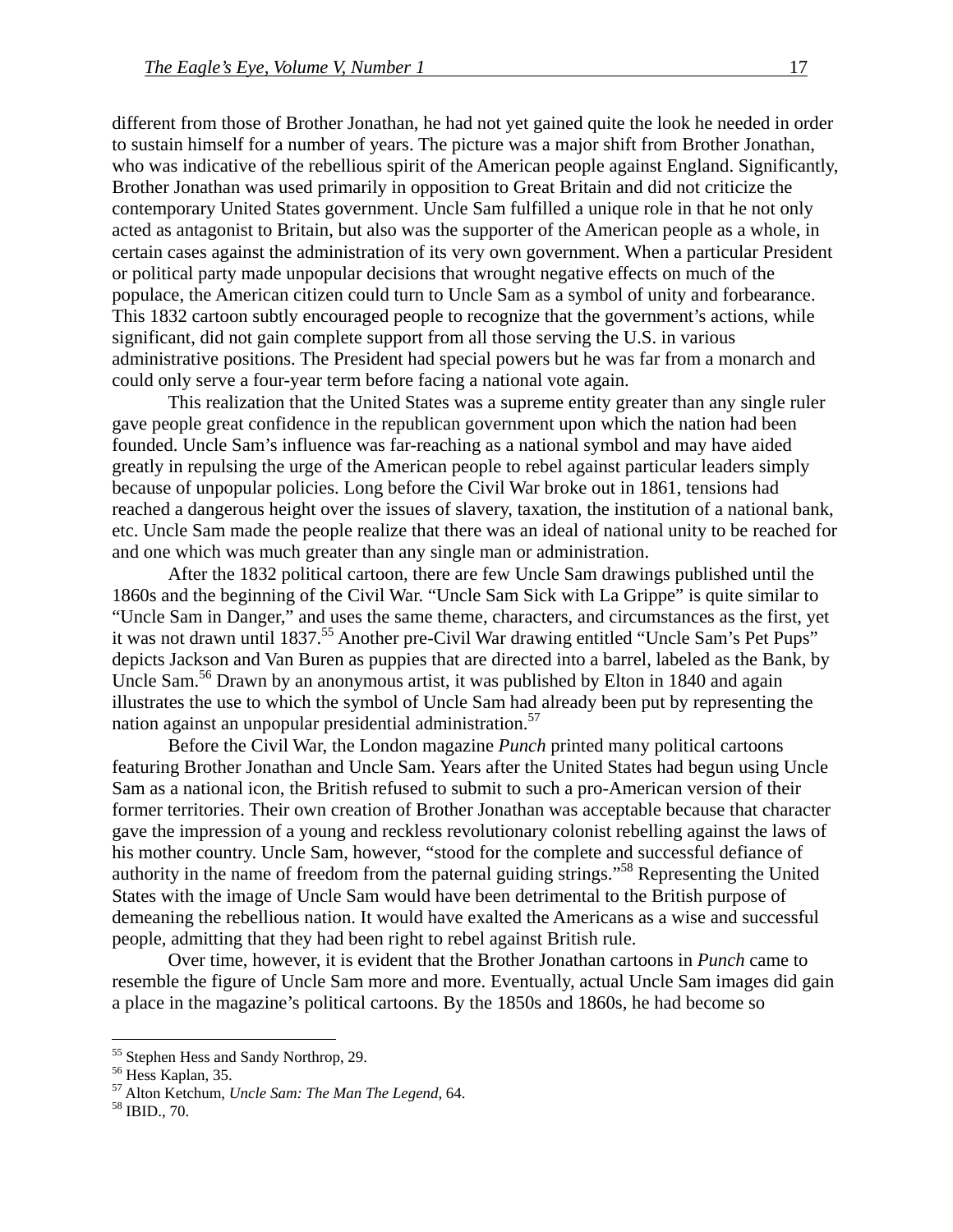different from those of Brother Jonathan, he had not yet gained quite the look he needed in order to sustain himself for a number of years. The picture was a major shift from Brother Jonathan, who was indicative of the rebellious spirit of the American people against England. Significantly, Brother Jonathan was used primarily in opposition to Great Britain and did not criticize the contemporary United States government. Uncle Sam fulfilled a unique role in that he not only acted as antagonist to Britain, but also was the supporter of the American people as a whole, in certain cases against the administration of its very own government. When a particular President or political party made unpopular decisions that wrought negative effects on much of the populace, the American citizen could turn to Uncle Sam as a symbol of unity and forbearance. This 1832 cartoon subtly encouraged people to recognize that the government's actions, while significant, did not gain complete support from all those serving the U.S. in various administrative positions. The President had special powers but he was far from a monarch and could only serve a four-year term before facing a national vote again.

This realization that the United States was a supreme entity greater than any single ruler gave people great confidence in the republican government upon which the nation had been founded. Uncle Sam's influence was far-reaching as a national symbol and may have aided greatly in repulsing the urge of the American people to rebel against particular leaders simply because of unpopular policies. Long before the Civil War broke out in 1861, tensions had reached a dangerous height over the issues of slavery, taxation, the institution of a national bank, etc. Uncle Sam made the people realize that there was an ideal of national unity to be reached for and one which was much greater than any single man or administration.

After the 1832 political cartoon, there are few Uncle Sam drawings published until the 1860s and the beginning of the Civil War. "Uncle Sam Sick with La Grippe" is quite similar to "Uncle Sam in Danger," and uses the same theme, characters, and circumstances as the first, yet it was not drawn until 1837.[55] Another pre-Civil War drawing entitled "Uncle Sam's Pet Pups" depicts Jackson and Van Buren as puppies that are directed into a barrel, labeled as the Bank, by Uncle Sam.[56] Drawn by an anonymous artist, it was published by Elton in 1840 and again illustrates the use to which the symbol of Uncle Sam had already been put by representing the nation against an unpopular presidential administration.[57]

Before the Civil War, the London magazine *Punch* printed many political cartoons featuring Brother Jonathan and Uncle Sam. Years after the United States had begun using Uncle Sam as a national icon, the British refused to submit to such a pro-American version of their former territories. Their own creation of Brother Jonathan was acceptable because that character gave the impression of a young and reckless revolutionary colonist rebelling against the laws of his mother country. Uncle Sam, however, "stood for the complete and successful defiance of authority in the name of freedom from the paternal guiding strings."[58] Representing the United States with the image of Uncle Sam would have been detrimental to the British purpose of demeaning the rebellious nation. It would have exalted the Americans as a wise and successful people, admitting that they had been right to rebel against British rule.

Over time, however, it is evident that the Brother Jonathan cartoons in *Punch* came to resemble the figure of Uncle Sam more and more. Eventually, actual Uncle Sam images did gain a place in the magazine's political cartoons. By the 1850s and 1860s, he had become so

---

[55] Stephen Hess and Sandy Northrop, 29.

[56] Hess Kaplan, 35.

[57] Alton Ketchum, *Uncle Sam: The Man The Legend*, 64.

[58] IBID., 70.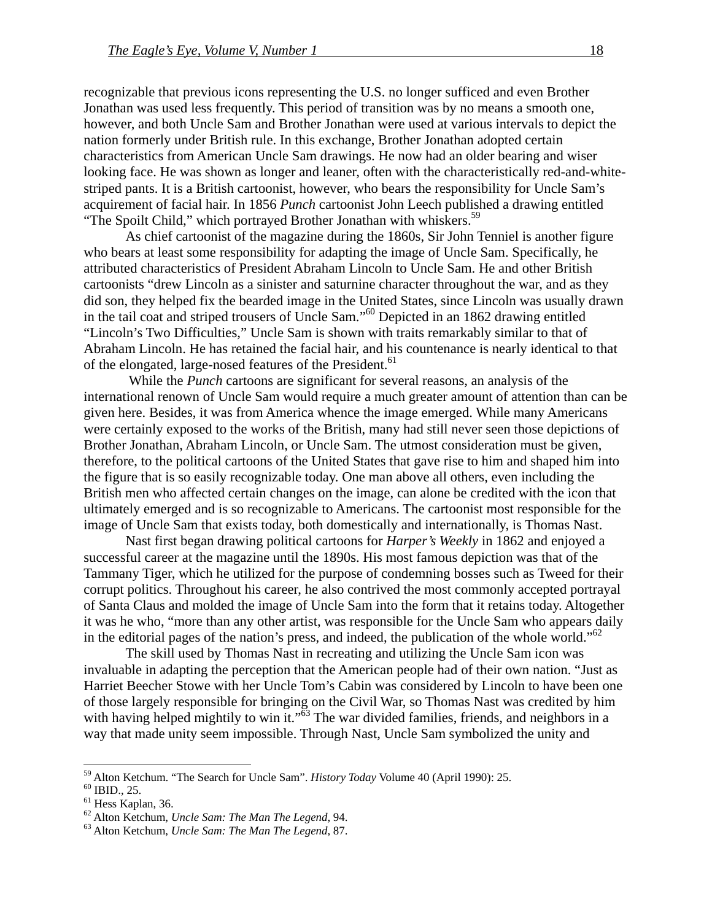recognizable that previous icons representing the U.S. no longer sufficed and even Brother Jonathan was used less frequently. This period of transition was by no means a smooth one, however, and both Uncle Sam and Brother Jonathan were used at various intervals to depict the nation formerly under British rule. In this exchange, Brother Jonathan adopted certain characteristics from American Uncle Sam drawings. He now had an older bearing and wiser looking face. He was shown as longer and leaner, often with the characteristically red-and-white-striped pants. It is a British cartoonist, however, who bears the responsibility for Uncle Sam's acquirement of facial hair. In 1856 *Punch* cartoonist John Leech published a drawing entitled "The Spoilt Child," which portrayed Brother Jonathan with whiskers.[59]

As chief cartoonist of the magazine during the 1860s, Sir John Tenniel is another figure who bears at least some responsibility for adapting the image of Uncle Sam. Specifically, he attributed characteristics of President Abraham Lincoln to Uncle Sam. He and other British cartoonists "drew Lincoln as a sinister and saturnine character throughout the war, and as they did son, they helped fix the bearded image in the United States, since Lincoln was usually drawn in the tail coat and striped trousers of Uncle Sam."[60] Depicted in an 1862 drawing entitled "Lincoln's Two Difficulties," Uncle Sam is shown with traits remarkably similar to that of Abraham Lincoln. He has retained the facial hair, and his countenance is nearly identical to that of the elongated, large-nosed features of the President.[61]

While the *Punch* cartoons are significant for several reasons, an analysis of the international renown of Uncle Sam would require a much greater amount of attention than can be given here. Besides, it was from America whence the image emerged. While many Americans were certainly exposed to the works of the British, many had still never seen those depictions of Brother Jonathan, Abraham Lincoln, or Uncle Sam. The utmost consideration must be given, therefore, to the political cartoons of the United States that gave rise to him and shaped him into the figure that is so easily recognizable today. One man above all others, even including the British men who affected certain changes on the image, can alone be credited with the icon that ultimately emerged and is so recognizable to Americans. The cartoonist most responsible for the image of Uncle Sam that exists today, both domestically and internationally, is Thomas Nast.

Nast first began drawing political cartoons for *Harper's Weekly* in 1862 and enjoyed a successful career at the magazine until the 1890s. His most famous depiction was that of the Tammany Tiger, which he utilized for the purpose of condemning bosses such as Tweed for their corrupt politics. Throughout his career, he also contrived the most commonly accepted portrayal of Santa Claus and molded the image of Uncle Sam into the form that it retains today. Altogether it was he who, "more than any other artist, was responsible for the Uncle Sam who appears daily in the editorial pages of the nation's press, and indeed, the publication of the whole world."[62]

The skill used by Thomas Nast in recreating and utilizing the Uncle Sam icon was invaluable in adapting the perception that the American people had of their own nation. "Just as Harriet Beecher Stowe with her Uncle Tom's Cabin was considered by Lincoln to have been one of those largely responsible for bringing on the Civil War, so Thomas Nast was credited by him with having helped mightily to win it."[63] The war divided families, friends, and neighbors in a way that made unity seem impossible. Through Nast, Uncle Sam symbolized the unity and

---

[59] Alton Ketchum. "The Search for Uncle Sam". *History Today* Volume 40 (April 1990): 25.
[60] IBID., 25.
[61] Hess Kaplan, 36.
[62] Alton Ketchum, *Uncle Sam: The Man The Legend*, 94.
[63] Alton Ketchum, *Uncle Sam: The Man The Legend*, 87.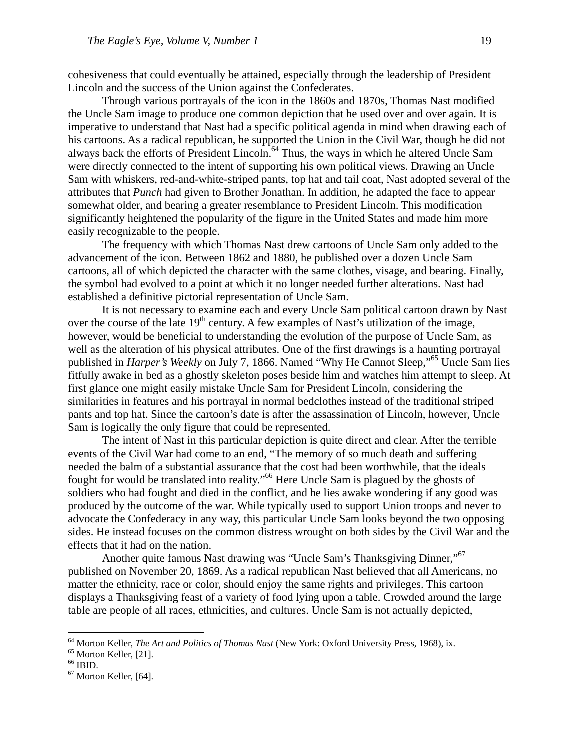cohesiveness that could eventually be attained, especially through the leadership of President Lincoln and the success of the Union against the Confederates.

Through various portrayals of the icon in the 1860s and 1870s, Thomas Nast modified the Uncle Sam image to produce one common depiction that he used over and over again. It is imperative to understand that Nast had a specific political agenda in mind when drawing each of his cartoons. As a radical republican, he supported the Union in the Civil War, though he did not always back the efforts of President Lincoln.[64] Thus, the ways in which he altered Uncle Sam were directly connected to the intent of supporting his own political views. Drawing an Uncle Sam with whiskers, red-and-white-striped pants, top hat and tail coat, Nast adopted several of the attributes that *Punch* had given to Brother Jonathan. In addition, he adapted the face to appear somewhat older, and bearing a greater resemblance to President Lincoln. This modification significantly heightened the popularity of the figure in the United States and made him more easily recognizable to the people.

The frequency with which Thomas Nast drew cartoons of Uncle Sam only added to the advancement of the icon. Between 1862 and 1880, he published over a dozen Uncle Sam cartoons, all of which depicted the character with the same clothes, visage, and bearing. Finally, the symbol had evolved to a point at which it no longer needed further alterations. Nast had established a definitive pictorial representation of Uncle Sam.

It is not necessary to examine each and every Uncle Sam political cartoon drawn by Nast over the course of the late 19th century. A few examples of Nast's utilization of the image, however, would be beneficial to understanding the evolution of the purpose of Uncle Sam, as well as the alteration of his physical attributes. One of the first drawings is a haunting portrayal published in *Harper's Weekly* on July 7, 1866. Named "Why He Cannot Sleep,"[65] Uncle Sam lies fitfully awake in bed as a ghostly skeleton poses beside him and watches him attempt to sleep. At first glance one might easily mistake Uncle Sam for President Lincoln, considering the similarities in features and his portrayal in normal bedclothes instead of the traditional striped pants and top hat. Since the cartoon's date is after the assassination of Lincoln, however, Uncle Sam is logically the only figure that could be represented.

The intent of Nast in this particular depiction is quite direct and clear. After the terrible events of the Civil War had come to an end, "The memory of so much death and suffering needed the balm of a substantial assurance that the cost had been worthwhile, that the ideals fought for would be translated into reality."[66] Here Uncle Sam is plagued by the ghosts of soldiers who had fought and died in the conflict, and he lies awake wondering if any good was produced by the outcome of the war. While typically used to support Union troops and never to advocate the Confederacy in any way, this particular Uncle Sam looks beyond the two opposing sides. He instead focuses on the common distress wrought on both sides by the Civil War and the effects that it had on the nation.

Another quite famous Nast drawing was "Uncle Sam's Thanksgiving Dinner,"[67] published on November 20, 1869. As a radical republican Nast believed that all Americans, no matter the ethnicity, race or color, should enjoy the same rights and privileges. This cartoon displays a Thanksgiving feast of a variety of food lying upon a table. Crowded around the large table are people of all races, ethnicities, and cultures. Uncle Sam is not actually depicted,

---

[64] Morton Keller, *The Art and Politics of Thomas Nast* (New York: Oxford University Press, 1968), ix.
[65] Morton Keller, [21].
[66] IBID.
[67] Morton Keller, [64].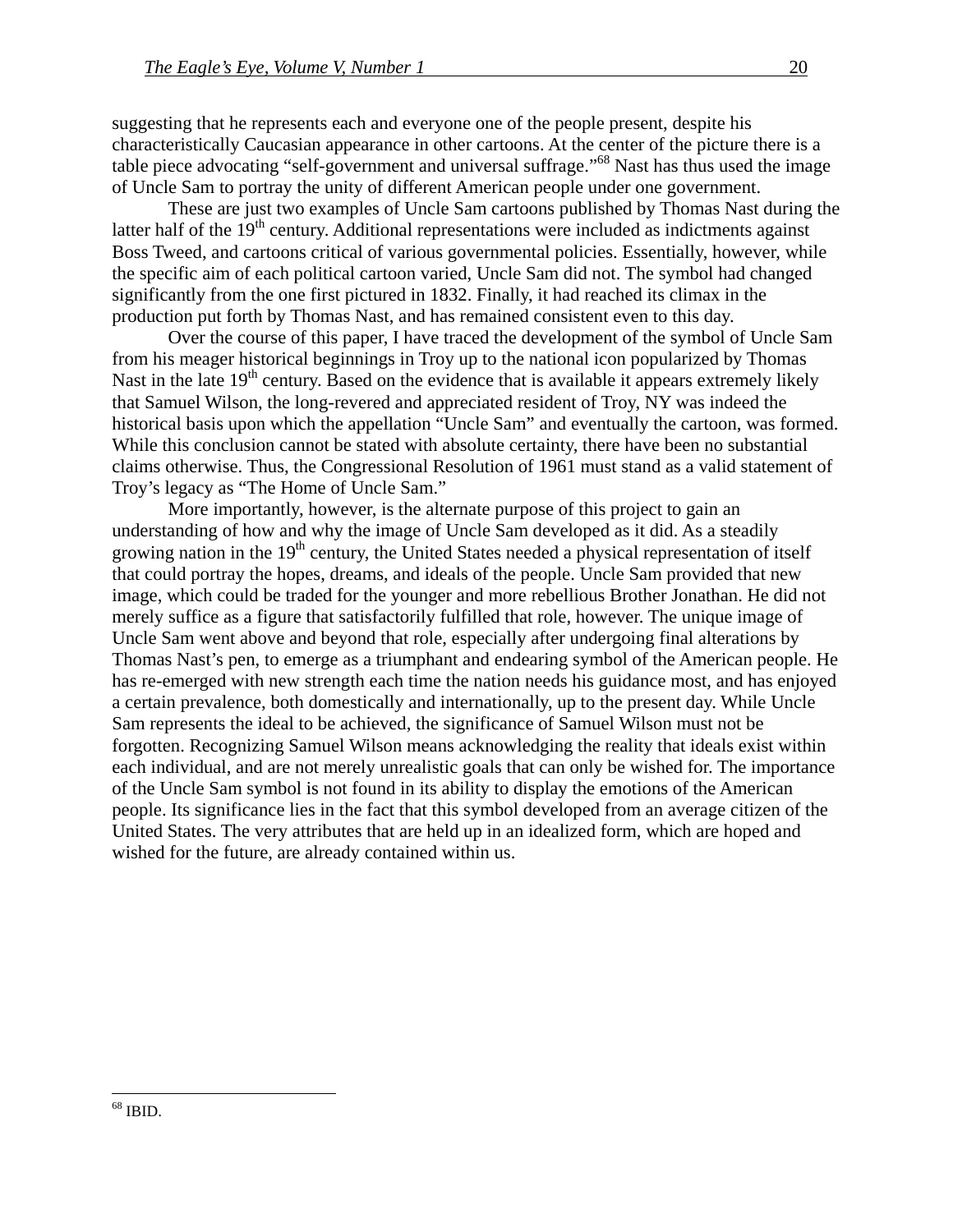suggesting that he represents each and everyone one of the people present, despite his characteristically Caucasian appearance in other cartoons. At the center of the picture there is a table piece advocating "self-government and universal suffrage."[68] Nast has thus used the image of Uncle Sam to portray the unity of different American people under one government.

These are just two examples of Uncle Sam cartoons published by Thomas Nast during the latter half of the 19th century. Additional representations were included as indictments against Boss Tweed, and cartoons critical of various governmental policies. Essentially, however, while the specific aim of each political cartoon varied, Uncle Sam did not. The symbol had changed significantly from the one first pictured in 1832. Finally, it had reached its climax in the production put forth by Thomas Nast, and has remained consistent even to this day.

Over the course of this paper, I have traced the development of the symbol of Uncle Sam from his meager historical beginnings in Troy up to the national icon popularized by Thomas Nast in the late 19th century. Based on the evidence that is available it appears extremely likely that Samuel Wilson, the long-revered and appreciated resident of Troy, NY was indeed the historical basis upon which the appellation "Uncle Sam" and eventually the cartoon, was formed. While this conclusion cannot be stated with absolute certainty, there have been no substantial claims otherwise. Thus, the Congressional Resolution of 1961 must stand as a valid statement of Troy's legacy as "The Home of Uncle Sam."

More importantly, however, is the alternate purpose of this project to gain an understanding of how and why the image of Uncle Sam developed as it did. As a steadily growing nation in the 19th century, the United States needed a physical representation of itself that could portray the hopes, dreams, and ideals of the people. Uncle Sam provided that new image, which could be traded for the younger and more rebellious Brother Jonathan. He did not merely suffice as a figure that satisfactorily fulfilled that role, however. The unique image of Uncle Sam went above and beyond that role, especially after undergoing final alterations by Thomas Nast's pen, to emerge as a triumphant and endearing symbol of the American people. He has re-emerged with new strength each time the nation needs his guidance most, and has enjoyed a certain prevalence, both domestically and internationally, up to the present day. While Uncle Sam represents the ideal to be achieved, the significance of Samuel Wilson must not be forgotten. Recognizing Samuel Wilson means acknowledging the reality that ideals exist within each individual, and are not merely unrealistic goals that can only be wished for. The importance of the Uncle Sam symbol is not found in its ability to display the emotions of the American people. Its significance lies in the fact that this symbol developed from an average citizen of the United States. The very attributes that are held up in an idealized form, which are hoped and wished for the future, are already contained within us.

---

[68] IBID.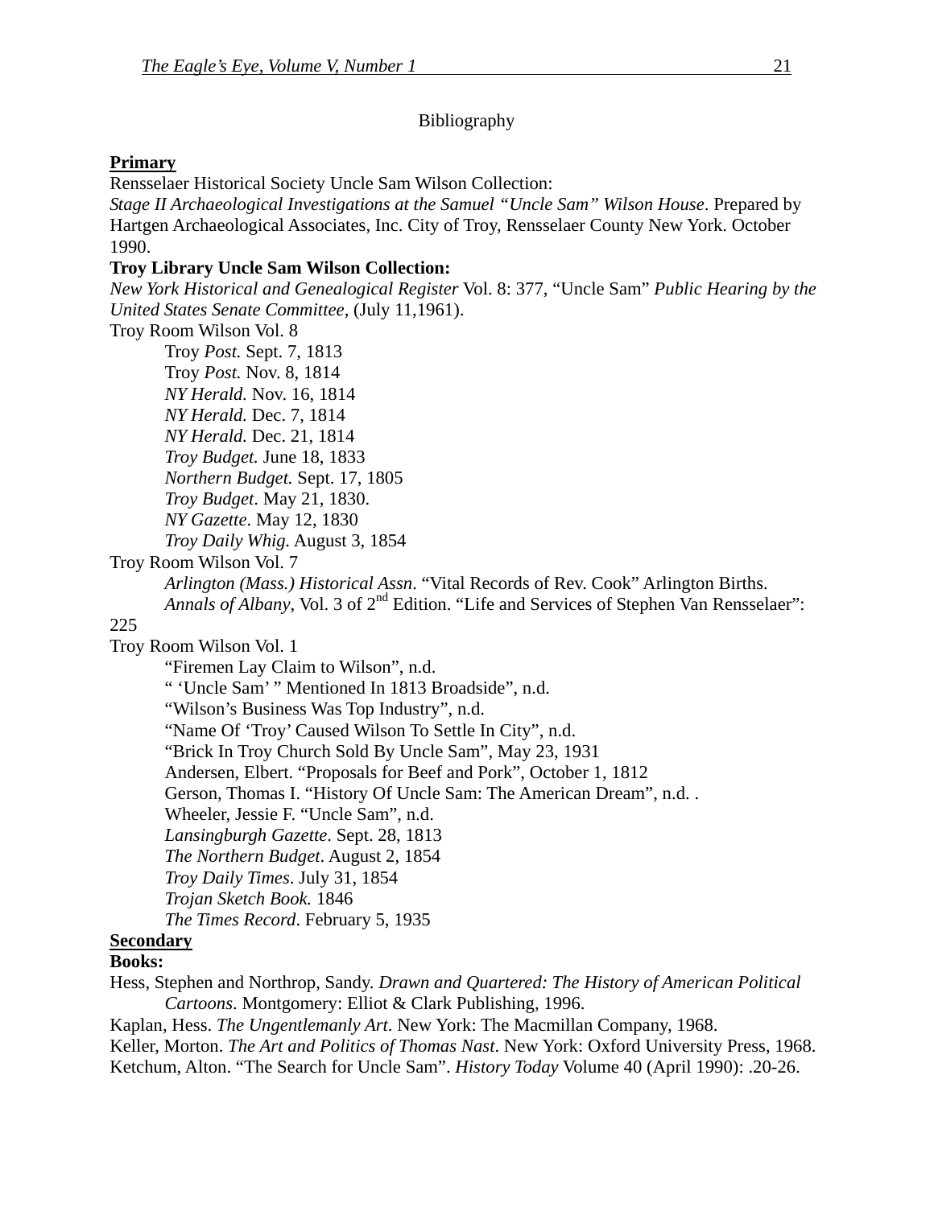Bibliography

**Primary**

Rensselaer Historical Society Uncle Sam Wilson Collection:

*Stage II Archaeological Investigations at the Samuel "Uncle Sam" Wilson House*. Prepared by Hartgen Archaeological Associates, Inc. City of Troy, Rensselaer County New York. October 1990.

**Troy Library Uncle Sam Wilson Collection:**

*New York Historical and Genealogical Register* Vol. 8: 377, "Uncle Sam" *Public Hearing by the United States Senate Committee*, (July 11,1961).

Troy Room Wilson Vol. 8

- Troy *Post.* Sept. 7, 1813
- Troy *Post.* Nov. 8, 1814
- *NY Herald.* Nov. 16, 1814
- *NY Herald.* Dec. 7, 1814
- *NY Herald.* Dec. 21, 1814
- *Troy Budget.* June 18, 1833
- *Northern Budget.* Sept. 17, 1805
- *Troy Budget*. May 21, 1830.
- *NY Gazette*. May 12, 1830
- *Troy Daily Whig*. August 3, 1854

Troy Room Wilson Vol. 7

- *Arlington (Mass.) Historical Assn*. "Vital Records of Rev. Cook" Arlington Births.
- *Annals of Albany*, Vol. 3 of 2nd Edition. "Life and Services of Stephen Van Rensselaer": 225

Troy Room Wilson Vol. 1

- "Firemen Lay Claim to Wilson", n.d.
- " 'Uncle Sam' " Mentioned In 1813 Broadside", n.d.
- "Wilson's Business Was Top Industry", n.d.
- "Name Of 'Troy' Caused Wilson To Settle In City", n.d.
- "Brick In Troy Church Sold By Uncle Sam", May 23, 1931
- Andersen, Elbert. "Proposals for Beef and Pork", October 1, 1812
- Gerson, Thomas I. "History Of Uncle Sam: The American Dream", n.d. .
- Wheeler, Jessie F. "Uncle Sam", n.d.
- *Lansingburgh Gazette*. Sept. 28, 1813
- *The Northern Budget*. August 2, 1854
- *Troy Daily Times*. July 31, 1854
- *Trojan Sketch Book.* 1846
- *The Times Record*. February 5, 1935

**Secondary**

**Books:**

Hess, Stephen and Northrop, Sandy. *Drawn and Quartered: The History of American Political Cartoons*. Montgomery: Elliot & Clark Publishing, 1996.

Kaplan, Hess. *The Ungentlemanly Art*. New York: The Macmillan Company, 1968.

Keller, Morton. *The Art and Politics of Thomas Nast*. New York: Oxford University Press, 1968.

Ketchum, Alton. "The Search for Uncle Sam". *History Today* Volume 40 (April 1990): .20-26.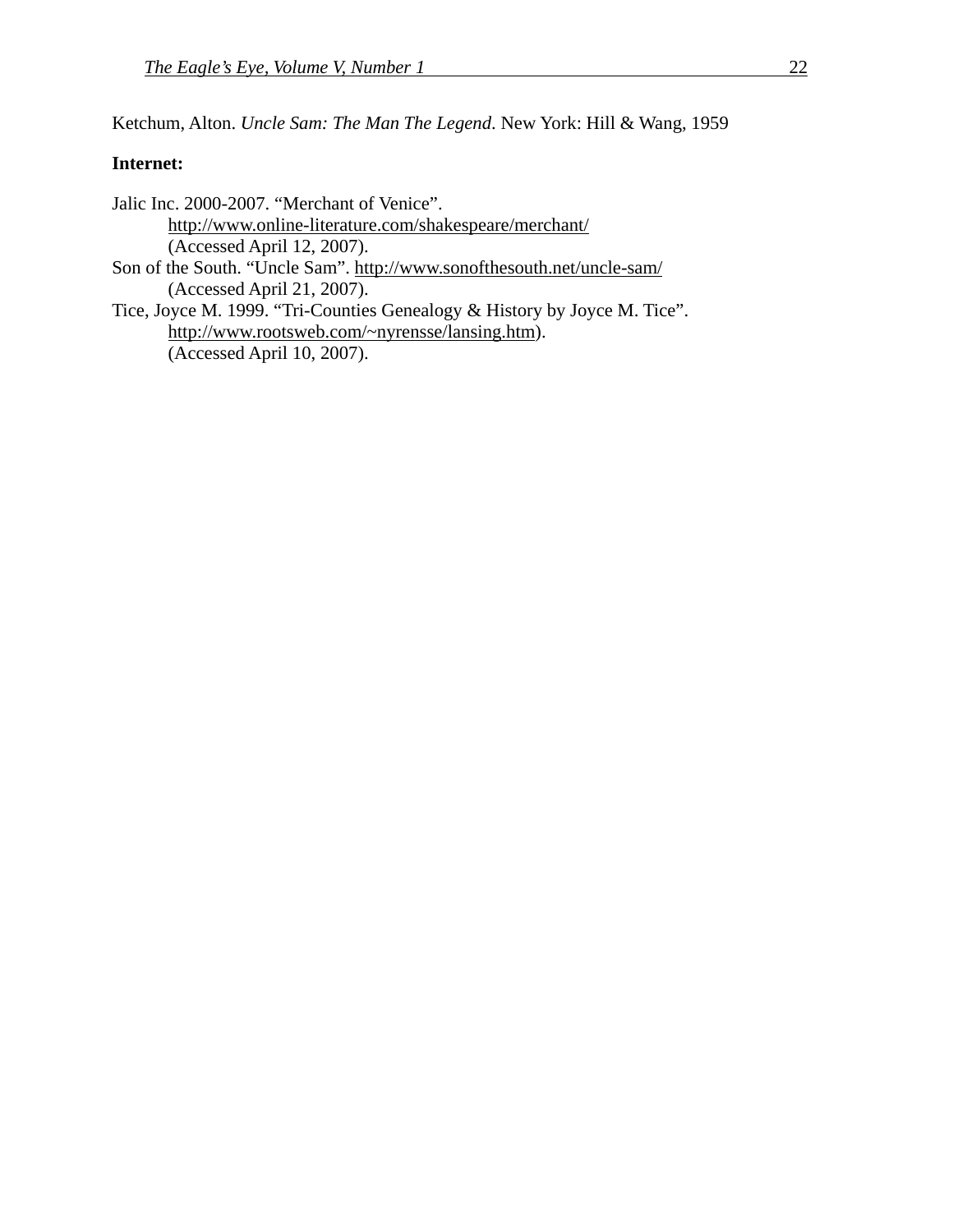Ketchum, Alton. *Uncle Sam: The Man The Legend*. New York: Hill & Wang, 1959

**Internet:**

Jalic Inc. 2000-2007. "Merchant of Venice".
    http://www.online-literature.com/shakespeare/merchant/
    (Accessed April 12, 2007).

Son of the South. "Uncle Sam". http://www.sonofthesouth.net/uncle-sam/
    (Accessed April 21, 2007).

Tice, Joyce M. 1999. "Tri-Counties Genealogy & History by Joyce M. Tice".
    http://www.rootsweb.com/~nyrensse/lansing.htm).
    (Accessed April 10, 2007).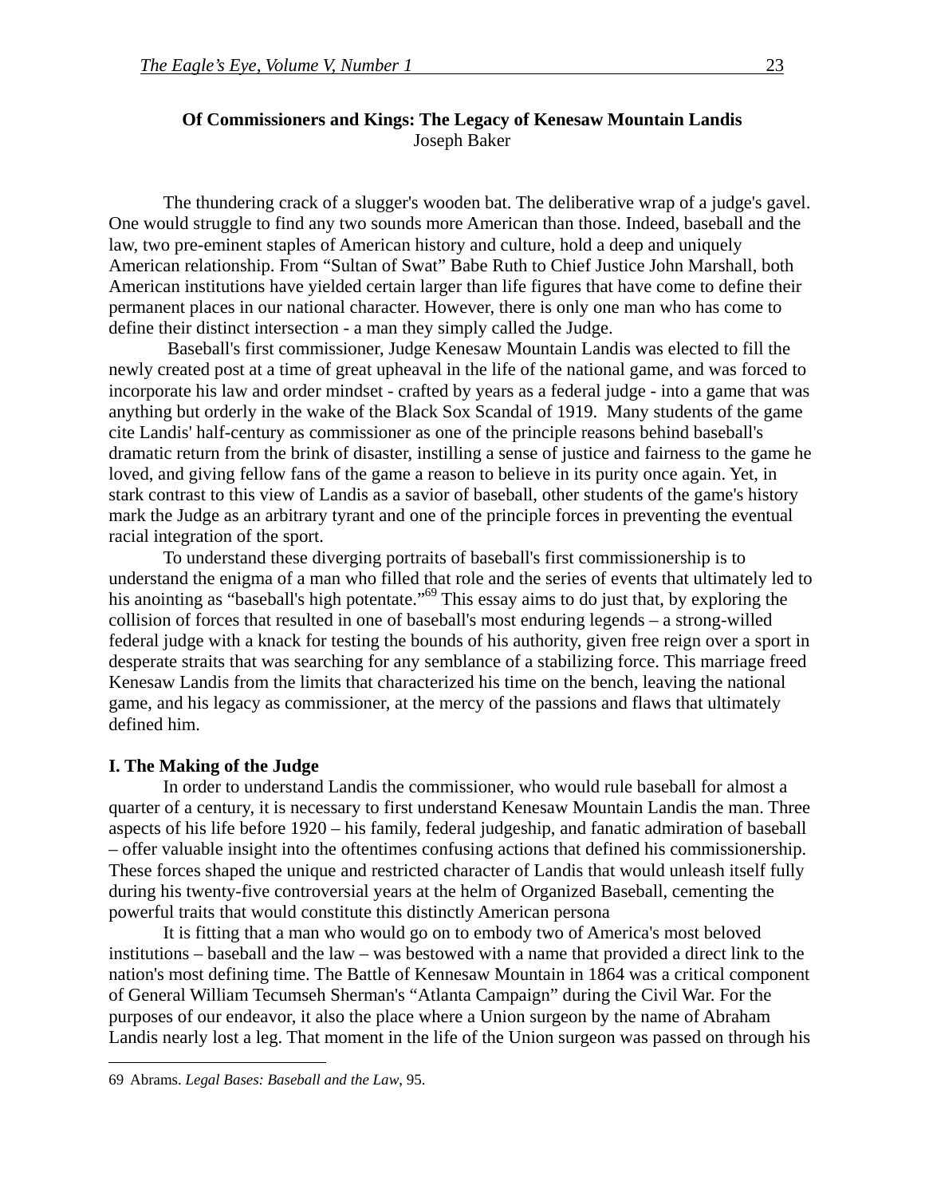**Of Commissioners and Kings: The Legacy of Kenesaw Mountain Landis**
Joseph Baker

The thundering crack of a slugger's wooden bat. The deliberative wrap of a judge's gavel. One would struggle to find any two sounds more American than those. Indeed, baseball and the law, two pre-eminent staples of American history and culture, hold a deep and uniquely American relationship. From "Sultan of Swat" Babe Ruth to Chief Justice John Marshall, both American institutions have yielded certain larger than life figures that have come to define their permanent places in our national character. However, there is only one man who has come to define their distinct intersection - a man they simply called the Judge.

Baseball's first commissioner, Judge Kenesaw Mountain Landis was elected to fill the newly created post at a time of great upheaval in the life of the national game, and was forced to incorporate his law and order mindset - crafted by years as a federal judge - into a game that was anything but orderly in the wake of the Black Sox Scandal of 1919. Many students of the game cite Landis' half-century as commissioner as one of the principle reasons behind baseball's dramatic return from the brink of disaster, instilling a sense of justice and fairness to the game he loved, and giving fellow fans of the game a reason to believe in its purity once again. Yet, in stark contrast to this view of Landis as a savior of baseball, other students of the game's history mark the Judge as an arbitrary tyrant and one of the principle forces in preventing the eventual racial integration of the sport.

To understand these diverging portraits of baseball's first commissionership is to understand the enigma of a man who filled that role and the series of events that ultimately led to his anointing as "baseball's high potentate."[69] This essay aims to do just that, by exploring the collision of forces that resulted in one of baseball's most enduring legends – a strong-willed federal judge with a knack for testing the bounds of his authority, given free reign over a sport in desperate straits that was searching for any semblance of a stabilizing force. This marriage freed Kenesaw Landis from the limits that characterized his time on the bench, leaving the national game, and his legacy as commissioner, at the mercy of the passions and flaws that ultimately defined him.

**I. The Making of the Judge**

In order to understand Landis the commissioner, who would rule baseball for almost a quarter of a century, it is necessary to first understand Kenesaw Mountain Landis the man. Three aspects of his life before 1920 – his family, federal judgeship, and fanatic admiration of baseball – offer valuable insight into the oftentimes confusing actions that defined his commissionership. These forces shaped the unique and restricted character of Landis that would unleash itself fully during his twenty-five controversial years at the helm of Organized Baseball, cementing the powerful traits that would constitute this distinctly American persona

It is fitting that a man who would go on to embody two of America's most beloved institutions – baseball and the law – was bestowed with a name that provided a direct link to the nation's most defining time. The Battle of Kennesaw Mountain in 1864 was a critical component of General William Tecumseh Sherman's "Atlanta Campaign" during the Civil War. For the purposes of our endeavor, it also the place where a Union surgeon by the name of Abraham Landis nearly lost a leg. That moment in the life of the Union surgeon was passed on through his

---

69 Abrams. *Legal Bases: Baseball and the Law*, 95.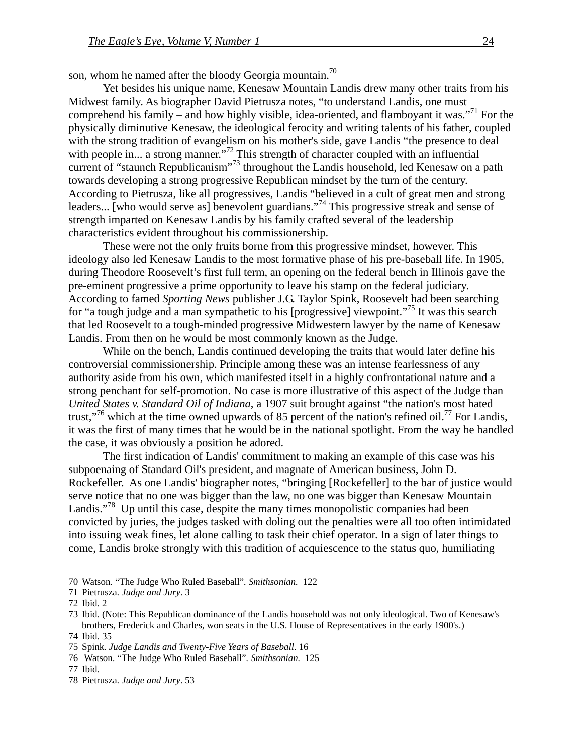son, whom he named after the bloody Georgia mountain.[70]

Yet besides his unique name, Kenesaw Mountain Landis drew many other traits from his Midwest family. As biographer David Pietrusza notes, "to understand Landis, one must comprehend his family – and how highly visible, idea-oriented, and flamboyant it was."[71] For the physically diminutive Kenesaw, the ideological ferocity and writing talents of his father, coupled with the strong tradition of evangelism on his mother's side, gave Landis "the presence to deal with people in... a strong manner."[72] This strength of character coupled with an influential current of "staunch Republicanism"[73] throughout the Landis household, led Kenesaw on a path towards developing a strong progressive Republican mindset by the turn of the century. According to Pietrusza, like all progressives, Landis "believed in a cult of great men and strong leaders... [who would serve as] benevolent guardians."[74] This progressive streak and sense of strength imparted on Kenesaw Landis by his family crafted several of the leadership characteristics evident throughout his commissionership.

These were not the only fruits borne from this progressive mindset, however. This ideology also led Kenesaw Landis to the most formative phase of his pre-baseball life. In 1905, during Theodore Roosevelt's first full term, an opening on the federal bench in Illinois gave the pre-eminent progressive a prime opportunity to leave his stamp on the federal judiciary. According to famed *Sporting News* publisher J.G. Taylor Spink, Roosevelt had been searching for "a tough judge and a man sympathetic to his [progressive] viewpoint."[75] It was this search that led Roosevelt to a tough-minded progressive Midwestern lawyer by the name of Kenesaw Landis. From then on he would be most commonly known as the Judge.

While on the bench, Landis continued developing the traits that would later define his controversial commissionership. Principle among these was an intense fearlessness of any authority aside from his own, which manifested itself in a highly confrontational nature and a strong penchant for self-promotion. No case is more illustrative of this aspect of the Judge than *United States v. Standard Oil of Indiana*, a 1907 suit brought against "the nation's most hated trust,"[76] which at the time owned upwards of 85 percent of the nation's refined oil.[77] For Landis, it was the first of many times that he would be in the national spotlight. From the way he handled the case, it was obviously a position he adored.

The first indication of Landis' commitment to making an example of this case was his subpoenaing of Standard Oil's president, and magnate of American business, John D. Rockefeller. As one Landis' biographer notes, "bringing [Rockefeller] to the bar of justice would serve notice that no one was bigger than the law, no one was bigger than Kenesaw Mountain Landis."[78] Up until this case, despite the many times monopolistic companies had been convicted by juries, the judges tasked with doling out the penalties were all too often intimidated into issuing weak fines, let alone calling to task their chief operator. In a sign of later things to come, Landis broke strongly with this tradition of acquiescence to the status quo, humiliating

---

70 Watson. "The Judge Who Ruled Baseball". *Smithsonian.* 122

71 Pietrusza. *Judge and Jury*. 3

72 Ibid. 2

73 Ibid. (Note: This Republican dominance of the Landis household was not only ideological. Two of Kenesaw's brothers, Frederick and Charles, won seats in the U.S. House of Representatives in the early 1900's.)

74 Ibid. 35

75 Spink. *Judge Landis and Twenty-Five Years of Baseball*. 16

76 Watson. "The Judge Who Ruled Baseball". *Smithsonian.* 125

77 Ibid.

78 Pietrusza. *Judge and Jury*. 53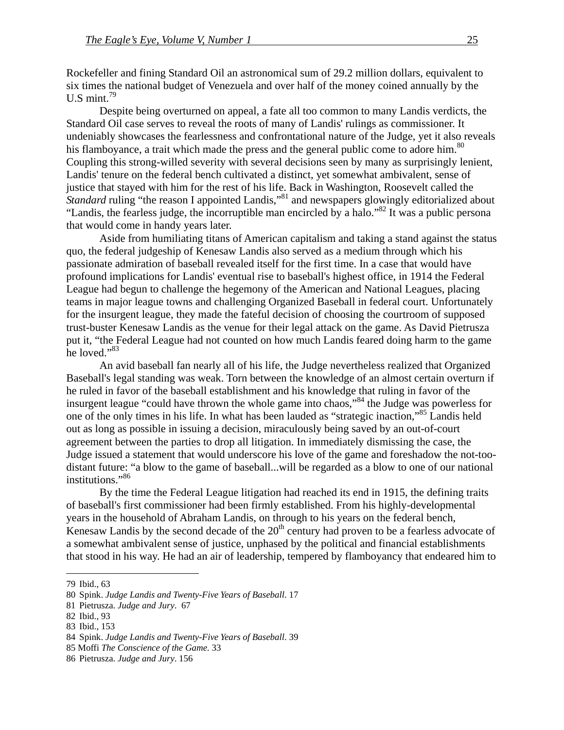Rockefeller and fining Standard Oil an astronomical sum of 29.2 million dollars, equivalent to six times the national budget of Venezuela and over half of the money coined annually by the U.S mint.[79]

Despite being overturned on appeal, a fate all too common to many Landis verdicts, the Standard Oil case serves to reveal the roots of many of Landis' rulings as commissioner. It undeniably showcases the fearlessness and confrontational nature of the Judge, yet it also reveals his flamboyance, a trait which made the press and the general public come to adore him.[80] Coupling this strong-willed severity with several decisions seen by many as surprisingly lenient, Landis' tenure on the federal bench cultivated a distinct, yet somewhat ambivalent, sense of justice that stayed with him for the rest of his life. Back in Washington, Roosevelt called the *Standard* ruling "the reason I appointed Landis,"[81] and newspapers glowingly editorialized about "Landis, the fearless judge, the incorruptible man encircled by a halo."[82] It was a public persona that would come in handy years later.

Aside from humiliating titans of American capitalism and taking a stand against the status quo, the federal judgeship of Kenesaw Landis also served as a medium through which his passionate admiration of baseball revealed itself for the first time. In a case that would have profound implications for Landis' eventual rise to baseball's highest office, in 1914 the Federal League had begun to challenge the hegemony of the American and National Leagues, placing teams in major league towns and challenging Organized Baseball in federal court. Unfortunately for the insurgent league, they made the fateful decision of choosing the courtroom of supposed trust-buster Kenesaw Landis as the venue for their legal attack on the game. As David Pietrusza put it, "the Federal League had not counted on how much Landis feared doing harm to the game he loved."[83]

An avid baseball fan nearly all of his life, the Judge nevertheless realized that Organized Baseball's legal standing was weak. Torn between the knowledge of an almost certain overturn if he ruled in favor of the baseball establishment and his knowledge that ruling in favor of the insurgent league "could have thrown the whole game into chaos,"[84] the Judge was powerless for one of the only times in his life. In what has been lauded as "strategic inaction,"[85] Landis held out as long as possible in issuing a decision, miraculously being saved by an out-of-court agreement between the parties to drop all litigation. In immediately dismissing the case, the Judge issued a statement that would underscore his love of the game and foreshadow the not-too-distant future: "a blow to the game of baseball...will be regarded as a blow to one of our national institutions."[86]

By the time the Federal League litigation had reached its end in 1915, the defining traits of baseball's first commissioner had been firmly established. From his highly-developmental years in the household of Abraham Landis, on through to his years on the federal bench, Kenesaw Landis by the second decade of the 20th century had proven to be a fearless advocate of a somewhat ambivalent sense of justice, unphased by the political and financial establishments that stood in his way. He had an air of leadership, tempered by flamboyancy that endeared him to

---

79 Ibid., 63

80 Spink. *Judge Landis and Twenty-Five Years of Baseball*. 17

81 Pietrusza. *Judge and Jury*. 67

82 Ibid., 93

83 Ibid., 153

84 Spink. *Judge Landis and Twenty-Five Years of Baseball*. 39

85 Moffi *The Conscience of the Game*. 33

86 Pietrusza. *Judge and Jury*. 156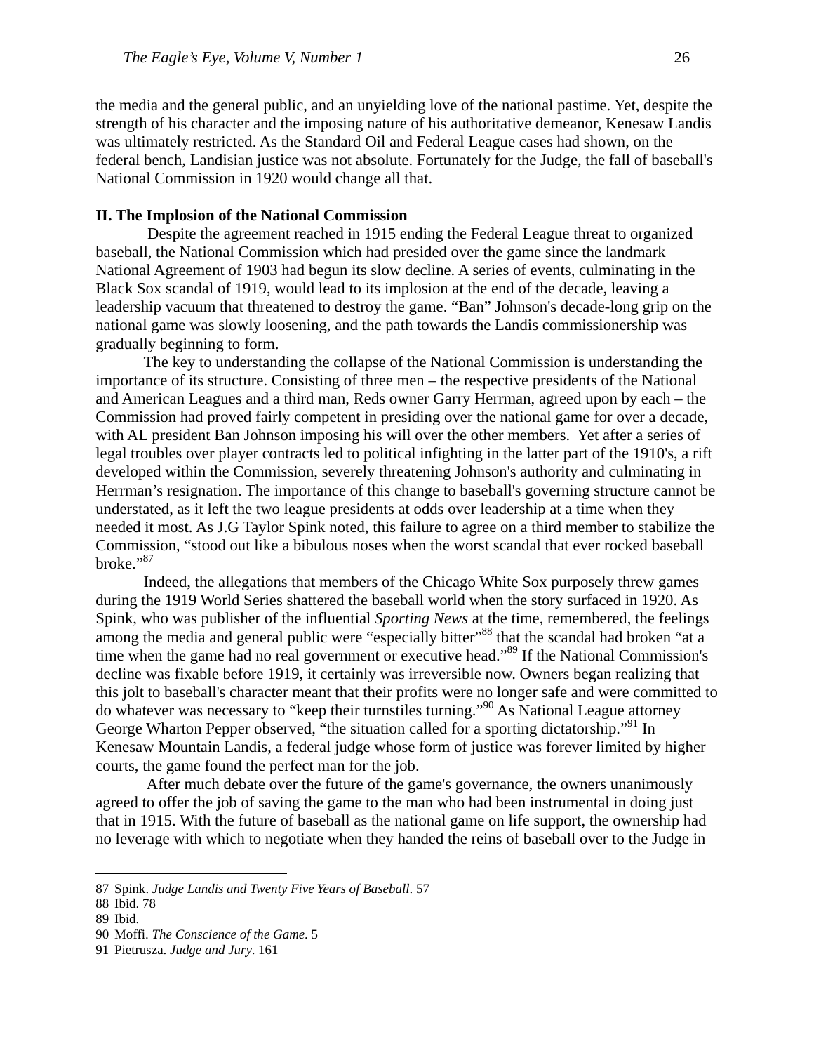the media and the general public, and an unyielding love of the national pastime. Yet, despite the strength of his character and the imposing nature of his authoritative demeanor, Kenesaw Landis was ultimately restricted. As the Standard Oil and Federal League cases had shown, on the federal bench, Landisian justice was not absolute. Fortunately for the Judge, the fall of baseball's National Commission in 1920 would change all that.

## II. The Implosion of the National Commission

Despite the agreement reached in 1915 ending the Federal League threat to organized baseball, the National Commission which had presided over the game since the landmark National Agreement of 1903 had begun its slow decline. A series of events, culminating in the Black Sox scandal of 1919, would lead to its implosion at the end of the decade, leaving a leadership vacuum that threatened to destroy the game. "Ban" Johnson's decade-long grip on the national game was slowly loosening, and the path towards the Landis commissionership was gradually beginning to form.

The key to understanding the collapse of the National Commission is understanding the importance of its structure. Consisting of three men – the respective presidents of the National and American Leagues and a third man, Reds owner Garry Herrman, agreed upon by each – the Commission had proved fairly competent in presiding over the national game for over a decade, with AL president Ban Johnson imposing his will over the other members. Yet after a series of legal troubles over player contracts led to political infighting in the latter part of the 1910's, a rift developed within the Commission, severely threatening Johnson's authority and culminating in Herrman's resignation. The importance of this change to baseball's governing structure cannot be understated, as it left the two league presidents at odds over leadership at a time when they needed it most. As J.G Taylor Spink noted, this failure to agree on a third member to stabilize the Commission, "stood out like a bibulous noses when the worst scandal that ever rocked baseball broke."[87]

Indeed, the allegations that members of the Chicago White Sox purposely threw games during the 1919 World Series shattered the baseball world when the story surfaced in 1920. As Spink, who was publisher of the influential *Sporting News* at the time, remembered, the feelings among the media and general public were "especially bitter"[88] that the scandal had broken "at a time when the game had no real government or executive head."[89] If the National Commission's decline was fixable before 1919, it certainly was irreversible now. Owners began realizing that this jolt to baseball's character meant that their profits were no longer safe and were committed to do whatever was necessary to "keep their turnstiles turning."[90] As National League attorney George Wharton Pepper observed, "the situation called for a sporting dictatorship."[91] In Kenesaw Mountain Landis, a federal judge whose form of justice was forever limited by higher courts, the game found the perfect man for the job.

After much debate over the future of the game's governance, the owners unanimously agreed to offer the job of saving the game to the man who had been instrumental in doing just that in 1915. With the future of baseball as the national game on life support, the ownership had no leverage with which to negotiate when they handed the reins of baseball over to the Judge in

---

87 Spink. *Judge Landis and Twenty Five Years of Baseball*. 57

88 Ibid. 78

89 Ibid.

90 Moffi. *The Conscience of the Game*. 5

91 Pietrusza. *Judge and Jury*. 161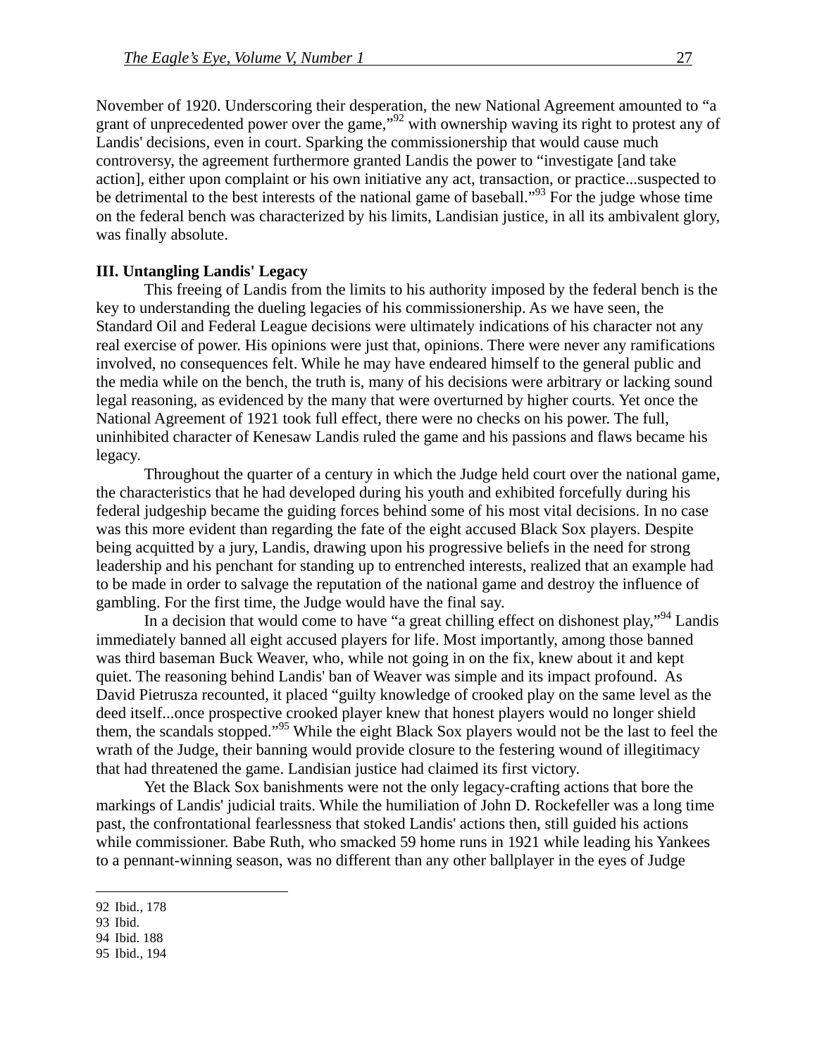November of 1920. Underscoring their desperation, the new National Agreement amounted to "a grant of unprecedented power over the game,"[92] with ownership waving its right to protest any of Landis' decisions, even in court. Sparking the commissionership that would cause much controversy, the agreement furthermore granted Landis the power to "investigate [and take action], either upon complaint or his own initiative any act, transaction, or practice...suspected to be detrimental to the best interests of the national game of baseball."[93] For the judge whose time on the federal bench was characterized by his limits, Landisian justice, in all its ambivalent glory, was finally absolute.

**III. Untangling Landis' Legacy**

This freeing of Landis from the limits to his authority imposed by the federal bench is the key to understanding the dueling legacies of his commissionership. As we have seen, the Standard Oil and Federal League decisions were ultimately indications of his character not any real exercise of power. His opinions were just that, opinions. There were never any ramifications involved, no consequences felt. While he may have endeared himself to the general public and the media while on the bench, the truth is, many of his decisions were arbitrary or lacking sound legal reasoning, as evidenced by the many that were overturned by higher courts. Yet once the National Agreement of 1921 took full effect, there were no checks on his power. The full, uninhibited character of Kenesaw Landis ruled the game and his passions and flaws became his legacy.

Throughout the quarter of a century in which the Judge held court over the national game, the characteristics that he had developed during his youth and exhibited forcefully during his federal judgeship became the guiding forces behind some of his most vital decisions. In no case was this more evident than regarding the fate of the eight accused Black Sox players. Despite being acquitted by a jury, Landis, drawing upon his progressive beliefs in the need for strong leadership and his penchant for standing up to entrenched interests, realized that an example had to be made in order to salvage the reputation of the national game and destroy the influence of gambling. For the first time, the Judge would have the final say.

In a decision that would come to have "a great chilling effect on dishonest play,"[94] Landis immediately banned all eight accused players for life. Most importantly, among those banned was third baseman Buck Weaver, who, while not going in on the fix, knew about it and kept quiet. The reasoning behind Landis' ban of Weaver was simple and its impact profound. As David Pietrusza recounted, it placed "guilty knowledge of crooked play on the same level as the deed itself...once prospective crooked player knew that honest players would no longer shield them, the scandals stopped."[95] While the eight Black Sox players would not be the last to feel the wrath of the Judge, their banning would provide closure to the festering wound of illegitimacy that had threatened the game. Landisian justice had claimed its first victory.

Yet the Black Sox banishments were not the only legacy-crafting actions that bore the markings of Landis' judicial traits. While the humiliation of John D. Rockefeller was a long time past, the confrontational fearlessness that stoked Landis' actions then, still guided his actions while commissioner. Babe Ruth, who smacked 59 home runs in 1921 while leading his Yankees to a pennant-winning season, was no different than any other ballplayer in the eyes of Judge

---

92 Ibid., 178

93 Ibid.

94 Ibid. 188

95 Ibid., 194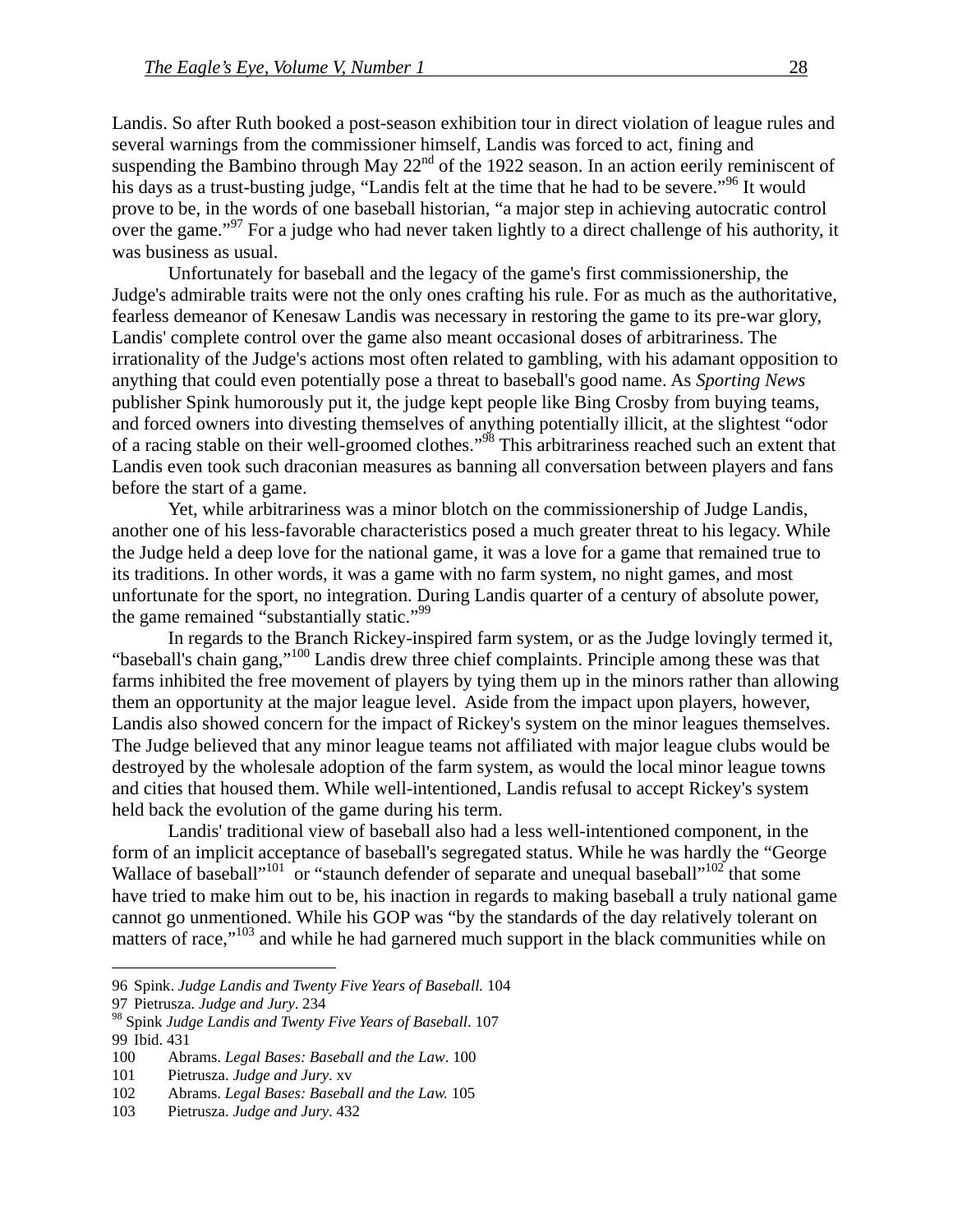Landis. So after Ruth booked a post-season exhibition tour in direct violation of league rules and several warnings from the commissioner himself, Landis was forced to act, fining and suspending the Bambino through May 22nd of the 1922 season. In an action eerily reminiscent of his days as a trust-busting judge, "Landis felt at the time that he had to be severe."[96] It would prove to be, in the words of one baseball historian, "a major step in achieving autocratic control over the game."[97] For a judge who had never taken lightly to a direct challenge of his authority, it was business as usual.

Unfortunately for baseball and the legacy of the game's first commissionership, the Judge's admirable traits were not the only ones crafting his rule. For as much as the authoritative, fearless demeanor of Kenesaw Landis was necessary in restoring the game to its pre-war glory, Landis' complete control over the game also meant occasional doses of arbitrariness. The irrationality of the Judge's actions most often related to gambling, with his adamant opposition to anything that could even potentially pose a threat to baseball's good name. As *Sporting News* publisher Spink humorously put it, the judge kept people like Bing Crosby from buying teams, and forced owners into divesting themselves of anything potentially illicit, at the slightest "odor of a racing stable on their well-groomed clothes."[98] This arbitrariness reached such an extent that Landis even took such draconian measures as banning all conversation between players and fans before the start of a game.

Yet, while arbitrariness was a minor blotch on the commissionership of Judge Landis, another one of his less-favorable characteristics posed a much greater threat to his legacy. While the Judge held a deep love for the national game, it was a love for a game that remained true to its traditions. In other words, it was a game with no farm system, no night games, and most unfortunate for the sport, no integration. During Landis quarter of a century of absolute power, the game remained "substantially static."[99]

In regards to the Branch Rickey-inspired farm system, or as the Judge lovingly termed it, "baseball's chain gang,"[100] Landis drew three chief complaints. Principle among these was that farms inhibited the free movement of players by tying them up in the minors rather than allowing them an opportunity at the major league level. Aside from the impact upon players, however, Landis also showed concern for the impact of Rickey's system on the minor leagues themselves. The Judge believed that any minor league teams not affiliated with major league clubs would be destroyed by the wholesale adoption of the farm system, as would the local minor league towns and cities that housed them. While well-intentioned, Landis refusal to accept Rickey's system held back the evolution of the game during his term.

Landis' traditional view of baseball also had a less well-intentioned component, in the form of an implicit acceptance of baseball's segregated status. While he was hardly the "George Wallace of baseball"[101] or "staunch defender of separate and unequal baseball"[102] that some have tried to make him out to be, his inaction in regards to making baseball a truly national game cannot go unmentioned. While his GOP was "by the standards of the day relatively tolerant on matters of race,"[103] and while he had garnered much support in the black communities while on

---

96 Spink. *Judge Landis and Twenty Five Years of Baseball.* 104
97 Pietrusza. *Judge and Jury*. 234
98 Spink *Judge Landis and Twenty Five Years of Baseball*. 107
99 Ibid. 431
100 Abrams. *Legal Bases: Baseball and the Law*. 100
101 Pietrusza. *Judge and Jury*. xv
102 Abrams. *Legal Bases: Baseball and the Law.* 105
103 Pietrusza. *Judge and Jury*. 432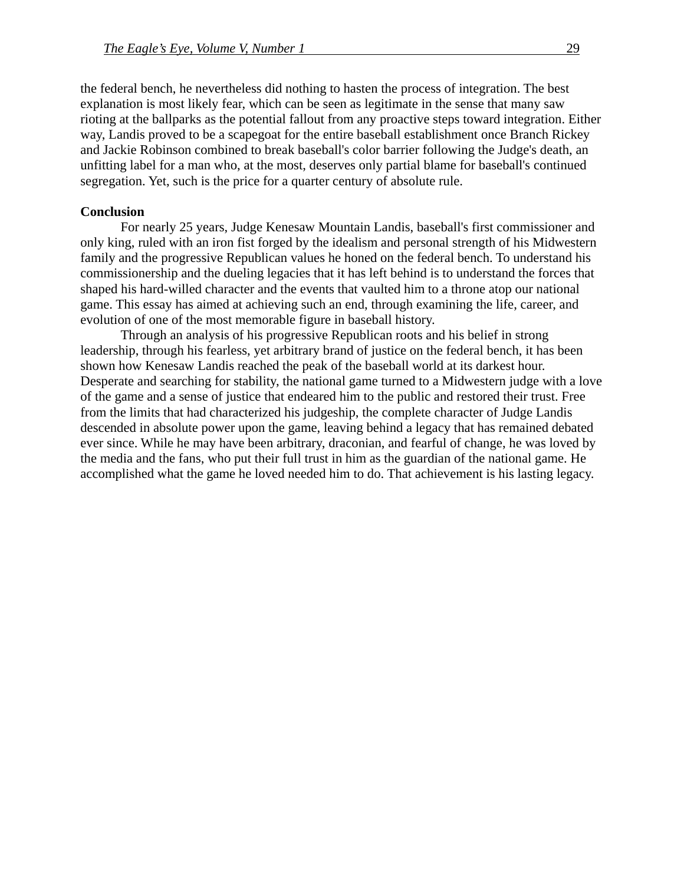the federal bench, he nevertheless did nothing to hasten the process of integration. The best explanation is most likely fear, which can be seen as legitimate in the sense that many saw rioting at the ballparks as the potential fallout from any proactive steps toward integration. Either way, Landis proved to be a scapegoat for the entire baseball establishment once Branch Rickey and Jackie Robinson combined to break baseball's color barrier following the Judge's death, an unfitting label for a man who, at the most, deserves only partial blame for baseball's continued segregation. Yet, such is the price for a quarter century of absolute rule.

**Conclusion**

For nearly 25 years, Judge Kenesaw Mountain Landis, baseball's first commissioner and only king, ruled with an iron fist forged by the idealism and personal strength of his Midwestern family and the progressive Republican values he honed on the federal bench. To understand his commissionership and the dueling legacies that it has left behind is to understand the forces that shaped his hard-willed character and the events that vaulted him to a throne atop our national game. This essay has aimed at achieving such an end, through examining the life, career, and evolution of one of the most memorable figure in baseball history.

Through an analysis of his progressive Republican roots and his belief in strong leadership, through his fearless, yet arbitrary brand of justice on the federal bench, it has been shown how Kenesaw Landis reached the peak of the baseball world at its darkest hour. Desperate and searching for stability, the national game turned to a Midwestern judge with a love of the game and a sense of justice that endeared him to the public and restored their trust. Free from the limits that had characterized his judgeship, the complete character of Judge Landis descended in absolute power upon the game, leaving behind a legacy that has remained debated ever since. While he may have been arbitrary, draconian, and fearful of change, he was loved by the media and the fans, who put their full trust in him as the guardian of the national game. He accomplished what the game he loved needed him to do. That achievement is his lasting legacy.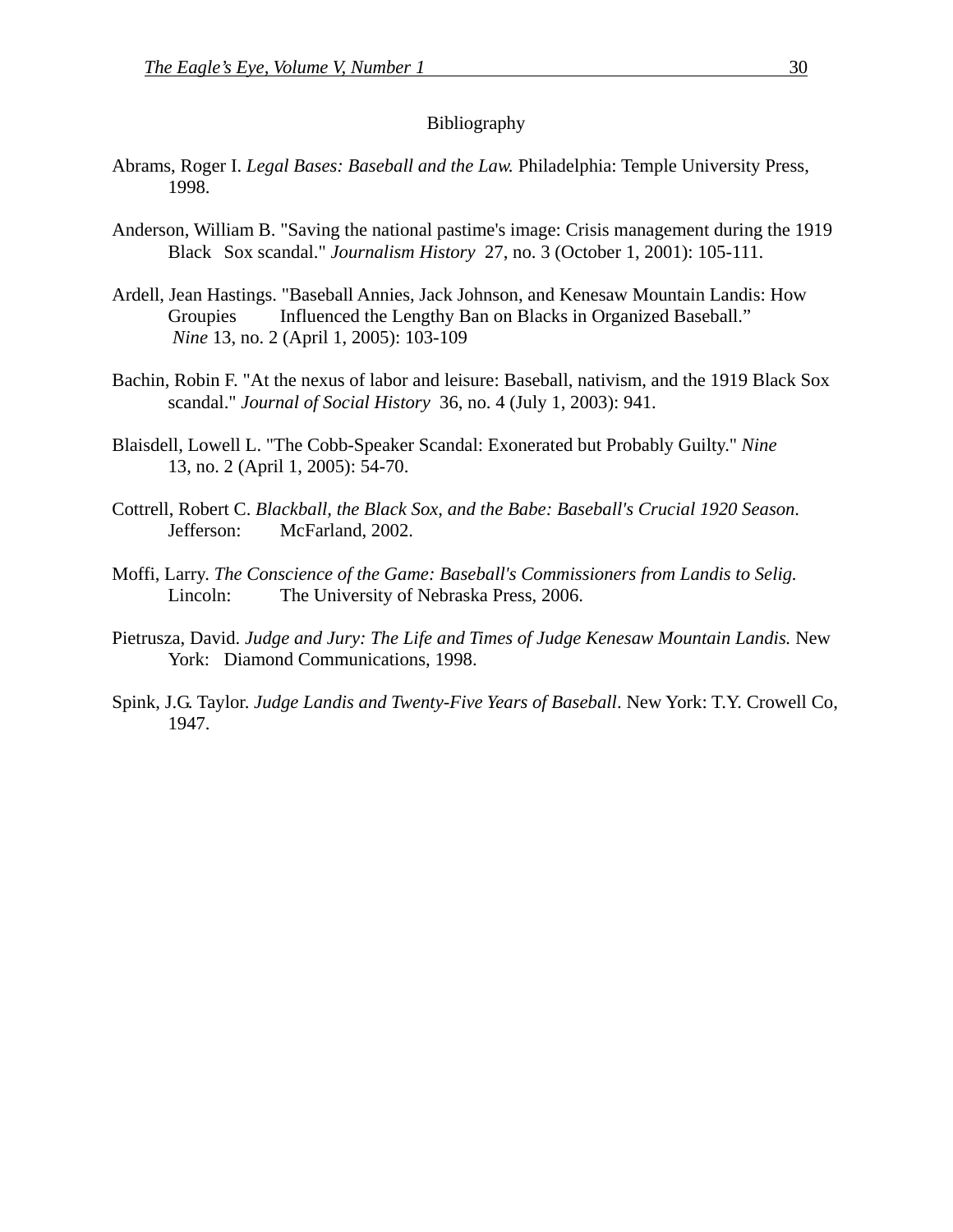## Bibliography

Abrams, Roger I. *Legal Bases: Baseball and the Law.* Philadelphia: Temple University Press, 1998.

Anderson, William B. "Saving the national pastime's image: Crisis management during the 1919 Black Sox scandal." *Journalism History* 27, no. 3 (October 1, 2001): 105-111.

Ardell, Jean Hastings. "Baseball Annies, Jack Johnson, and Kenesaw Mountain Landis: How Groupies Influenced the Lengthy Ban on Blacks in Organized Baseball." *Nine* 13, no. 2 (April 1, 2005): 103-109

Bachin, Robin F. "At the nexus of labor and leisure: Baseball, nativism, and the 1919 Black Sox scandal." *Journal of Social History* 36, no. 4 (July 1, 2003): 941.

Blaisdell, Lowell L. "The Cobb-Speaker Scandal: Exonerated but Probably Guilty." *Nine* 13, no. 2 (April 1, 2005): 54-70.

Cottrell, Robert C. *Blackball, the Black Sox, and the Babe: Baseball's Crucial 1920 Season*. Jefferson: McFarland, 2002.

Moffi, Larry. *The Conscience of the Game: Baseball's Commissioners from Landis to Selig.* Lincoln: The University of Nebraska Press, 2006.

Pietrusza, David. *Judge and Jury: The Life and Times of Judge Kenesaw Mountain Landis.* New York: Diamond Communications, 1998.

Spink, J.G. Taylor. *Judge Landis and Twenty-Five Years of Baseball*. New York: T.Y. Crowell Co, 1947.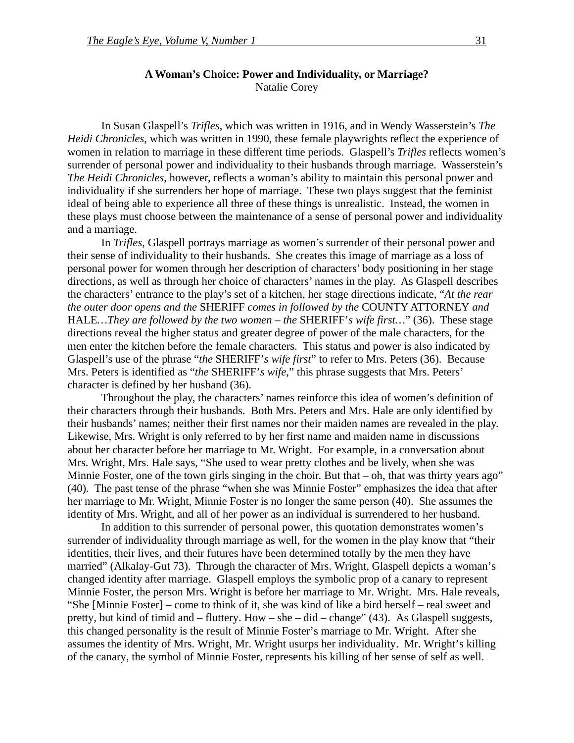**A Woman's Choice: Power and Individuality, or Marriage?**

Natalie Corey

In Susan Glaspell's *Trifles*, which was written in 1916, and in Wendy Wasserstein's *The Heidi Chronicles*, which was written in 1990, these female playwrights reflect the experience of women in relation to marriage in these different time periods. Glaspell's *Trifles* reflects women's surrender of personal power and individuality to their husbands through marriage. Wasserstein's *The Heidi Chronicles*, however, reflects a woman's ability to maintain this personal power and individuality if she surrenders her hope of marriage. These two plays suggest that the feminist ideal of being able to experience all three of these things is unrealistic. Instead, the women in these plays must choose between the maintenance of a sense of personal power and individuality and a marriage.

In *Trifles*, Glaspell portrays marriage as women's surrender of their personal power and their sense of individuality to their husbands. She creates this image of marriage as a loss of personal power for women through her description of characters' body positioning in her stage directions, as well as through her choice of characters' names in the play. As Glaspell describes the characters' entrance to the play's set of a kitchen, her stage directions indicate, "*At the rear the outer door opens and the* SHERIFF *comes in followed by the* COUNTY ATTORNEY *and* HALE*…They are followed by the two women – the* SHERIFF'*s wife first…*" (36). These stage directions reveal the higher status and greater degree of power of the male characters, for the men enter the kitchen before the female characters. This status and power is also indicated by Glaspell's use of the phrase "*the* SHERIFF'*s wife first*" to refer to Mrs. Peters (36). Because Mrs. Peters is identified as "*the* SHERIFF'*s wife*," this phrase suggests that Mrs. Peters' character is defined by her husband (36).

Throughout the play, the characters' names reinforce this idea of women's definition of their characters through their husbands. Both Mrs. Peters and Mrs. Hale are only identified by their husbands' names; neither their first names nor their maiden names are revealed in the play. Likewise, Mrs. Wright is only referred to by her first name and maiden name in discussions about her character before her marriage to Mr. Wright. For example, in a conversation about Mrs. Wright, Mrs. Hale says, "She used to wear pretty clothes and be lively, when she was Minnie Foster, one of the town girls singing in the choir. But that – oh, that was thirty years ago" (40). The past tense of the phrase "when she was Minnie Foster" emphasizes the idea that after her marriage to Mr. Wright, Minnie Foster is no longer the same person (40). She assumes the identity of Mrs. Wright, and all of her power as an individual is surrendered to her husband.

In addition to this surrender of personal power, this quotation demonstrates women's surrender of individuality through marriage as well, for the women in the play know that "their identities, their lives, and their futures have been determined totally by the men they have married" (Alkalay-Gut 73). Through the character of Mrs. Wright, Glaspell depicts a woman's changed identity after marriage. Glaspell employs the symbolic prop of a canary to represent Minnie Foster, the person Mrs. Wright is before her marriage to Mr. Wright. Mrs. Hale reveals, "She [Minnie Foster] – come to think of it, she was kind of like a bird herself – real sweet and pretty, but kind of timid and – fluttery. How – she – did – change" (43). As Glaspell suggests, this changed personality is the result of Minnie Foster's marriage to Mr. Wright. After she assumes the identity of Mrs. Wright, Mr. Wright usurps her individuality. Mr. Wright's killing of the canary, the symbol of Minnie Foster, represents his killing of her sense of self as well.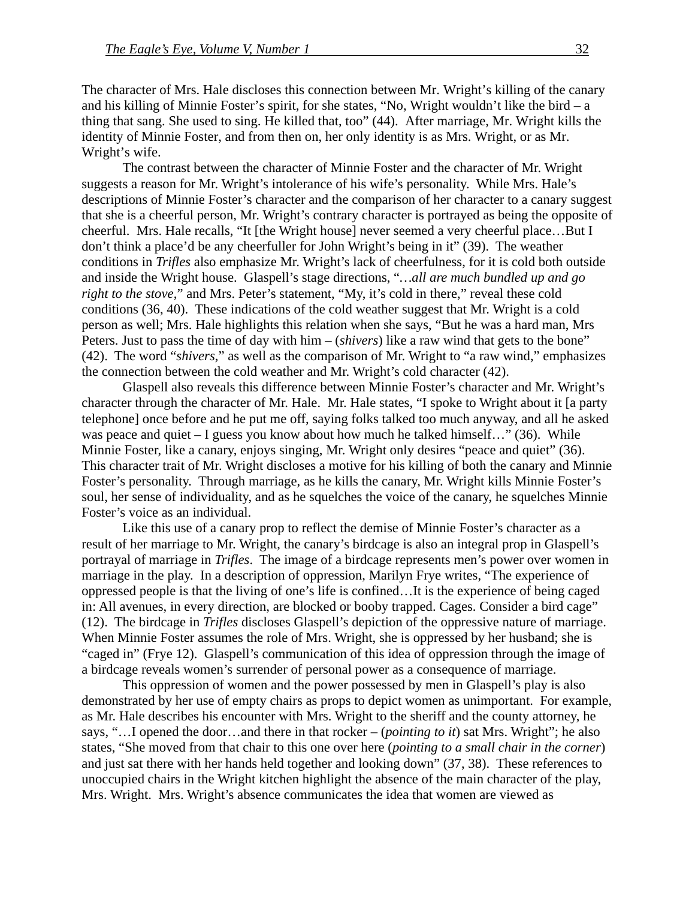The character of Mrs. Hale discloses this connection between Mr. Wright's killing of the canary and his killing of Minnie Foster's spirit, for she states, "No, Wright wouldn't like the bird – a thing that sang. She used to sing. He killed that, too" (44). After marriage, Mr. Wright kills the identity of Minnie Foster, and from then on, her only identity is as Mrs. Wright, or as Mr. Wright's wife.

The contrast between the character of Minnie Foster and the character of Mr. Wright suggests a reason for Mr. Wright's intolerance of his wife's personality. While Mrs. Hale's descriptions of Minnie Foster's character and the comparison of her character to a canary suggest that she is a cheerful person, Mr. Wright's contrary character is portrayed as being the opposite of cheerful. Mrs. Hale recalls, "It [the Wright house] never seemed a very cheerful place…But I don't think a place'd be any cheerfuller for John Wright's being in it" (39). The weather conditions in *Trifles* also emphasize Mr. Wright's lack of cheerfulness, for it is cold both outside and inside the Wright house. Glaspell's stage directions, "…*all are much bundled up and go right to the stove*," and Mrs. Peter's statement, "My, it's cold in there," reveal these cold conditions (36, 40). These indications of the cold weather suggest that Mr. Wright is a cold person as well; Mrs. Hale highlights this relation when she says, "But he was a hard man, Mrs Peters. Just to pass the time of day with him – (*shivers*) like a raw wind that gets to the bone" (42). The word "*shivers*," as well as the comparison of Mr. Wright to "a raw wind," emphasizes the connection between the cold weather and Mr. Wright's cold character (42).

Glaspell also reveals this difference between Minnie Foster's character and Mr. Wright's character through the character of Mr. Hale. Mr. Hale states, "I spoke to Wright about it [a party telephone] once before and he put me off, saying folks talked too much anyway, and all he asked was peace and quiet – I guess you know about how much he talked himself…" (36). While Minnie Foster, like a canary, enjoys singing, Mr. Wright only desires "peace and quiet" (36). This character trait of Mr. Wright discloses a motive for his killing of both the canary and Minnie Foster's personality. Through marriage, as he kills the canary, Mr. Wright kills Minnie Foster's soul, her sense of individuality, and as he squelches the voice of the canary, he squelches Minnie Foster's voice as an individual.

Like this use of a canary prop to reflect the demise of Minnie Foster's character as a result of her marriage to Mr. Wright, the canary's birdcage is also an integral prop in Glaspell's portrayal of marriage in *Trifles*. The image of a birdcage represents men's power over women in marriage in the play. In a description of oppression, Marilyn Frye writes, "The experience of oppressed people is that the living of one's life is confined…It is the experience of being caged in: All avenues, in every direction, are blocked or booby trapped. Cages. Consider a bird cage" (12). The birdcage in *Trifles* discloses Glaspell's depiction of the oppressive nature of marriage. When Minnie Foster assumes the role of Mrs. Wright, she is oppressed by her husband; she is "caged in" (Frye 12). Glaspell's communication of this idea of oppression through the image of a birdcage reveals women's surrender of personal power as a consequence of marriage.

This oppression of women and the power possessed by men in Glaspell's play is also demonstrated by her use of empty chairs as props to depict women as unimportant. For example, as Mr. Hale describes his encounter with Mrs. Wright to the sheriff and the county attorney, he says, "…I opened the door…and there in that rocker – (*pointing to it*) sat Mrs. Wright"; he also states, "She moved from that chair to this one over here (*pointing to a small chair in the corner*) and just sat there with her hands held together and looking down" (37, 38). These references to unoccupied chairs in the Wright kitchen highlight the absence of the main character of the play, Mrs. Wright. Mrs. Wright's absence communicates the idea that women are viewed as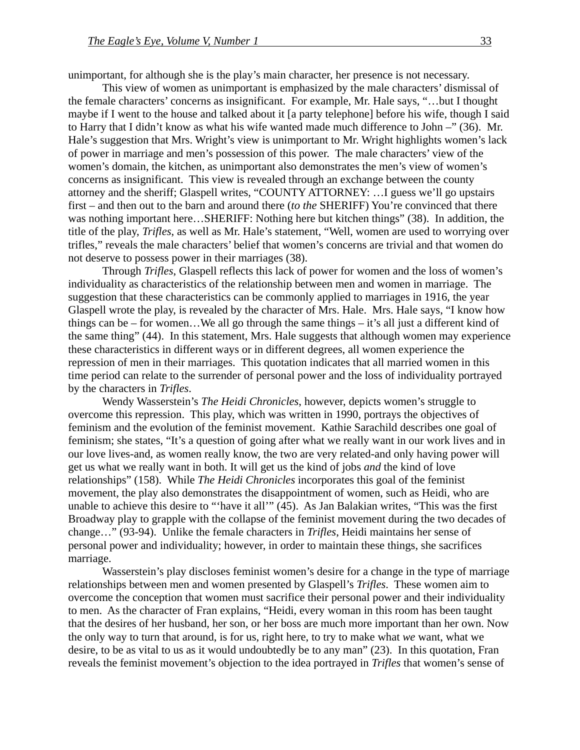unimportant, for although she is the play's main character, her presence is not necessary.

This view of women as unimportant is emphasized by the male characters' dismissal of the female characters' concerns as insignificant. For example, Mr. Hale says, "…but I thought maybe if I went to the house and talked about it [a party telephone] before his wife, though I said to Harry that I didn't know as what his wife wanted made much difference to John –" (36). Mr. Hale's suggestion that Mrs. Wright's view is unimportant to Mr. Wright highlights women's lack of power in marriage and men's possession of this power. The male characters' view of the women's domain, the kitchen, as unimportant also demonstrates the men's view of women's concerns as insignificant. This view is revealed through an exchange between the county attorney and the sheriff; Glaspell writes, "COUNTY ATTORNEY: …I guess we'll go upstairs first – and then out to the barn and around there (*to the* SHERIFF) You're convinced that there was nothing important here…SHERIFF: Nothing here but kitchen things" (38). In addition, the title of the play, *Trifles*, as well as Mr. Hale's statement, "Well, women are used to worrying over trifles," reveals the male characters' belief that women's concerns are trivial and that women do not deserve to possess power in their marriages (38).

Through *Trifles*, Glaspell reflects this lack of power for women and the loss of women's individuality as characteristics of the relationship between men and women in marriage. The suggestion that these characteristics can be commonly applied to marriages in 1916, the year Glaspell wrote the play, is revealed by the character of Mrs. Hale. Mrs. Hale says, "I know how things can be – for women…We all go through the same things – it's all just a different kind of the same thing" (44). In this statement, Mrs. Hale suggests that although women may experience these characteristics in different ways or in different degrees, all women experience the repression of men in their marriages. This quotation indicates that all married women in this time period can relate to the surrender of personal power and the loss of individuality portrayed by the characters in *Trifles*.

Wendy Wasserstein's *The Heidi Chronicles*, however, depicts women's struggle to overcome this repression. This play, which was written in 1990, portrays the objectives of feminism and the evolution of the feminist movement. Kathie Sarachild describes one goal of feminism; she states, "It's a question of going after what we really want in our work lives and in our love lives-and, as women really know, the two are very related-and only having power will get us what we really want in both. It will get us the kind of jobs *and* the kind of love relationships" (158). While *The Heidi Chronicles* incorporates this goal of the feminist movement, the play also demonstrates the disappointment of women, such as Heidi, who are unable to achieve this desire to "'have it all'" (45). As Jan Balakian writes, "This was the first Broadway play to grapple with the collapse of the feminist movement during the two decades of change…" (93-94). Unlike the female characters in *Trifles*, Heidi maintains her sense of personal power and individuality; however, in order to maintain these things, she sacrifices marriage.

Wasserstein's play discloses feminist women's desire for a change in the type of marriage relationships between men and women presented by Glaspell's *Trifles*. These women aim to overcome the conception that women must sacrifice their personal power and their individuality to men. As the character of Fran explains, "Heidi, every woman in this room has been taught that the desires of her husband, her son, or her boss are much more important than her own. Now the only way to turn that around, is for us, right here, to try to make what *we* want, what we desire, to be as vital to us as it would undoubtedly be to any man" (23). In this quotation, Fran reveals the feminist movement's objection to the idea portrayed in *Trifles* that women's sense of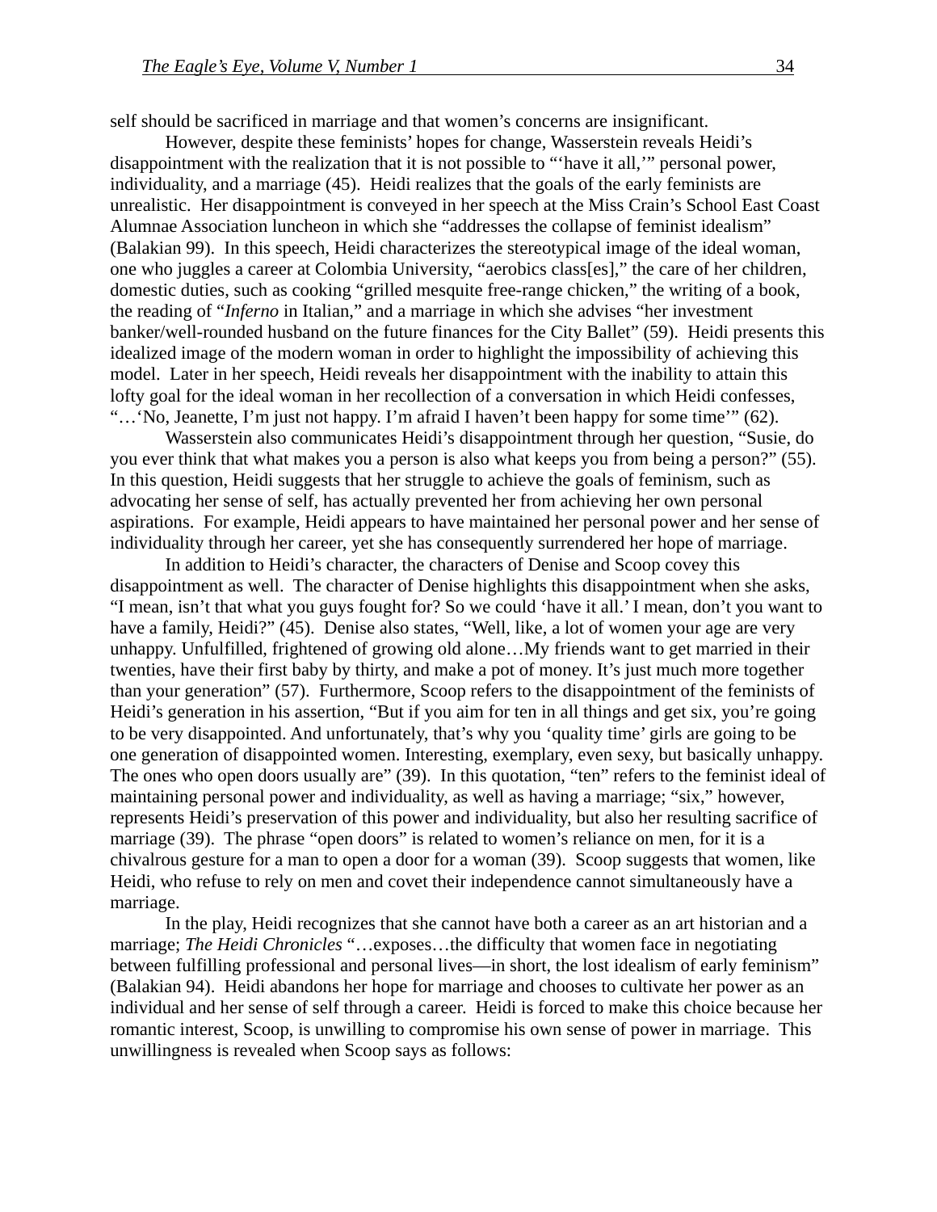self should be sacrificed in marriage and that women's concerns are insignificant.

However, despite these feminists' hopes for change, Wasserstein reveals Heidi's disappointment with the realization that it is not possible to "'have it all,'" personal power, individuality, and a marriage (45). Heidi realizes that the goals of the early feminists are unrealistic. Her disappointment is conveyed in her speech at the Miss Crain's School East Coast Alumnae Association luncheon in which she "addresses the collapse of feminist idealism" (Balakian 99). In this speech, Heidi characterizes the stereotypical image of the ideal woman, one who juggles a career at Colombia University, "aerobics class[es]," the care of her children, domestic duties, such as cooking "grilled mesquite free-range chicken," the writing of a book, the reading of "*Inferno* in Italian," and a marriage in which she advises "her investment banker/well-rounded husband on the future finances for the City Ballet" (59). Heidi presents this idealized image of the modern woman in order to highlight the impossibility of achieving this model. Later in her speech, Heidi reveals her disappointment with the inability to attain this lofty goal for the ideal woman in her recollection of a conversation in which Heidi confesses, "…'No, Jeanette, I'm just not happy. I'm afraid I haven't been happy for some time'" (62).

Wasserstein also communicates Heidi's disappointment through her question, "Susie, do you ever think that what makes you a person is also what keeps you from being a person?" (55). In this question, Heidi suggests that her struggle to achieve the goals of feminism, such as advocating her sense of self, has actually prevented her from achieving her own personal aspirations. For example, Heidi appears to have maintained her personal power and her sense of individuality through her career, yet she has consequently surrendered her hope of marriage.

In addition to Heidi's character, the characters of Denise and Scoop covey this disappointment as well. The character of Denise highlights this disappointment when she asks, "I mean, isn't that what you guys fought for? So we could 'have it all.' I mean, don't you want to have a family, Heidi?" (45). Denise also states, "Well, like, a lot of women your age are very unhappy. Unfulfilled, frightened of growing old alone…My friends want to get married in their twenties, have their first baby by thirty, and make a pot of money. It's just much more together than your generation" (57). Furthermore, Scoop refers to the disappointment of the feminists of Heidi's generation in his assertion, "But if you aim for ten in all things and get six, you're going to be very disappointed. And unfortunately, that's why you 'quality time' girls are going to be one generation of disappointed women. Interesting, exemplary, even sexy, but basically unhappy. The ones who open doors usually are" (39). In this quotation, "ten" refers to the feminist ideal of maintaining personal power and individuality, as well as having a marriage; "six," however, represents Heidi's preservation of this power and individuality, but also her resulting sacrifice of marriage (39). The phrase "open doors" is related to women's reliance on men, for it is a chivalrous gesture for a man to open a door for a woman (39). Scoop suggests that women, like Heidi, who refuse to rely on men and covet their independence cannot simultaneously have a marriage.

In the play, Heidi recognizes that she cannot have both a career as an art historian and a marriage; *The Heidi Chronicles* "…exposes…the difficulty that women face in negotiating between fulfilling professional and personal lives—in short, the lost idealism of early feminism" (Balakian 94). Heidi abandons her hope for marriage and chooses to cultivate her power as an individual and her sense of self through a career. Heidi is forced to make this choice because her romantic interest, Scoop, is unwilling to compromise his own sense of power in marriage. This unwillingness is revealed when Scoop says as follows: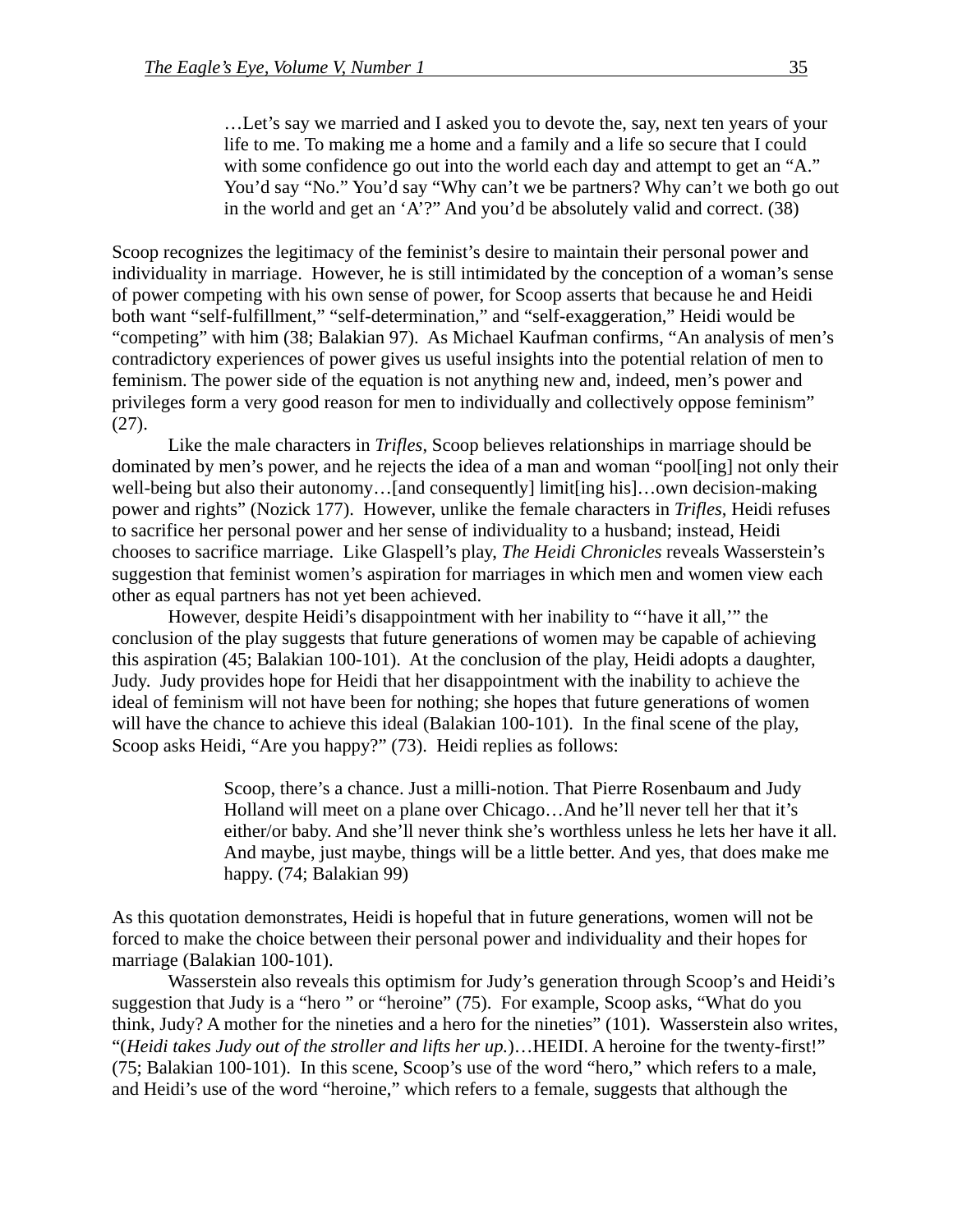> …Let's say we married and I asked you to devote the, say, next ten years of your life to me. To making me a home and a family and a life so secure that I could with some confidence go out into the world each day and attempt to get an "A." You'd say "No." You'd say "Why can't we be partners? Why can't we both go out in the world and get an 'A'?" And you'd be absolutely valid and correct. (38)

Scoop recognizes the legitimacy of the feminist's desire to maintain their personal power and individuality in marriage. However, he is still intimidated by the conception of a woman's sense of power competing with his own sense of power, for Scoop asserts that because he and Heidi both want "self-fulfillment," "self-determination," and "self-exaggeration," Heidi would be "competing" with him (38; Balakian 97). As Michael Kaufman confirms, "An analysis of men's contradictory experiences of power gives us useful insights into the potential relation of men to feminism. The power side of the equation is not anything new and, indeed, men's power and privileges form a very good reason for men to individually and collectively oppose feminism" (27).

Like the male characters in *Trifles*, Scoop believes relationships in marriage should be dominated by men's power, and he rejects the idea of a man and woman "pool[ing] not only their well-being but also their autonomy…[and consequently] limit[ing his]…own decision-making power and rights" (Nozick 177). However, unlike the female characters in *Trifles*, Heidi refuses to sacrifice her personal power and her sense of individuality to a husband; instead, Heidi chooses to sacrifice marriage. Like Glaspell's play, *The Heidi Chronicles* reveals Wasserstein's suggestion that feminist women's aspiration for marriages in which men and women view each other as equal partners has not yet been achieved.

However, despite Heidi's disappointment with her inability to "'have it all,'" the conclusion of the play suggests that future generations of women may be capable of achieving this aspiration (45; Balakian 100-101). At the conclusion of the play, Heidi adopts a daughter, Judy. Judy provides hope for Heidi that her disappointment with the inability to achieve the ideal of feminism will not have been for nothing; she hopes that future generations of women will have the chance to achieve this ideal (Balakian 100-101). In the final scene of the play, Scoop asks Heidi, "Are you happy?" (73). Heidi replies as follows:

> Scoop, there's a chance. Just a milli-notion. That Pierre Rosenbaum and Judy Holland will meet on a plane over Chicago…And he'll never tell her that it's either/or baby. And she'll never think she's worthless unless he lets her have it all. And maybe, just maybe, things will be a little better. And yes, that does make me happy. (74; Balakian 99)

As this quotation demonstrates, Heidi is hopeful that in future generations, women will not be forced to make the choice between their personal power and individuality and their hopes for marriage (Balakian 100-101).

Wasserstein also reveals this optimism for Judy's generation through Scoop's and Heidi's suggestion that Judy is a "hero " or "heroine" (75). For example, Scoop asks, "What do you think, Judy? A mother for the nineties and a hero for the nineties" (101). Wasserstein also writes, "(*Heidi takes Judy out of the stroller and lifts her up.*)…HEIDI. A heroine for the twenty-first!" (75; Balakian 100-101). In this scene, Scoop's use of the word "hero," which refers to a male, and Heidi's use of the word "heroine," which refers to a female, suggests that although the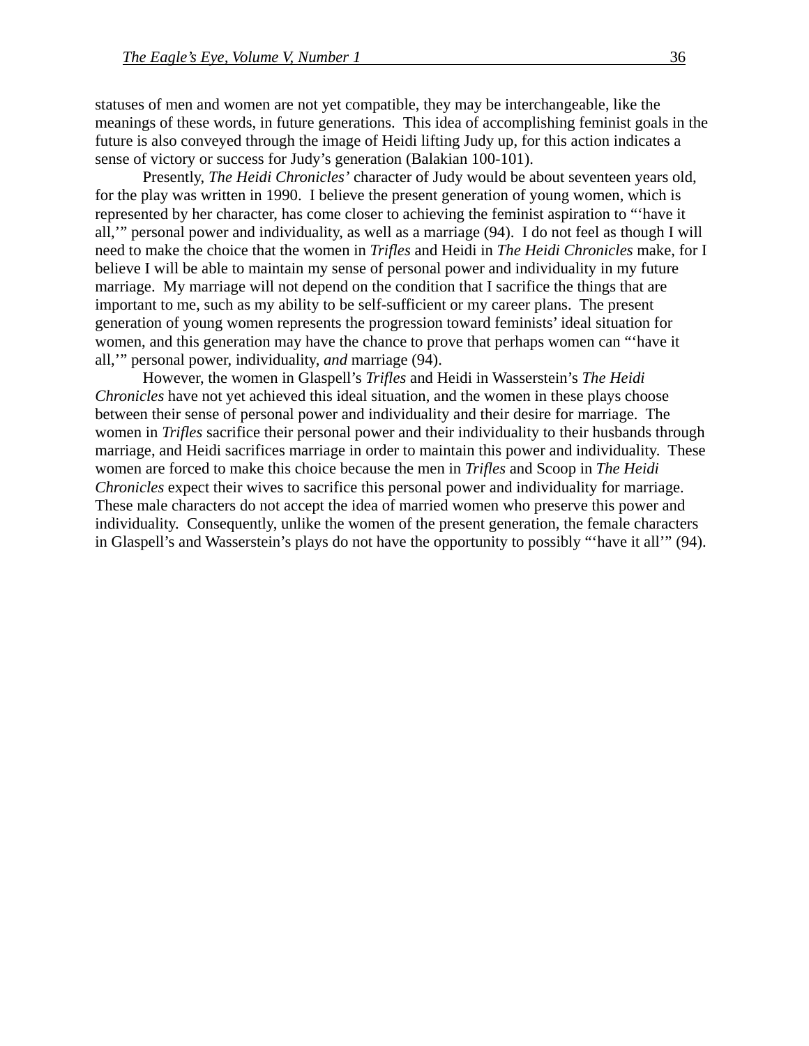statuses of men and women are not yet compatible, they may be interchangeable, like the meanings of these words, in future generations. This idea of accomplishing feminist goals in the future is also conveyed through the image of Heidi lifting Judy up, for this action indicates a sense of victory or success for Judy's generation (Balakian 100-101).

Presently, *The Heidi Chronicles'* character of Judy would be about seventeen years old, for the play was written in 1990. I believe the present generation of young women, which is represented by her character, has come closer to achieving the feminist aspiration to "'have it all,'" personal power and individuality, as well as a marriage (94). I do not feel as though I will need to make the choice that the women in *Trifles* and Heidi in *The Heidi Chronicles* make, for I believe I will be able to maintain my sense of personal power and individuality in my future marriage. My marriage will not depend on the condition that I sacrifice the things that are important to me, such as my ability to be self-sufficient or my career plans. The present generation of young women represents the progression toward feminists' ideal situation for women, and this generation may have the chance to prove that perhaps women can "'have it all,'" personal power, individuality, *and* marriage (94).

However, the women in Glaspell's *Trifles* and Heidi in Wasserstein's *The Heidi Chronicles* have not yet achieved this ideal situation, and the women in these plays choose between their sense of personal power and individuality and their desire for marriage. The women in *Trifles* sacrifice their personal power and their individuality to their husbands through marriage, and Heidi sacrifices marriage in order to maintain this power and individuality. These women are forced to make this choice because the men in *Trifles* and Scoop in *The Heidi Chronicles* expect their wives to sacrifice this personal power and individuality for marriage. These male characters do not accept the idea of married women who preserve this power and individuality. Consequently, unlike the women of the present generation, the female characters in Glaspell's and Wasserstein's plays do not have the opportunity to possibly "'have it all'" (94).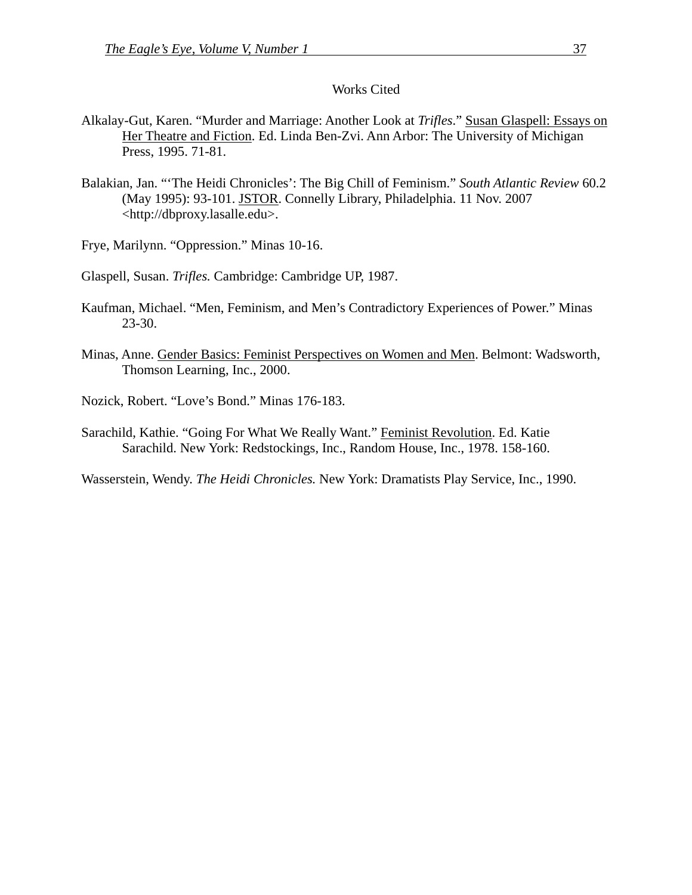## Works Cited

Alkalay-Gut, Karen. "Murder and Marriage: Another Look at *Trifles*." Susan Glaspell: Essays on Her Theatre and Fiction. Ed. Linda Ben-Zvi. Ann Arbor: The University of Michigan Press, 1995. 71-81.

Balakian, Jan. "'The Heidi Chronicles': The Big Chill of Feminism." *South Atlantic Review* 60.2 (May 1995): 93-101. JSTOR. Connelly Library, Philadelphia. 11 Nov. 2007 <http://dbproxy.lasalle.edu>.

Frye, Marilynn. "Oppression." Minas 10-16.

Glaspell, Susan. *Trifles.* Cambridge: Cambridge UP, 1987.

Kaufman, Michael. "Men, Feminism, and Men's Contradictory Experiences of Power." Minas 23-30.

Minas, Anne. Gender Basics: Feminist Perspectives on Women and Men. Belmont: Wadsworth, Thomson Learning, Inc., 2000.

Nozick, Robert. "Love's Bond." Minas 176-183.

Sarachild, Kathie. "Going For What We Really Want." Feminist Revolution. Ed. Katie Sarachild. New York: Redstockings, Inc., Random House, Inc., 1978. 158-160.

Wasserstein, Wendy. *The Heidi Chronicles.* New York: Dramatists Play Service, Inc., 1990.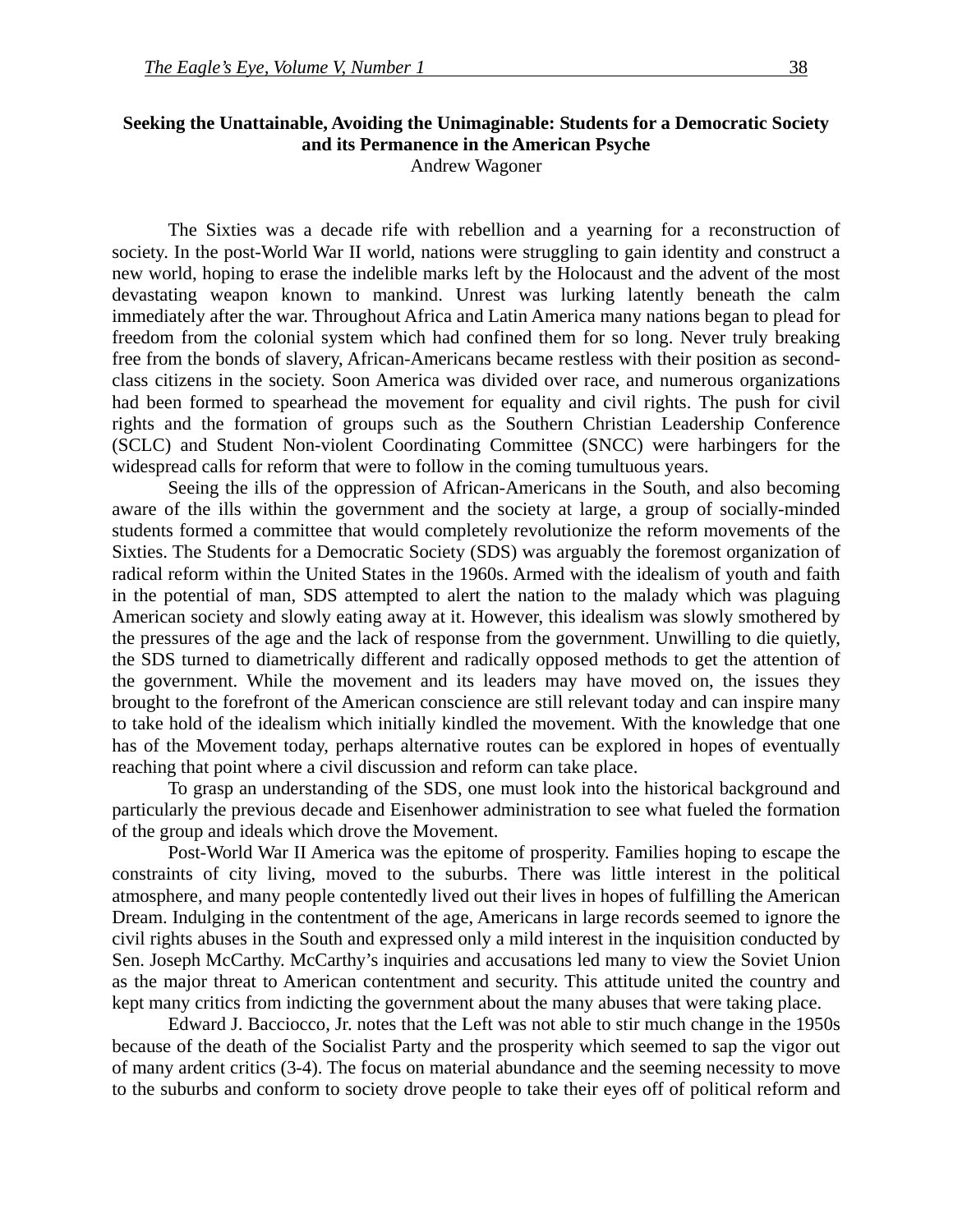**Seeking the Unattainable, Avoiding the Unimaginable: Students for a Democratic Society and its Permanence in the American Psyche**

Andrew Wagoner

The Sixties was a decade rife with rebellion and a yearning for a reconstruction of society. In the post-World War II world, nations were struggling to gain identity and construct a new world, hoping to erase the indelible marks left by the Holocaust and the advent of the most devastating weapon known to mankind. Unrest was lurking latently beneath the calm immediately after the war. Throughout Africa and Latin America many nations began to plead for freedom from the colonial system which had confined them for so long. Never truly breaking free from the bonds of slavery, African-Americans became restless with their position as second-class citizens in the society. Soon America was divided over race, and numerous organizations had been formed to spearhead the movement for equality and civil rights. The push for civil rights and the formation of groups such as the Southern Christian Leadership Conference (SCLC) and Student Non-violent Coordinating Committee (SNCC) were harbingers for the widespread calls for reform that were to follow in the coming tumultuous years.

Seeing the ills of the oppression of African-Americans in the South, and also becoming aware of the ills within the government and the society at large, a group of socially-minded students formed a committee that would completely revolutionize the reform movements of the Sixties. The Students for a Democratic Society (SDS) was arguably the foremost organization of radical reform within the United States in the 1960s. Armed with the idealism of youth and faith in the potential of man, SDS attempted to alert the nation to the malady which was plaguing American society and slowly eating away at it. However, this idealism was slowly smothered by the pressures of the age and the lack of response from the government. Unwilling to die quietly, the SDS turned to diametrically different and radically opposed methods to get the attention of the government. While the movement and its leaders may have moved on, the issues they brought to the forefront of the American conscience are still relevant today and can inspire many to take hold of the idealism which initially kindled the movement. With the knowledge that one has of the Movement today, perhaps alternative routes can be explored in hopes of eventually reaching that point where a civil discussion and reform can take place.

To grasp an understanding of the SDS, one must look into the historical background and particularly the previous decade and Eisenhower administration to see what fueled the formation of the group and ideals which drove the Movement.

Post-World War II America was the epitome of prosperity. Families hoping to escape the constraints of city living, moved to the suburbs. There was little interest in the political atmosphere, and many people contentedly lived out their lives in hopes of fulfilling the American Dream. Indulging in the contentment of the age, Americans in large records seemed to ignore the civil rights abuses in the South and expressed only a mild interest in the inquisition conducted by Sen. Joseph McCarthy. McCarthy's inquiries and accusations led many to view the Soviet Union as the major threat to American contentment and security. This attitude united the country and kept many critics from indicting the government about the many abuses that were taking place.

Edward J. Bacciocco, Jr. notes that the Left was not able to stir much change in the 1950s because of the death of the Socialist Party and the prosperity which seemed to sap the vigor out of many ardent critics (3-4). The focus on material abundance and the seeming necessity to move to the suburbs and conform to society drove people to take their eyes off of political reform and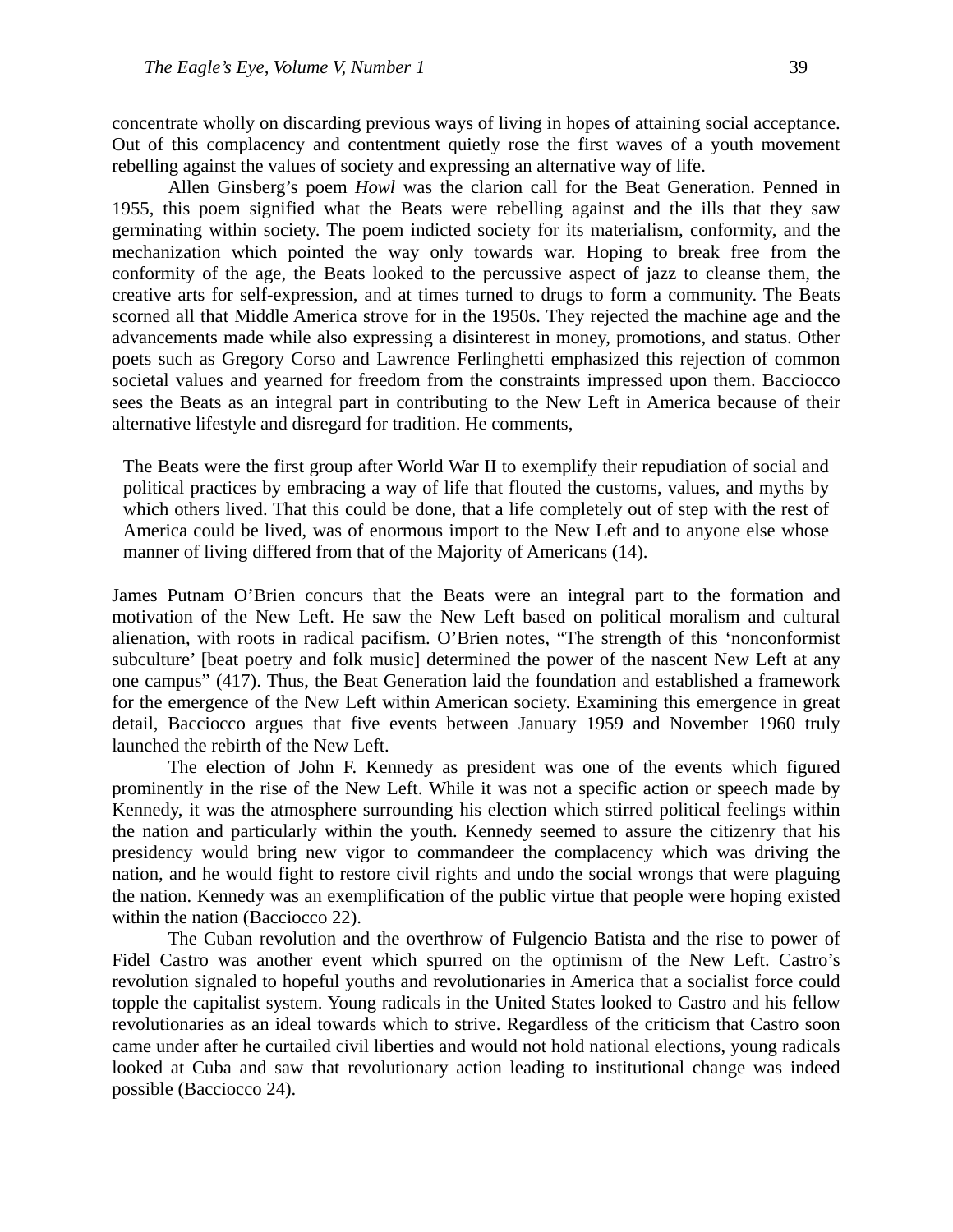concentrate wholly on discarding previous ways of living in hopes of attaining social acceptance. Out of this complacency and contentment quietly rose the first waves of a youth movement rebelling against the values of society and expressing an alternative way of life.

Allen Ginsberg's poem *Howl* was the clarion call for the Beat Generation. Penned in 1955, this poem signified what the Beats were rebelling against and the ills that they saw germinating within society. The poem indicted society for its materialism, conformity, and the mechanization which pointed the way only towards war. Hoping to break free from the conformity of the age, the Beats looked to the percussive aspect of jazz to cleanse them, the creative arts for self-expression, and at times turned to drugs to form a community. The Beats scorned all that Middle America strove for in the 1950s. They rejected the machine age and the advancements made while also expressing a disinterest in money, promotions, and status. Other poets such as Gregory Corso and Lawrence Ferlinghetti emphasized this rejection of common societal values and yearned for freedom from the constraints impressed upon them. Bacciocco sees the Beats as an integral part in contributing to the New Left in America because of their alternative lifestyle and disregard for tradition. He comments,

> The Beats were the first group after World War II to exemplify their repudiation of social and political practices by embracing a way of life that flouted the customs, values, and myths by which others lived. That this could be done, that a life completely out of step with the rest of America could be lived, was of enormous import to the New Left and to anyone else whose manner of living differed from that of the Majority of Americans (14).

James Putnam O'Brien concurs that the Beats were an integral part to the formation and motivation of the New Left. He saw the New Left based on political moralism and cultural alienation, with roots in radical pacifism. O'Brien notes, "The strength of this 'nonconformist subculture' [beat poetry and folk music] determined the power of the nascent New Left at any one campus" (417). Thus, the Beat Generation laid the foundation and established a framework for the emergence of the New Left within American society. Examining this emergence in great detail, Bacciocco argues that five events between January 1959 and November 1960 truly launched the rebirth of the New Left.

The election of John F. Kennedy as president was one of the events which figured prominently in the rise of the New Left. While it was not a specific action or speech made by Kennedy, it was the atmosphere surrounding his election which stirred political feelings within the nation and particularly within the youth. Kennedy seemed to assure the citizenry that his presidency would bring new vigor to commandeer the complacency which was driving the nation, and he would fight to restore civil rights and undo the social wrongs that were plaguing the nation. Kennedy was an exemplification of the public virtue that people were hoping existed within the nation (Bacciocco 22).

The Cuban revolution and the overthrow of Fulgencio Batista and the rise to power of Fidel Castro was another event which spurred on the optimism of the New Left. Castro's revolution signaled to hopeful youths and revolutionaries in America that a socialist force could topple the capitalist system. Young radicals in the United States looked to Castro and his fellow revolutionaries as an ideal towards which to strive. Regardless of the criticism that Castro soon came under after he curtailed civil liberties and would not hold national elections, young radicals looked at Cuba and saw that revolutionary action leading to institutional change was indeed possible (Bacciocco 24).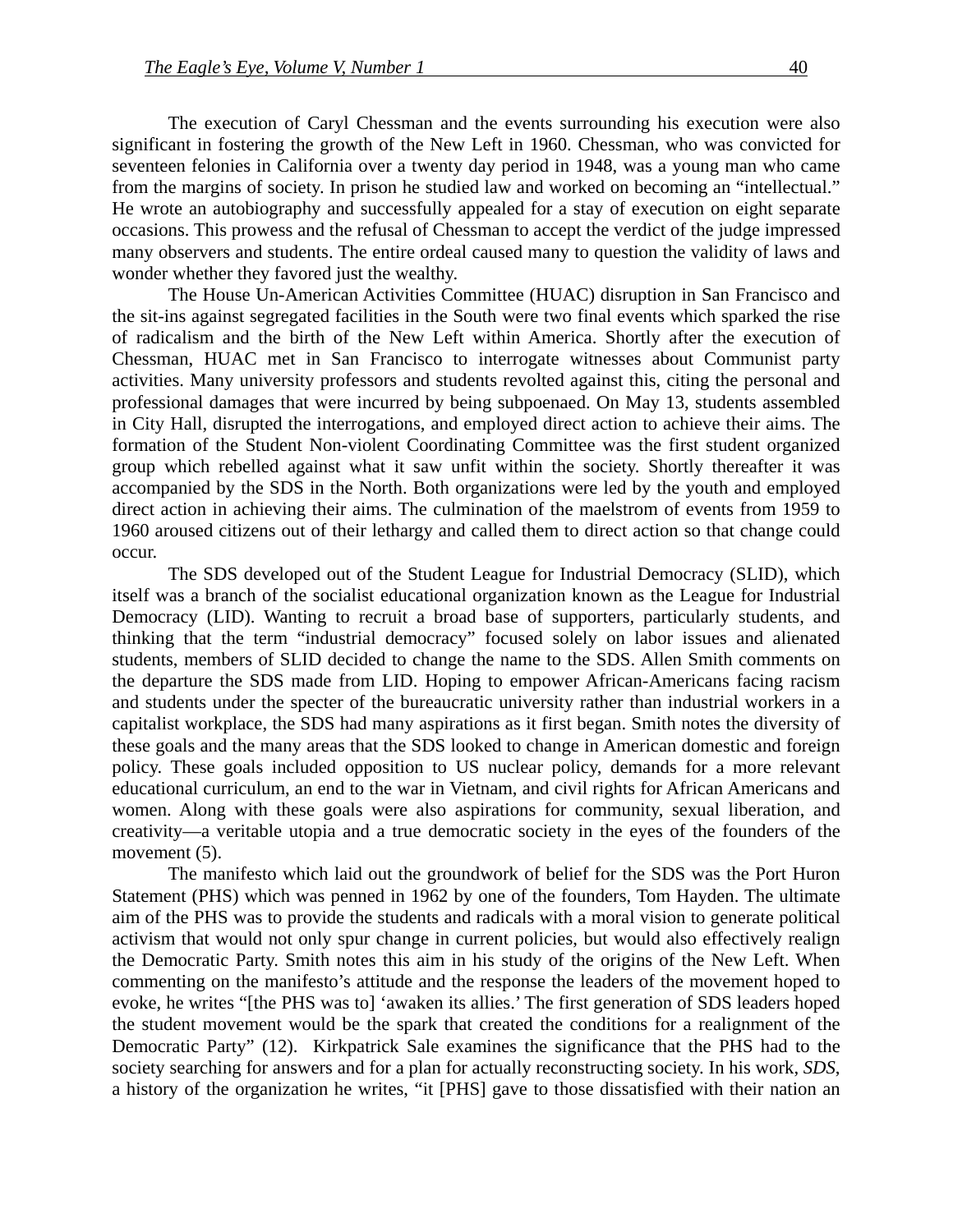The execution of Caryl Chessman and the events surrounding his execution were also significant in fostering the growth of the New Left in 1960. Chessman, who was convicted for seventeen felonies in California over a twenty day period in 1948, was a young man who came from the margins of society. In prison he studied law and worked on becoming an "intellectual." He wrote an autobiography and successfully appealed for a stay of execution on eight separate occasions. This prowess and the refusal of Chessman to accept the verdict of the judge impressed many observers and students. The entire ordeal caused many to question the validity of laws and wonder whether they favored just the wealthy.

The House Un-American Activities Committee (HUAC) disruption in San Francisco and the sit-ins against segregated facilities in the South were two final events which sparked the rise of radicalism and the birth of the New Left within America. Shortly after the execution of Chessman, HUAC met in San Francisco to interrogate witnesses about Communist party activities. Many university professors and students revolted against this, citing the personal and professional damages that were incurred by being subpoenaed. On May 13, students assembled in City Hall, disrupted the interrogations, and employed direct action to achieve their aims. The formation of the Student Non-violent Coordinating Committee was the first student organized group which rebelled against what it saw unfit within the society. Shortly thereafter it was accompanied by the SDS in the North. Both organizations were led by the youth and employed direct action in achieving their aims. The culmination of the maelstrom of events from 1959 to 1960 aroused citizens out of their lethargy and called them to direct action so that change could occur.

The SDS developed out of the Student League for Industrial Democracy (SLID), which itself was a branch of the socialist educational organization known as the League for Industrial Democracy (LID). Wanting to recruit a broad base of supporters, particularly students, and thinking that the term "industrial democracy" focused solely on labor issues and alienated students, members of SLID decided to change the name to the SDS. Allen Smith comments on the departure the SDS made from LID. Hoping to empower African-Americans facing racism and students under the specter of the bureaucratic university rather than industrial workers in a capitalist workplace, the SDS had many aspirations as it first began. Smith notes the diversity of these goals and the many areas that the SDS looked to change in American domestic and foreign policy. These goals included opposition to US nuclear policy, demands for a more relevant educational curriculum, an end to the war in Vietnam, and civil rights for African Americans and women. Along with these goals were also aspirations for community, sexual liberation, and creativity—a veritable utopia and a true democratic society in the eyes of the founders of the movement (5).

The manifesto which laid out the groundwork of belief for the SDS was the Port Huron Statement (PHS) which was penned in 1962 by one of the founders, Tom Hayden. The ultimate aim of the PHS was to provide the students and radicals with a moral vision to generate political activism that would not only spur change in current policies, but would also effectively realign the Democratic Party. Smith notes this aim in his study of the origins of the New Left. When commenting on the manifesto's attitude and the response the leaders of the movement hoped to evoke, he writes "[the PHS was to] 'awaken its allies.' The first generation of SDS leaders hoped the student movement would be the spark that created the conditions for a realignment of the Democratic Party" (12). Kirkpatrick Sale examines the significance that the PHS had to the society searching for answers and for a plan for actually reconstructing society. In his work, *SDS*, a history of the organization he writes, "it [PHS] gave to those dissatisfied with their nation an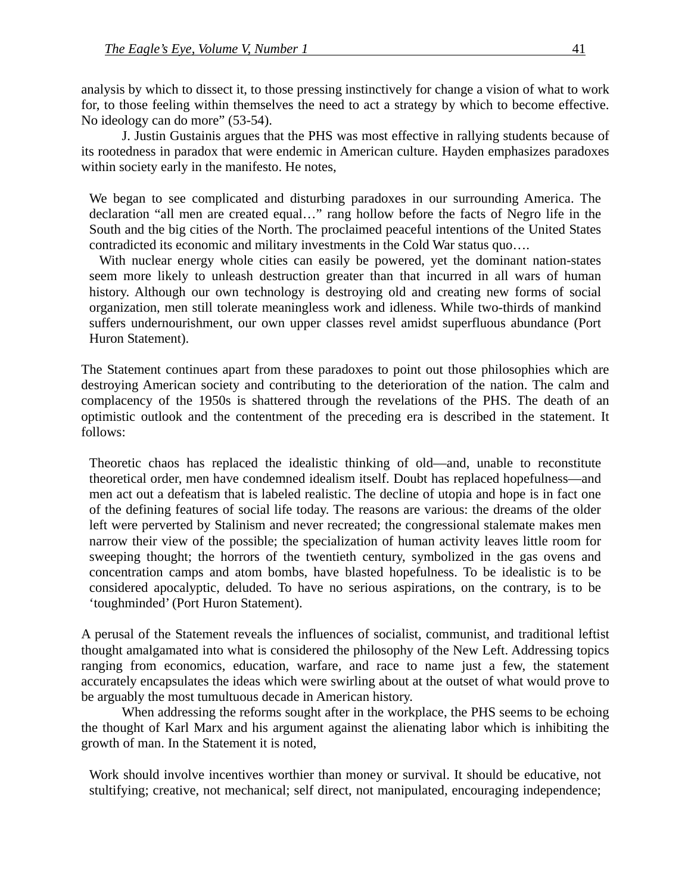analysis by which to dissect it, to those pressing instinctively for change a vision of what to work for, to those feeling within themselves the need to act a strategy by which to become effective. No ideology can do more" (53-54).

J. Justin Gustainis argues that the PHS was most effective in rallying students because of its rootedness in paradox that were endemic in American culture. Hayden emphasizes paradoxes within society early in the manifesto. He notes,

> We began to see complicated and disturbing paradoxes in our surrounding America. The declaration "all men are created equal…" rang hollow before the facts of Negro life in the South and the big cities of the North. The proclaimed peaceful intentions of the United States contradicted its economic and military investments in the Cold War status quo….
>
> With nuclear energy whole cities can easily be powered, yet the dominant nation-states seem more likely to unleash destruction greater than that incurred in all wars of human history. Although our own technology is destroying old and creating new forms of social organization, men still tolerate meaningless work and idleness. While two-thirds of mankind suffers undernourishment, our own upper classes revel amidst superfluous abundance (Port Huron Statement).

The Statement continues apart from these paradoxes to point out those philosophies which are destroying American society and contributing to the deterioration of the nation. The calm and complacency of the 1950s is shattered through the revelations of the PHS. The death of an optimistic outlook and the contentment of the preceding era is described in the statement. It follows:

> Theoretic chaos has replaced the idealistic thinking of old—and, unable to reconstitute theoretical order, men have condemned idealism itself. Doubt has replaced hopefulness—and men act out a defeatism that is labeled realistic. The decline of utopia and hope is in fact one of the defining features of social life today. The reasons are various: the dreams of the older left were perverted by Stalinism and never recreated; the congressional stalemate makes men narrow their view of the possible; the specialization of human activity leaves little room for sweeping thought; the horrors of the twentieth century, symbolized in the gas ovens and concentration camps and atom bombs, have blasted hopefulness. To be idealistic is to be considered apocalyptic, deluded. To have no serious aspirations, on the contrary, is to be 'toughminded' (Port Huron Statement).

A perusal of the Statement reveals the influences of socialist, communist, and traditional leftist thought amalgamated into what is considered the philosophy of the New Left. Addressing topics ranging from economics, education, warfare, and race to name just a few, the statement accurately encapsulates the ideas which were swirling about at the outset of what would prove to be arguably the most tumultuous decade in American history.

When addressing the reforms sought after in the workplace, the PHS seems to be echoing the thought of Karl Marx and his argument against the alienating labor which is inhibiting the growth of man. In the Statement it is noted,

> Work should involve incentives worthier than money or survival. It should be educative, not stultifying; creative, not mechanical; self direct, not manipulated, encouraging independence;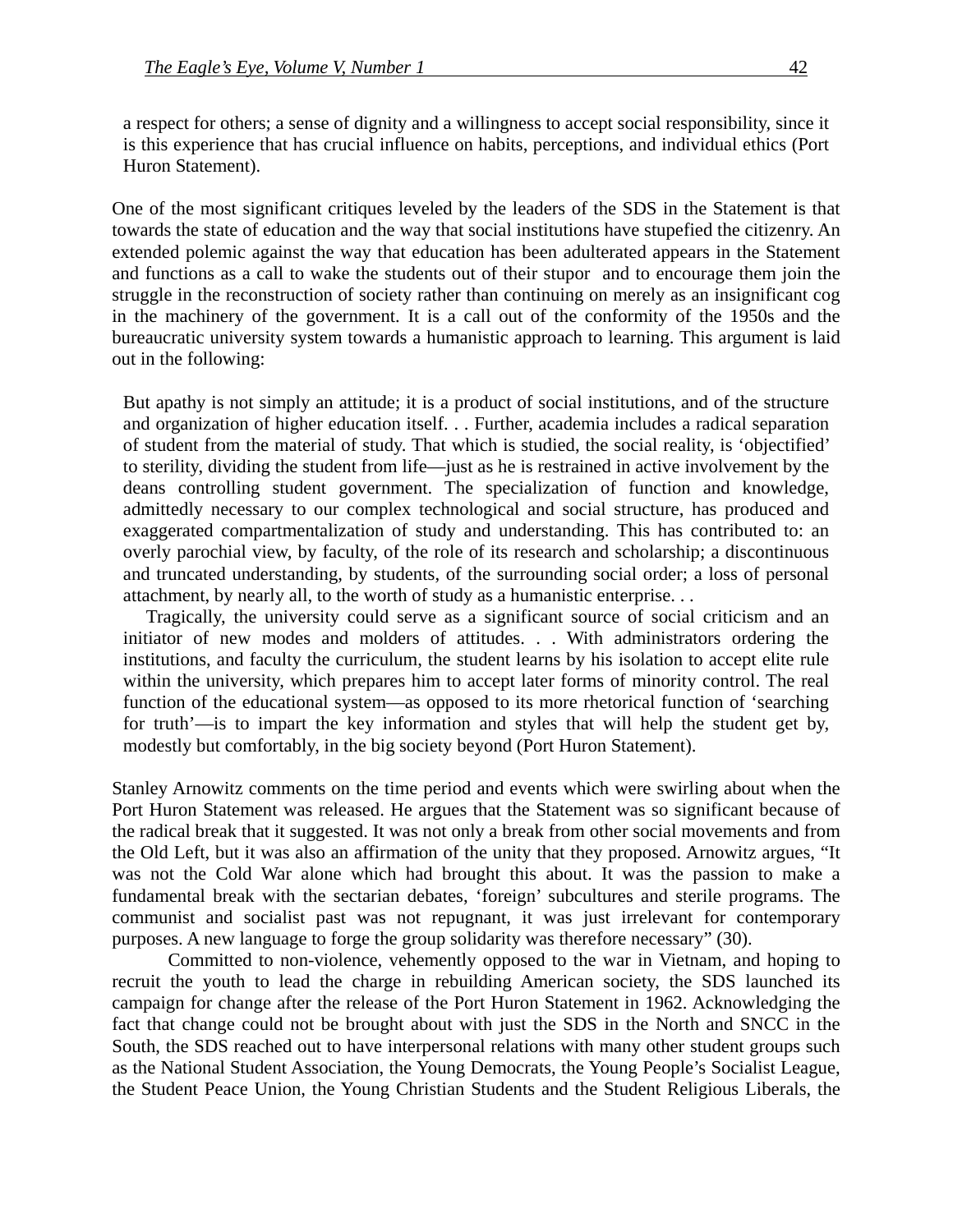> a respect for others; a sense of dignity and a willingness to accept social responsibility, since it is this experience that has crucial influence on habits, perceptions, and individual ethics (Port Huron Statement).

One of the most significant critiques leveled by the leaders of the SDS in the Statement is that towards the state of education and the way that social institutions have stupefied the citizenry. An extended polemic against the way that education has been adulterated appears in the Statement and functions as a call to wake the students out of their stupor and to encourage them join the struggle in the reconstruction of society rather than continuing on merely as an insignificant cog in the machinery of the government. It is a call out of the conformity of the 1950s and the bureaucratic university system towards a humanistic approach to learning. This argument is laid out in the following:

> But apathy is not simply an attitude; it is a product of social institutions, and of the structure and organization of higher education itself. . . Further, academia includes a radical separation of student from the material of study. That which is studied, the social reality, is 'objectified' to sterility, dividing the student from life—just as he is restrained in active involvement by the deans controlling student government. The specialization of function and knowledge, admittedly necessary to our complex technological and social structure, has produced and exaggerated compartmentalization of study and understanding. This has contributed to: an overly parochial view, by faculty, of the role of its research and scholarship; a discontinuous and truncated understanding, by students, of the surrounding social order; a loss of personal attachment, by nearly all, to the worth of study as a humanistic enterprise. . .
>
> Tragically, the university could serve as a significant source of social criticism and an initiator of new modes and molders of attitudes. . . With administrators ordering the institutions, and faculty the curriculum, the student learns by his isolation to accept elite rule within the university, which prepares him to accept later forms of minority control. The real function of the educational system—as opposed to its more rhetorical function of 'searching for truth'—is to impart the key information and styles that will help the student get by, modestly but comfortably, in the big society beyond (Port Huron Statement).

Stanley Arnowitz comments on the time period and events which were swirling about when the Port Huron Statement was released. He argues that the Statement was so significant because of the radical break that it suggested. It was not only a break from other social movements and from the Old Left, but it was also an affirmation of the unity that they proposed. Arnowitz argues, "It was not the Cold War alone which had brought this about. It was the passion to make a fundamental break with the sectarian debates, 'foreign' subcultures and sterile programs. The communist and socialist past was not repugnant, it was just irrelevant for contemporary purposes. A new language to forge the group solidarity was therefore necessary" (30).

Committed to non-violence, vehemently opposed to the war in Vietnam, and hoping to recruit the youth to lead the charge in rebuilding American society, the SDS launched its campaign for change after the release of the Port Huron Statement in 1962. Acknowledging the fact that change could not be brought about with just the SDS in the North and SNCC in the South, the SDS reached out to have interpersonal relations with many other student groups such as the National Student Association, the Young Democrats, the Young People's Socialist League, the Student Peace Union, the Young Christian Students and the Student Religious Liberals, the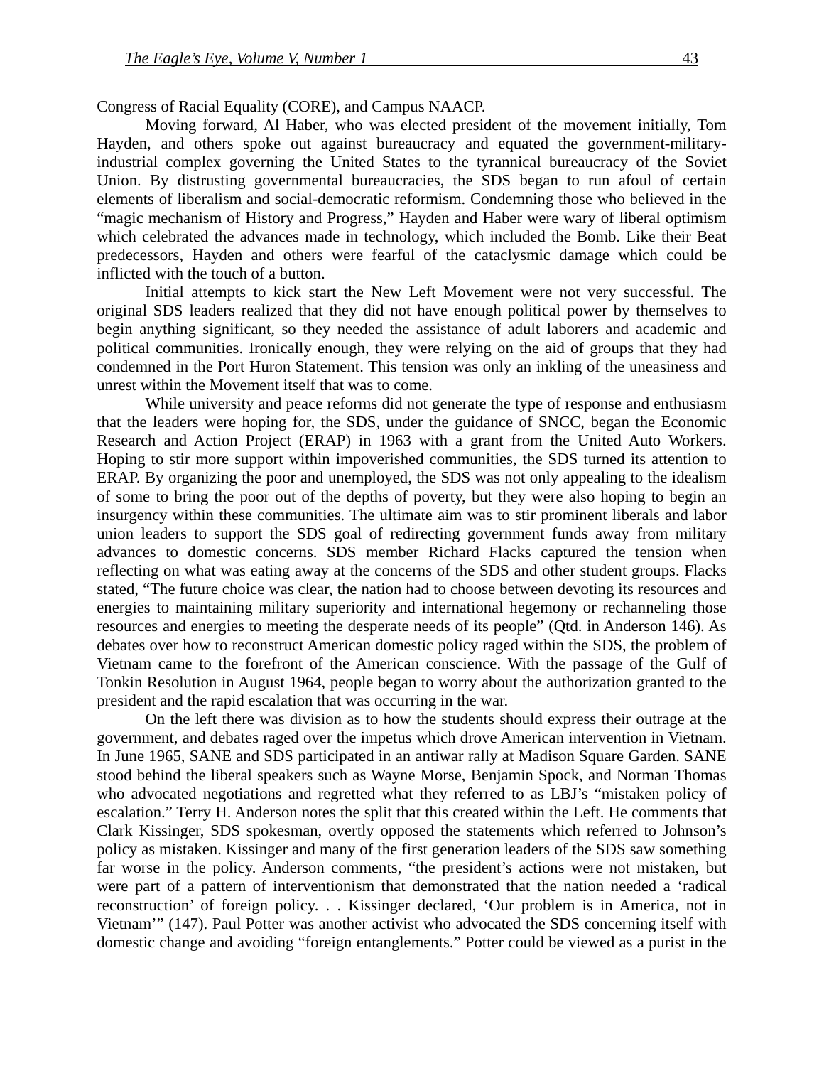Congress of Racial Equality (CORE), and Campus NAACP.

Moving forward, Al Haber, who was elected president of the movement initially, Tom Hayden, and others spoke out against bureaucracy and equated the government-military-industrial complex governing the United States to the tyrannical bureaucracy of the Soviet Union. By distrusting governmental bureaucracies, the SDS began to run afoul of certain elements of liberalism and social-democratic reformism. Condemning those who believed in the "magic mechanism of History and Progress," Hayden and Haber were wary of liberal optimism which celebrated the advances made in technology, which included the Bomb. Like their Beat predecessors, Hayden and others were fearful of the cataclysmic damage which could be inflicted with the touch of a button.

Initial attempts to kick start the New Left Movement were not very successful. The original SDS leaders realized that they did not have enough political power by themselves to begin anything significant, so they needed the assistance of adult laborers and academic and political communities. Ironically enough, they were relying on the aid of groups that they had condemned in the Port Huron Statement. This tension was only an inkling of the uneasiness and unrest within the Movement itself that was to come.

While university and peace reforms did not generate the type of response and enthusiasm that the leaders were hoping for, the SDS, under the guidance of SNCC, began the Economic Research and Action Project (ERAP) in 1963 with a grant from the United Auto Workers. Hoping to stir more support within impoverished communities, the SDS turned its attention to ERAP. By organizing the poor and unemployed, the SDS was not only appealing to the idealism of some to bring the poor out of the depths of poverty, but they were also hoping to begin an insurgency within these communities. The ultimate aim was to stir prominent liberals and labor union leaders to support the SDS goal of redirecting government funds away from military advances to domestic concerns. SDS member Richard Flacks captured the tension when reflecting on what was eating away at the concerns of the SDS and other student groups. Flacks stated, "The future choice was clear, the nation had to choose between devoting its resources and energies to maintaining military superiority and international hegemony or rechanneling those resources and energies to meeting the desperate needs of its people" (Qtd. in Anderson 146). As debates over how to reconstruct American domestic policy raged within the SDS, the problem of Vietnam came to the forefront of the American conscience. With the passage of the Gulf of Tonkin Resolution in August 1964, people began to worry about the authorization granted to the president and the rapid escalation that was occurring in the war.

On the left there was division as to how the students should express their outrage at the government, and debates raged over the impetus which drove American intervention in Vietnam. In June 1965, SANE and SDS participated in an antiwar rally at Madison Square Garden. SANE stood behind the liberal speakers such as Wayne Morse, Benjamin Spock, and Norman Thomas who advocated negotiations and regretted what they referred to as LBJ's "mistaken policy of escalation." Terry H. Anderson notes the split that this created within the Left. He comments that Clark Kissinger, SDS spokesman, overtly opposed the statements which referred to Johnson's policy as mistaken. Kissinger and many of the first generation leaders of the SDS saw something far worse in the policy. Anderson comments, "the president's actions were not mistaken, but were part of a pattern of interventionism that demonstrated that the nation needed a 'radical reconstruction' of foreign policy. . . Kissinger declared, 'Our problem is in America, not in Vietnam'" (147). Paul Potter was another activist who advocated the SDS concerning itself with domestic change and avoiding "foreign entanglements." Potter could be viewed as a purist in the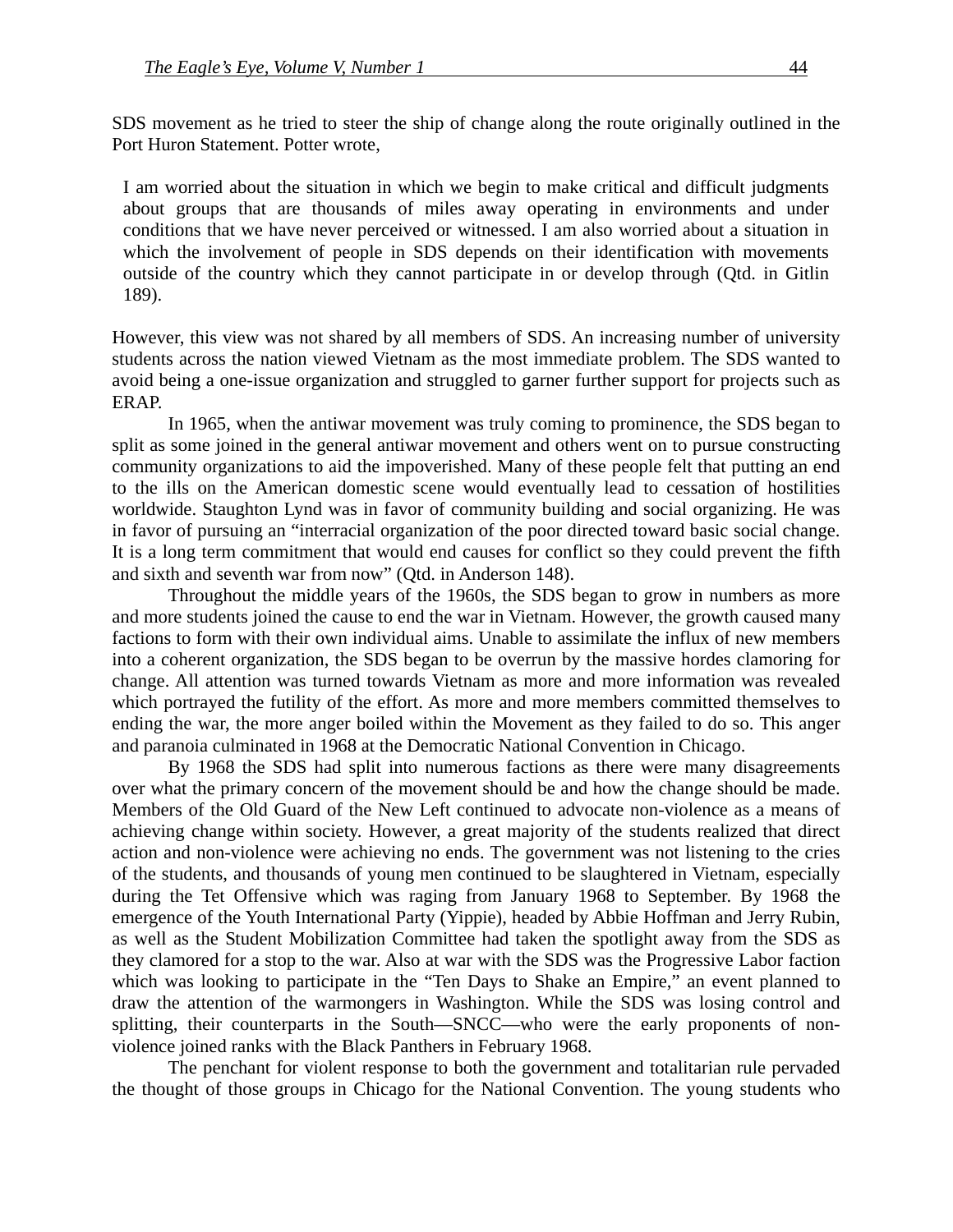SDS movement as he tried to steer the ship of change along the route originally outlined in the Port Huron Statement. Potter wrote,

> I am worried about the situation in which we begin to make critical and difficult judgments about groups that are thousands of miles away operating in environments and under conditions that we have never perceived or witnessed. I am also worried about a situation in which the involvement of people in SDS depends on their identification with movements outside of the country which they cannot participate in or develop through (Qtd. in Gitlin 189).

However, this view was not shared by all members of SDS. An increasing number of university students across the nation viewed Vietnam as the most immediate problem. The SDS wanted to avoid being a one-issue organization and struggled to garner further support for projects such as ERAP.

In 1965, when the antiwar movement was truly coming to prominence, the SDS began to split as some joined in the general antiwar movement and others went on to pursue constructing community organizations to aid the impoverished. Many of these people felt that putting an end to the ills on the American domestic scene would eventually lead to cessation of hostilities worldwide. Staughton Lynd was in favor of community building and social organizing. He was in favor of pursuing an "interracial organization of the poor directed toward basic social change. It is a long term commitment that would end causes for conflict so they could prevent the fifth and sixth and seventh war from now" (Qtd. in Anderson 148).

Throughout the middle years of the 1960s, the SDS began to grow in numbers as more and more students joined the cause to end the war in Vietnam. However, the growth caused many factions to form with their own individual aims. Unable to assimilate the influx of new members into a coherent organization, the SDS began to be overrun by the massive hordes clamoring for change. All attention was turned towards Vietnam as more and more information was revealed which portrayed the futility of the effort. As more and more members committed themselves to ending the war, the more anger boiled within the Movement as they failed to do so. This anger and paranoia culminated in 1968 at the Democratic National Convention in Chicago.

By 1968 the SDS had split into numerous factions as there were many disagreements over what the primary concern of the movement should be and how the change should be made. Members of the Old Guard of the New Left continued to advocate non-violence as a means of achieving change within society. However, a great majority of the students realized that direct action and non-violence were achieving no ends. The government was not listening to the cries of the students, and thousands of young men continued to be slaughtered in Vietnam, especially during the Tet Offensive which was raging from January 1968 to September. By 1968 the emergence of the Youth International Party (Yippie), headed by Abbie Hoffman and Jerry Rubin, as well as the Student Mobilization Committee had taken the spotlight away from the SDS as they clamored for a stop to the war. Also at war with the SDS was the Progressive Labor faction which was looking to participate in the "Ten Days to Shake an Empire," an event planned to draw the attention of the warmongers in Washington. While the SDS was losing control and splitting, their counterparts in the South—SNCC—who were the early proponents of non-violence joined ranks with the Black Panthers in February 1968.

The penchant for violent response to both the government and totalitarian rule pervaded the thought of those groups in Chicago for the National Convention. The young students who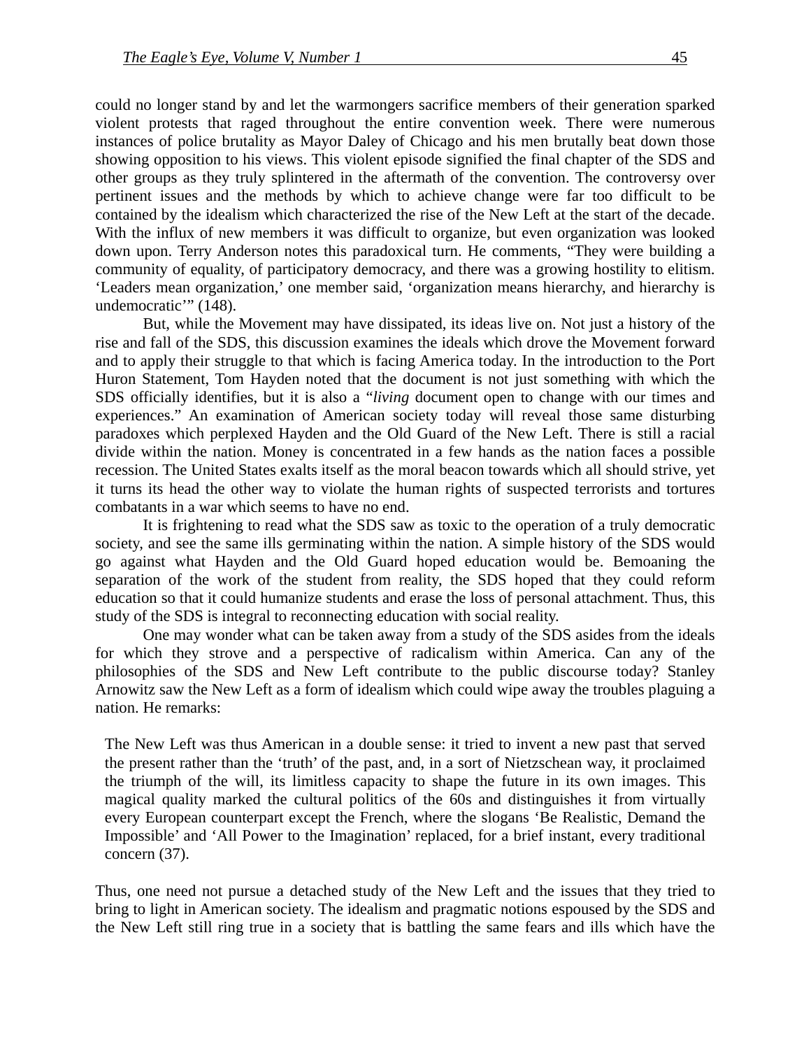could no longer stand by and let the warmongers sacrifice members of their generation sparked violent protests that raged throughout the entire convention week. There were numerous instances of police brutality as Mayor Daley of Chicago and his men brutally beat down those showing opposition to his views. This violent episode signified the final chapter of the SDS and other groups as they truly splintered in the aftermath of the convention. The controversy over pertinent issues and the methods by which to achieve change were far too difficult to be contained by the idealism which characterized the rise of the New Left at the start of the decade. With the influx of new members it was difficult to organize, but even organization was looked down upon. Terry Anderson notes this paradoxical turn. He comments, "They were building a community of equality, of participatory democracy, and there was a growing hostility to elitism. 'Leaders mean organization,' one member said, 'organization means hierarchy, and hierarchy is undemocratic'" (148).

But, while the Movement may have dissipated, its ideas live on. Not just a history of the rise and fall of the SDS, this discussion examines the ideals which drove the Movement forward and to apply their struggle to that which is facing America today. In the introduction to the Port Huron Statement, Tom Hayden noted that the document is not just something with which the SDS officially identifies, but it is also a "*living* document open to change with our times and experiences." An examination of American society today will reveal those same disturbing paradoxes which perplexed Hayden and the Old Guard of the New Left. There is still a racial divide within the nation. Money is concentrated in a few hands as the nation faces a possible recession. The United States exalts itself as the moral beacon towards which all should strive, yet it turns its head the other way to violate the human rights of suspected terrorists and tortures combatants in a war which seems to have no end.

It is frightening to read what the SDS saw as toxic to the operation of a truly democratic society, and see the same ills germinating within the nation. A simple history of the SDS would go against what Hayden and the Old Guard hoped education would be. Bemoaning the separation of the work of the student from reality, the SDS hoped that they could reform education so that it could humanize students and erase the loss of personal attachment. Thus, this study of the SDS is integral to reconnecting education with social reality.

One may wonder what can be taken away from a study of the SDS asides from the ideals for which they strove and a perspective of radicalism within America. Can any of the philosophies of the SDS and New Left contribute to the public discourse today? Stanley Arnowitz saw the New Left as a form of idealism which could wipe away the troubles plaguing a nation. He remarks:

> The New Left was thus American in a double sense: it tried to invent a new past that served the present rather than the 'truth' of the past, and, in a sort of Nietzschean way, it proclaimed the triumph of the will, its limitless capacity to shape the future in its own images. This magical quality marked the cultural politics of the 60s and distinguishes it from virtually every European counterpart except the French, where the slogans 'Be Realistic, Demand the Impossible' and 'All Power to the Imagination' replaced, for a brief instant, every traditional concern (37).

Thus, one need not pursue a detached study of the New Left and the issues that they tried to bring to light in American society. The idealism and pragmatic notions espoused by the SDS and the New Left still ring true in a society that is battling the same fears and ills which have the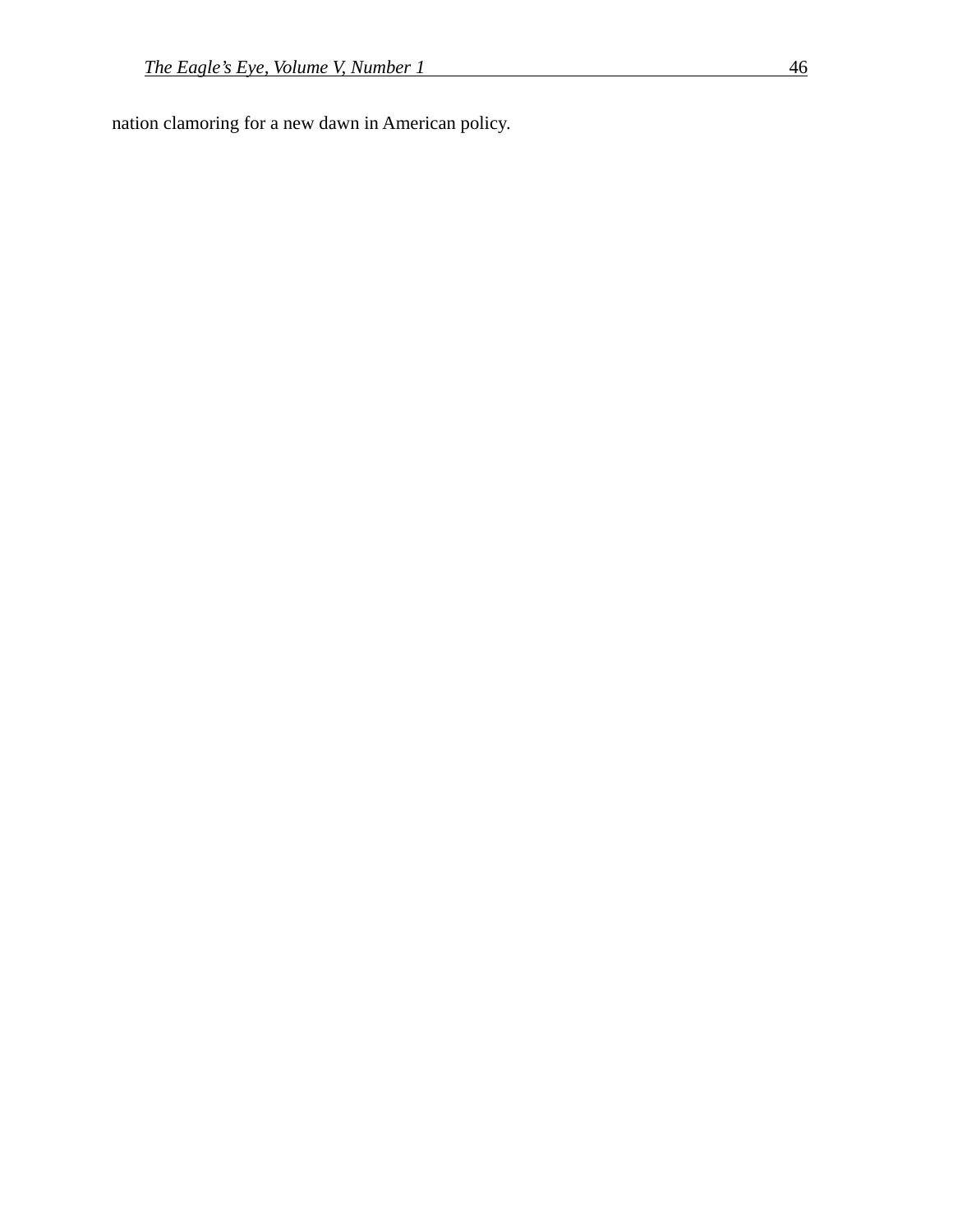nation clamoring for a new dawn in American policy.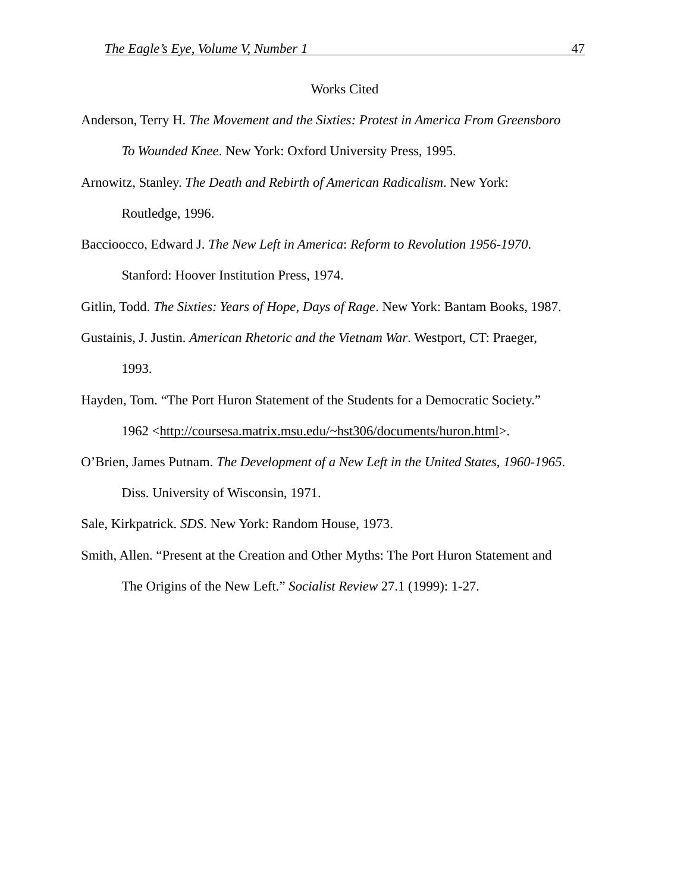## Works Cited

Anderson, Terry H. *The Movement and the Sixties: Protest in America From Greensboro To Wounded Knee*. New York: Oxford University Press, 1995.

Arnowitz, Stanley. *The Death and Rebirth of American Radicalism*. New York: Routledge, 1996.

Baccioocco, Edward J. *The New Left in America*: *Reform to Revolution 1956-1970*. Stanford: Hoover Institution Press, 1974.

Gitlin, Todd. *The Sixties: Years of Hope, Days of Rage*. New York: Bantam Books, 1987.

Gustainis, J. Justin. *American Rhetoric and the Vietnam War*. Westport, CT: Praeger, 1993.

Hayden, Tom. "The Port Huron Statement of the Students for a Democratic Society." 1962 <http://coursesa.matrix.msu.edu/~hst306/documents/huron.html>.

O'Brien, James Putnam. *The Development of a New Left in the United States, 1960-1965*. Diss. University of Wisconsin, 1971.

Sale, Kirkpatrick. *SDS*. New York: Random House, 1973.

Smith, Allen. "Present at the Creation and Other Myths: The Port Huron Statement and The Origins of the New Left." *Socialist Review* 27.1 (1999): 1-27.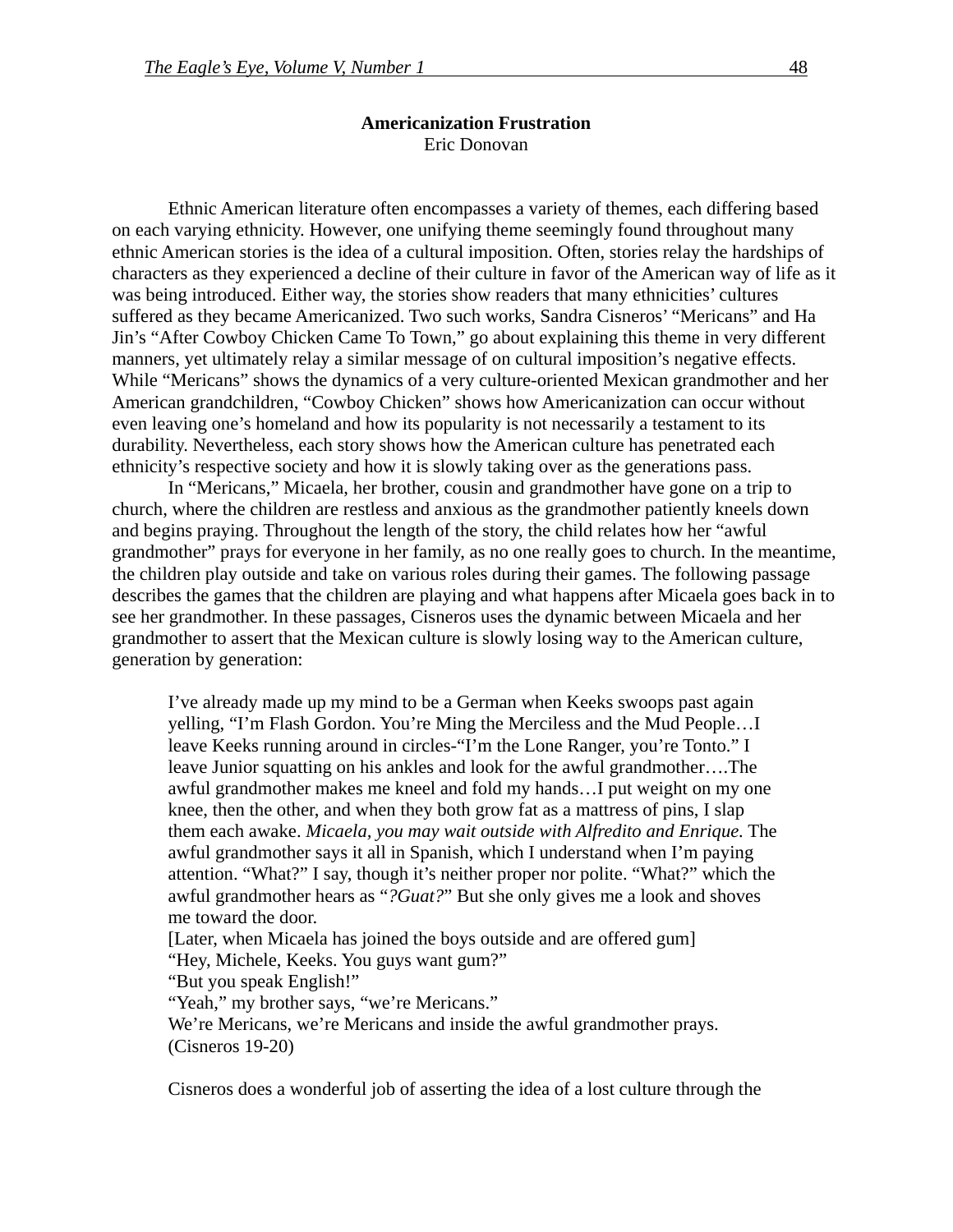**Americanization Frustration**

Eric Donovan

Ethnic American literature often encompasses a variety of themes, each differing based on each varying ethnicity. However, one unifying theme seemingly found throughout many ethnic American stories is the idea of a cultural imposition. Often, stories relay the hardships of characters as they experienced a decline of their culture in favor of the American way of life as it was being introduced. Either way, the stories show readers that many ethnicities' cultures suffered as they became Americanized. Two such works, Sandra Cisneros' "Mericans" and Ha Jin's "After Cowboy Chicken Came To Town," go about explaining this theme in very different manners, yet ultimately relay a similar message of on cultural imposition's negative effects. While "Mericans" shows the dynamics of a very culture-oriented Mexican grandmother and her American grandchildren, "Cowboy Chicken" shows how Americanization can occur without even leaving one's homeland and how its popularity is not necessarily a testament to its durability. Nevertheless, each story shows how the American culture has penetrated each ethnicity's respective society and how it is slowly taking over as the generations pass.

In "Mericans," Micaela, her brother, cousin and grandmother have gone on a trip to church, where the children are restless and anxious as the grandmother patiently kneels down and begins praying. Throughout the length of the story, the child relates how her "awful grandmother" prays for everyone in her family, as no one really goes to church. In the meantime, the children play outside and take on various roles during their games. The following passage describes the games that the children are playing and what happens after Micaela goes back in to see her grandmother. In these passages, Cisneros uses the dynamic between Micaela and her grandmother to assert that the Mexican culture is slowly losing way to the American culture, generation by generation:

> I've already made up my mind to be a German when Keeks swoops past again yelling, "I'm Flash Gordon. You're Ming the Merciless and the Mud People…I leave Keeks running around in circles-"I'm the Lone Ranger, you're Tonto." I leave Junior squatting on his ankles and look for the awful grandmother….The awful grandmother makes me kneel and fold my hands…I put weight on my one knee, then the other, and when they both grow fat as a mattress of pins, I slap them each awake. *Micaela, you may wait outside with Alfredito and Enrique.* The awful grandmother says it all in Spanish, which I understand when I'm paying attention. "What?" I say, though it's neither proper nor polite. "What?" which the awful grandmother hears as "*?Guat?*" But she only gives me a look and shoves me toward the door.
>
> [Later, when Micaela has joined the boys outside and are offered gum]
>
> "Hey, Michele, Keeks. You guys want gum?"
>
> "But you speak English!"
>
> "Yeah," my brother says, "we're Mericans."
>
> We're Mericans, we're Mericans and inside the awful grandmother prays. (Cisneros 19-20)

Cisneros does a wonderful job of asserting the idea of a lost culture through the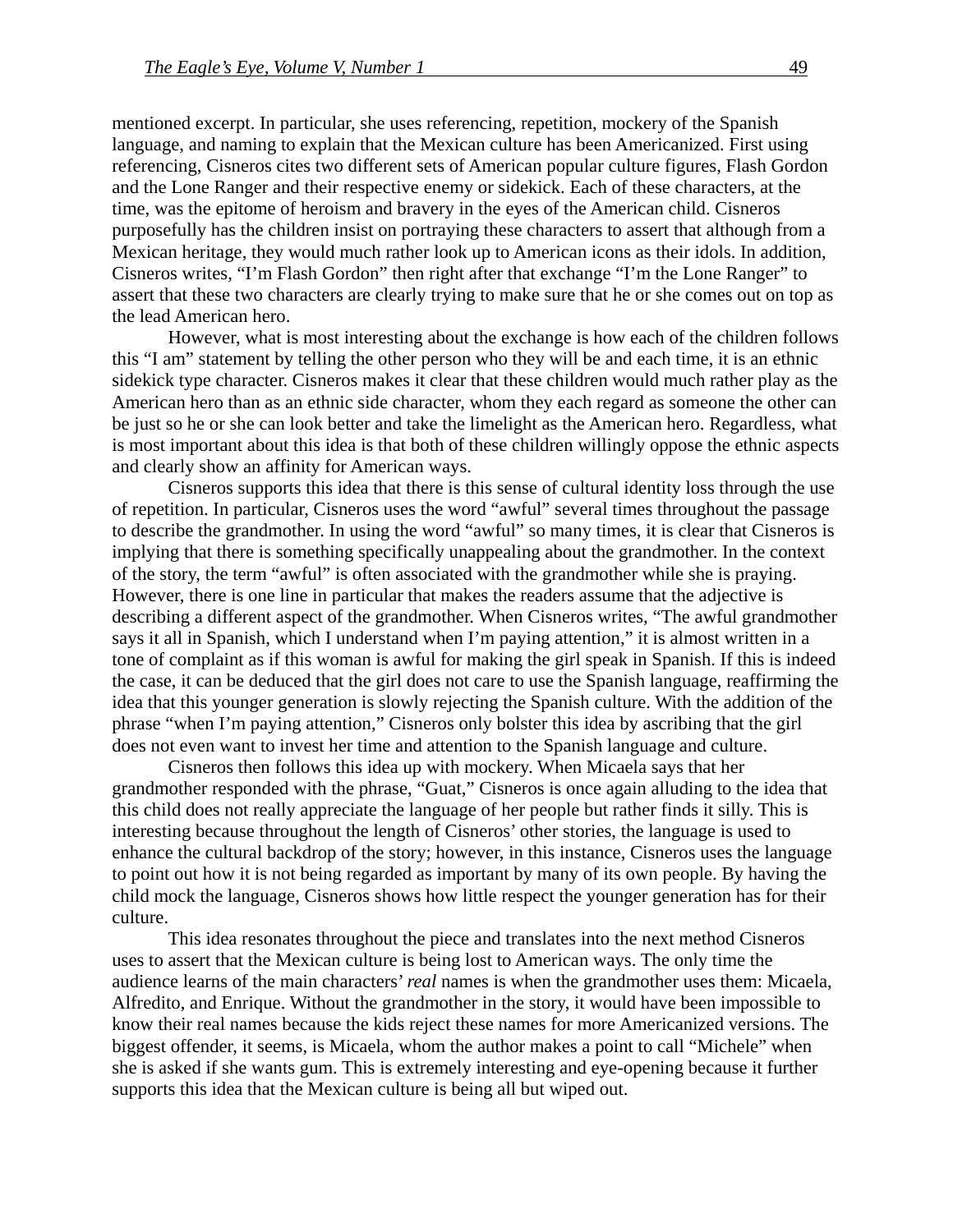mentioned excerpt. In particular, she uses referencing, repetition, mockery of the Spanish language, and naming to explain that the Mexican culture has been Americanized. First using referencing, Cisneros cites two different sets of American popular culture figures, Flash Gordon and the Lone Ranger and their respective enemy or sidekick. Each of these characters, at the time, was the epitome of heroism and bravery in the eyes of the American child. Cisneros purposefully has the children insist on portraying these characters to assert that although from a Mexican heritage, they would much rather look up to American icons as their idols. In addition, Cisneros writes, “I’m Flash Gordon” then right after that exchange “I’m the Lone Ranger” to assert that these two characters are clearly trying to make sure that he or she comes out on top as the lead American hero.

However, what is most interesting about the exchange is how each of the children follows this “I am” statement by telling the other person who they will be and each time, it is an ethnic sidekick type character. Cisneros makes it clear that these children would much rather play as the American hero than as an ethnic side character, whom they each regard as someone the other can be just so he or she can look better and take the limelight as the American hero. Regardless, what is most important about this idea is that both of these children willingly oppose the ethnic aspects and clearly show an affinity for American ways.

Cisneros supports this idea that there is this sense of cultural identity loss through the use of repetition. In particular, Cisneros uses the word “awful” several times throughout the passage to describe the grandmother. In using the word “awful” so many times, it is clear that Cisneros is implying that there is something specifically unappealing about the grandmother. In the context of the story, the term “awful” is often associated with the grandmother while she is praying. However, there is one line in particular that makes the readers assume that the adjective is describing a different aspect of the grandmother. When Cisneros writes, “The awful grandmother says it all in Spanish, which I understand when I’m paying attention,” it is almost written in a tone of complaint as if this woman is awful for making the girl speak in Spanish. If this is indeed the case, it can be deduced that the girl does not care to use the Spanish language, reaffirming the idea that this younger generation is slowly rejecting the Spanish culture. With the addition of the phrase “when I’m paying attention,” Cisneros only bolster this idea by ascribing that the girl does not even want to invest her time and attention to the Spanish language and culture.

Cisneros then follows this idea up with mockery. When Micaela says that her grandmother responded with the phrase, “Guat,” Cisneros is once again alluding to the idea that this child does not really appreciate the language of her people but rather finds it silly. This is interesting because throughout the length of Cisneros’ other stories, the language is used to enhance the cultural backdrop of the story; however, in this instance, Cisneros uses the language to point out how it is not being regarded as important by many of its own people. By having the child mock the language, Cisneros shows how little respect the younger generation has for their culture.

This idea resonates throughout the piece and translates into the next method Cisneros uses to assert that the Mexican culture is being lost to American ways. The only time the audience learns of the main characters’ *real* names is when the grandmother uses them: Micaela, Alfredito, and Enrique. Without the grandmother in the story, it would have been impossible to know their real names because the kids reject these names for more Americanized versions. The biggest offender, it seems, is Micaela, whom the author makes a point to call “Michele” when she is asked if she wants gum. This is extremely interesting and eye-opening because it further supports this idea that the Mexican culture is being all but wiped out.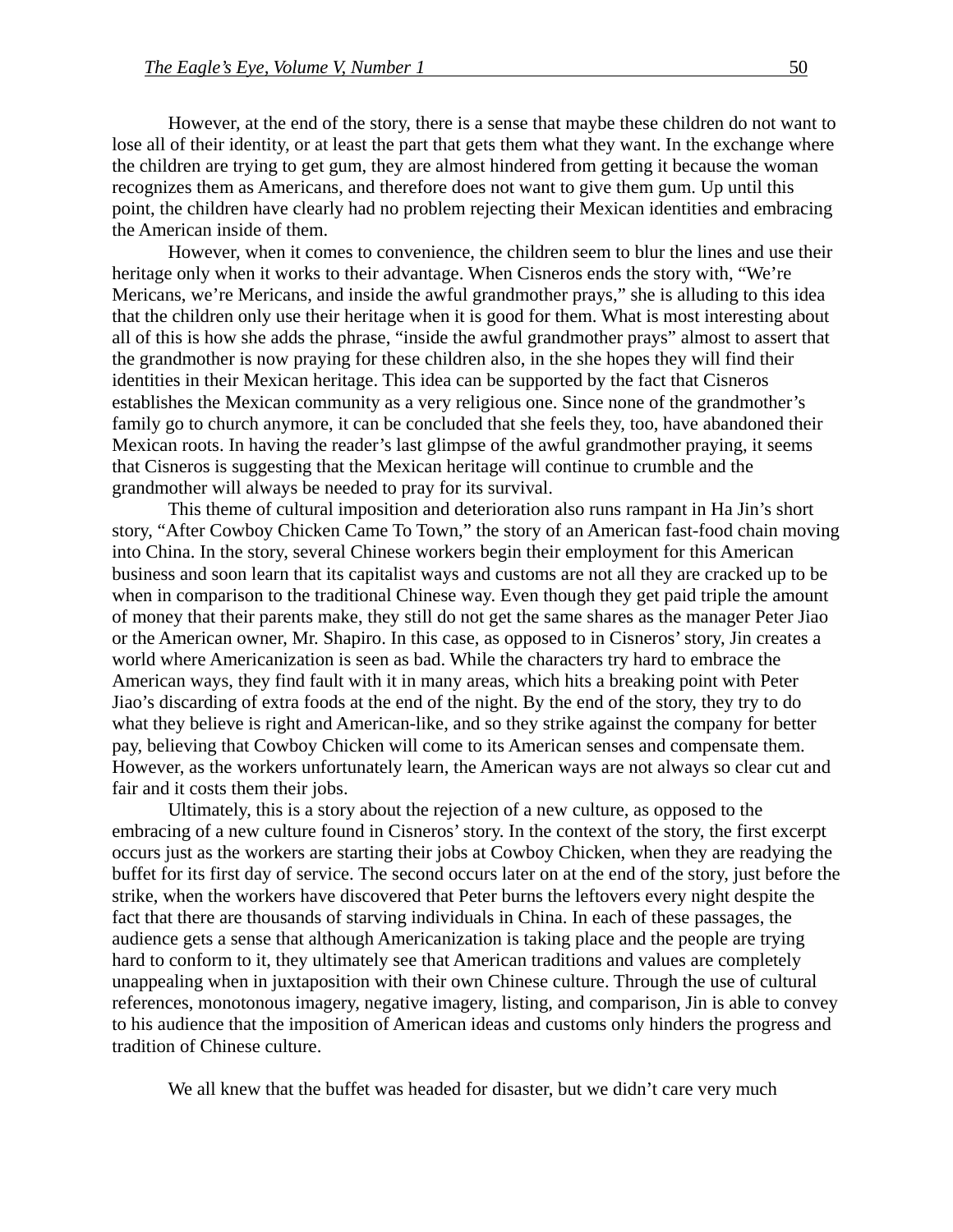However, at the end of the story, there is a sense that maybe these children do not want to lose all of their identity, or at least the part that gets them what they want. In the exchange where the children are trying to get gum, they are almost hindered from getting it because the woman recognizes them as Americans, and therefore does not want to give them gum. Up until this point, the children have clearly had no problem rejecting their Mexican identities and embracing the American inside of them.

However, when it comes to convenience, the children seem to blur the lines and use their heritage only when it works to their advantage. When Cisneros ends the story with, "We're Mericans, we're Mericans, and inside the awful grandmother prays," she is alluding to this idea that the children only use their heritage when it is good for them. What is most interesting about all of this is how she adds the phrase, "inside the awful grandmother prays" almost to assert that the grandmother is now praying for these children also, in the she hopes they will find their identities in their Mexican heritage. This idea can be supported by the fact that Cisneros establishes the Mexican community as a very religious one. Since none of the grandmother's family go to church anymore, it can be concluded that she feels they, too, have abandoned their Mexican roots. In having the reader's last glimpse of the awful grandmother praying, it seems that Cisneros is suggesting that the Mexican heritage will continue to crumble and the grandmother will always be needed to pray for its survival.

This theme of cultural imposition and deterioration also runs rampant in Ha Jin's short story, "After Cowboy Chicken Came To Town," the story of an American fast-food chain moving into China. In the story, several Chinese workers begin their employment for this American business and soon learn that its capitalist ways and customs are not all they are cracked up to be when in comparison to the traditional Chinese way. Even though they get paid triple the amount of money that their parents make, they still do not get the same shares as the manager Peter Jiao or the American owner, Mr. Shapiro. In this case, as opposed to in Cisneros' story, Jin creates a world where Americanization is seen as bad. While the characters try hard to embrace the American ways, they find fault with it in many areas, which hits a breaking point with Peter Jiao's discarding of extra foods at the end of the night. By the end of the story, they try to do what they believe is right and American-like, and so they strike against the company for better pay, believing that Cowboy Chicken will come to its American senses and compensate them. However, as the workers unfortunately learn, the American ways are not always so clear cut and fair and it costs them their jobs.

Ultimately, this is a story about the rejection of a new culture, as opposed to the embracing of a new culture found in Cisneros' story. In the context of the story, the first excerpt occurs just as the workers are starting their jobs at Cowboy Chicken, when they are readying the buffet for its first day of service. The second occurs later on at the end of the story, just before the strike, when the workers have discovered that Peter burns the leftovers every night despite the fact that there are thousands of starving individuals in China. In each of these passages, the audience gets a sense that although Americanization is taking place and the people are trying hard to conform to it, they ultimately see that American traditions and values are completely unappealing when in juxtaposition with their own Chinese culture. Through the use of cultural references, monotonous imagery, negative imagery, listing, and comparison, Jin is able to convey to his audience that the imposition of American ideas and customs only hinders the progress and tradition of Chinese culture.

We all knew that the buffet was headed for disaster, but we didn't care very much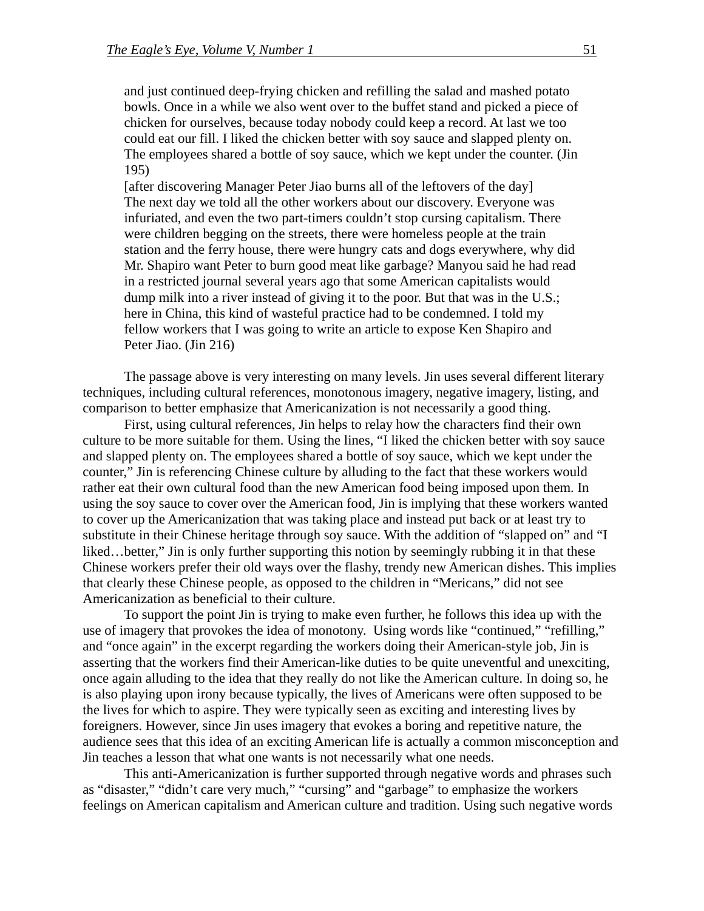> and just continued deep-frying chicken and refilling the salad and mashed potato bowls. Once in a while we also went over to the buffet stand and picked a piece of chicken for ourselves, because today nobody could keep a record. At last we too could eat our fill. I liked the chicken better with soy sauce and slapped plenty on. The employees shared a bottle of soy sauce, which we kept under the counter. (Jin 195)
>
> [after discovering Manager Peter Jiao burns all of the leftovers of the day]
> The next day we told all the other workers about our discovery. Everyone was infuriated, and even the two part-timers couldn't stop cursing capitalism. There were children begging on the streets, there were homeless people at the train station and the ferry house, there were hungry cats and dogs everywhere, why did Mr. Shapiro want Peter to burn good meat like garbage? Manyou said he had read in a restricted journal several years ago that some American capitalists would dump milk into a river instead of giving it to the poor. But that was in the U.S.; here in China, this kind of wasteful practice had to be condemned. I told my fellow workers that I was going to write an article to expose Ken Shapiro and Peter Jiao. (Jin 216)

The passage above is very interesting on many levels. Jin uses several different literary techniques, including cultural references, monotonous imagery, negative imagery, listing, and comparison to better emphasize that Americanization is not necessarily a good thing.

First, using cultural references, Jin helps to relay how the characters find their own culture to be more suitable for them. Using the lines, "I liked the chicken better with soy sauce and slapped plenty on. The employees shared a bottle of soy sauce, which we kept under the counter," Jin is referencing Chinese culture by alluding to the fact that these workers would rather eat their own cultural food than the new American food being imposed upon them. In using the soy sauce to cover over the American food, Jin is implying that these workers wanted to cover up the Americanization that was taking place and instead put back or at least try to substitute in their Chinese heritage through soy sauce. With the addition of "slapped on" and "I liked…better," Jin is only further supporting this notion by seemingly rubbing it in that these Chinese workers prefer their old ways over the flashy, trendy new American dishes. This implies that clearly these Chinese people, as opposed to the children in "Mericans," did not see Americanization as beneficial to their culture.

To support the point Jin is trying to make even further, he follows this idea up with the use of imagery that provokes the idea of monotony. Using words like "continued," "refilling," and "once again" in the excerpt regarding the workers doing their American-style job, Jin is asserting that the workers find their American-like duties to be quite uneventful and unexciting, once again alluding to the idea that they really do not like the American culture. In doing so, he is also playing upon irony because typically, the lives of Americans were often supposed to be the lives for which to aspire. They were typically seen as exciting and interesting lives by foreigners. However, since Jin uses imagery that evokes a boring and repetitive nature, the audience sees that this idea of an exciting American life is actually a common misconception and Jin teaches a lesson that what one wants is not necessarily what one needs.

This anti-Americanization is further supported through negative words and phrases such as "disaster," "didn't care very much," "cursing" and "garbage" to emphasize the workers feelings on American capitalism and American culture and tradition. Using such negative words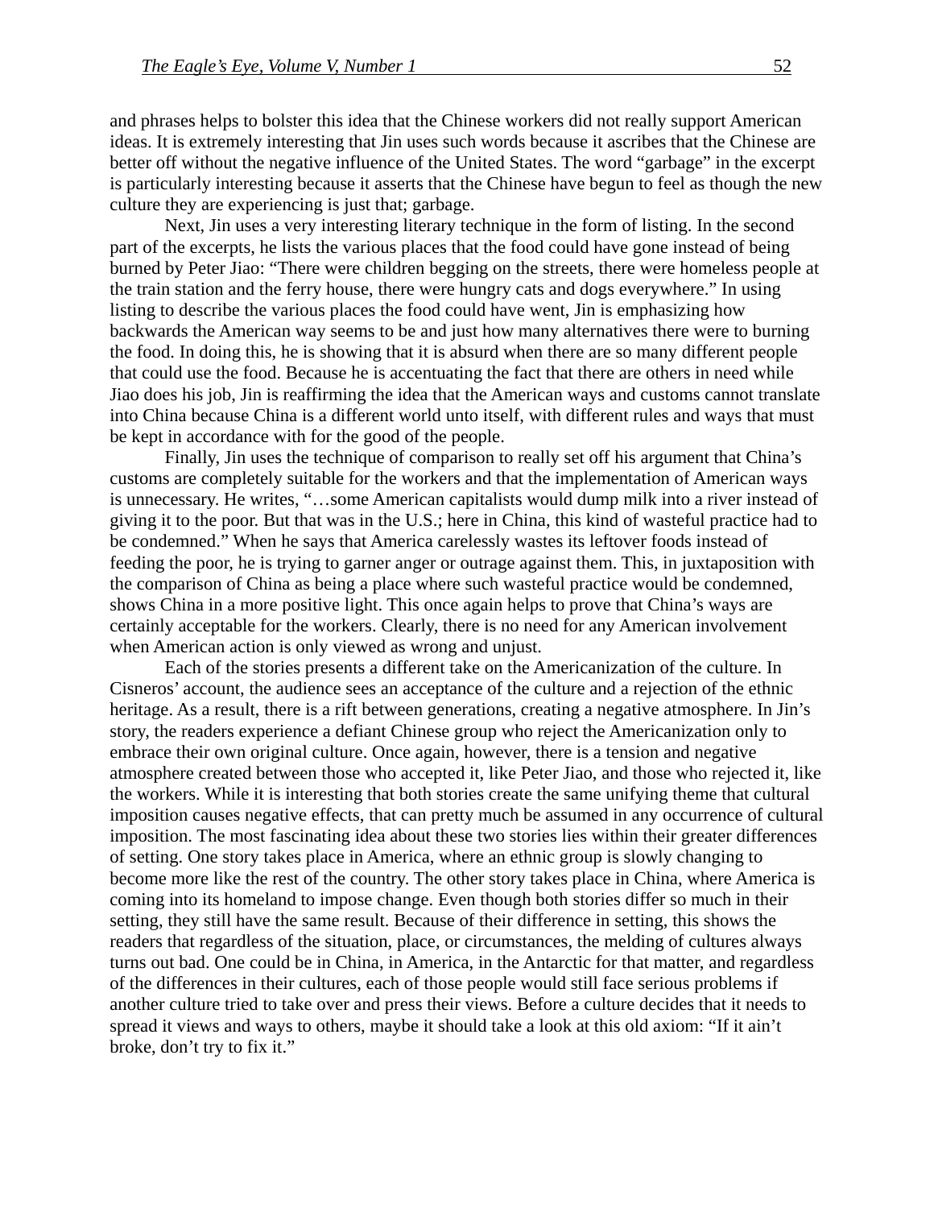and phrases helps to bolster this idea that the Chinese workers did not really support American ideas. It is extremely interesting that Jin uses such words because it ascribes that the Chinese are better off without the negative influence of the United States. The word "garbage" in the excerpt is particularly interesting because it asserts that the Chinese have begun to feel as though the new culture they are experiencing is just that; garbage.

Next, Jin uses a very interesting literary technique in the form of listing. In the second part of the excerpts, he lists the various places that the food could have gone instead of being burned by Peter Jiao: "There were children begging on the streets, there were homeless people at the train station and the ferry house, there were hungry cats and dogs everywhere." In using listing to describe the various places the food could have went, Jin is emphasizing how backwards the American way seems to be and just how many alternatives there were to burning the food. In doing this, he is showing that it is absurd when there are so many different people that could use the food. Because he is accentuating the fact that there are others in need while Jiao does his job, Jin is reaffirming the idea that the American ways and customs cannot translate into China because China is a different world unto itself, with different rules and ways that must be kept in accordance with for the good of the people.

Finally, Jin uses the technique of comparison to really set off his argument that China's customs are completely suitable for the workers and that the implementation of American ways is unnecessary. He writes, "…some American capitalists would dump milk into a river instead of giving it to the poor. But that was in the U.S.; here in China, this kind of wasteful practice had to be condemned." When he says that America carelessly wastes its leftover foods instead of feeding the poor, he is trying to garner anger or outrage against them. This, in juxtaposition with the comparison of China as being a place where such wasteful practice would be condemned, shows China in a more positive light. This once again helps to prove that China's ways are certainly acceptable for the workers. Clearly, there is no need for any American involvement when American action is only viewed as wrong and unjust.

Each of the stories presents a different take on the Americanization of the culture. In Cisneros' account, the audience sees an acceptance of the culture and a rejection of the ethnic heritage. As a result, there is a rift between generations, creating a negative atmosphere. In Jin's story, the readers experience a defiant Chinese group who reject the Americanization only to embrace their own original culture. Once again, however, there is a tension and negative atmosphere created between those who accepted it, like Peter Jiao, and those who rejected it, like the workers. While it is interesting that both stories create the same unifying theme that cultural imposition causes negative effects, that can pretty much be assumed in any occurrence of cultural imposition. The most fascinating idea about these two stories lies within their greater differences of setting. One story takes place in America, where an ethnic group is slowly changing to become more like the rest of the country. The other story takes place in China, where America is coming into its homeland to impose change. Even though both stories differ so much in their setting, they still have the same result. Because of their difference in setting, this shows the readers that regardless of the situation, place, or circumstances, the melding of cultures always turns out bad. One could be in China, in America, in the Antarctic for that matter, and regardless of the differences in their cultures, each of those people would still face serious problems if another culture tried to take over and press their views. Before a culture decides that it needs to spread it views and ways to others, maybe it should take a look at this old axiom: "If it ain't broke, don't try to fix it."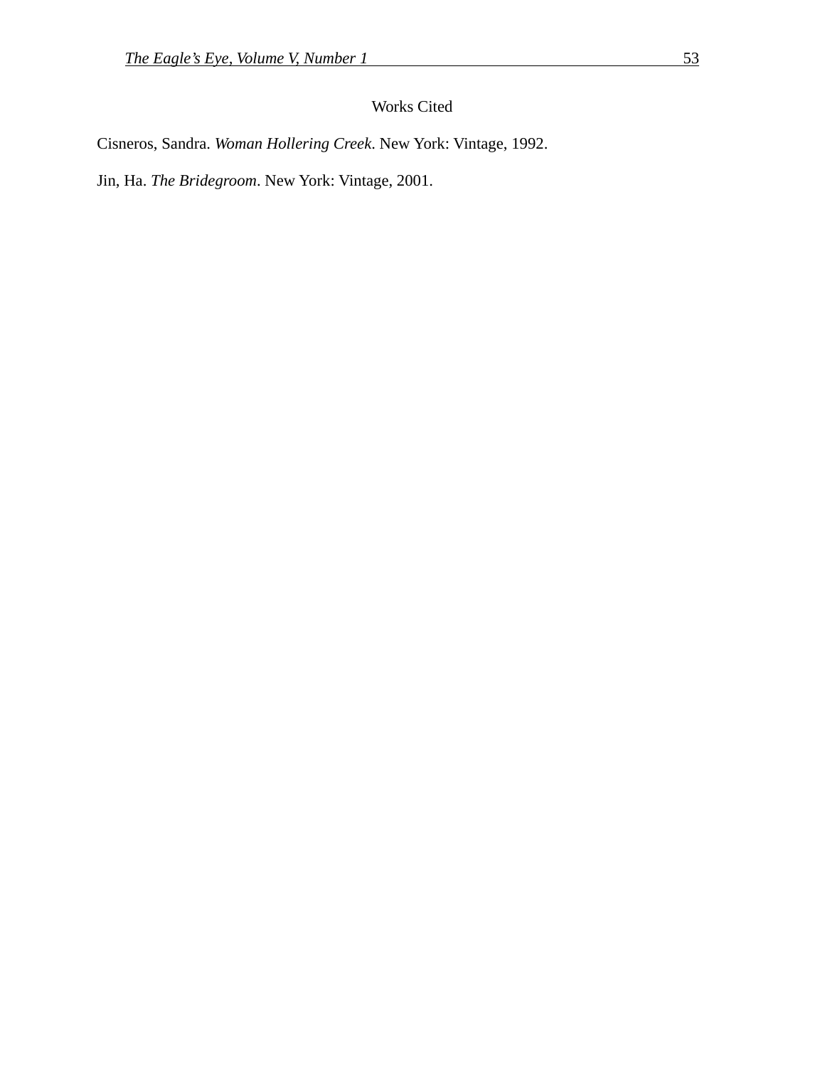## Works Cited

Cisneros, Sandra. *Woman Hollering Creek*. New York: Vintage, 1992.

Jin, Ha. *The Bridegroom*. New York: Vintage, 2001.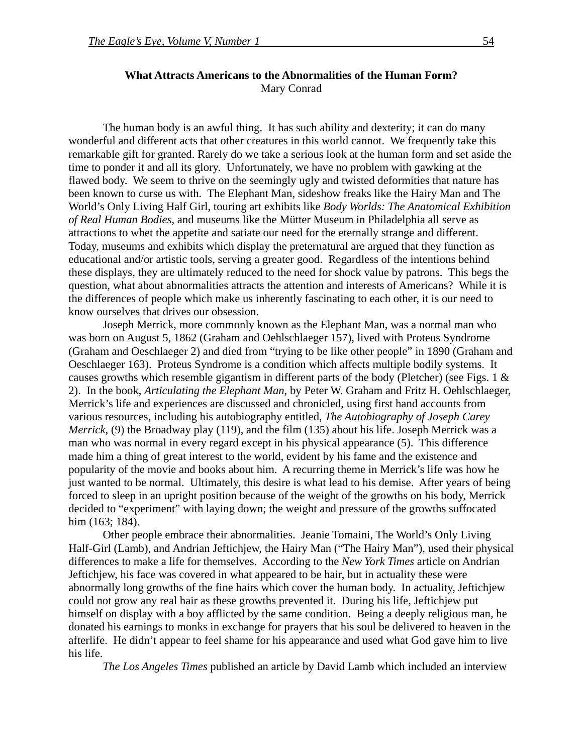**What Attracts Americans to the Abnormalities of the Human Form?**
Mary Conrad

The human body is an awful thing. It has such ability and dexterity; it can do many wonderful and different acts that other creatures in this world cannot. We frequently take this remarkable gift for granted. Rarely do we take a serious look at the human form and set aside the time to ponder it and all its glory. Unfortunately, we have no problem with gawking at the flawed body. We seem to thrive on the seemingly ugly and twisted deformities that nature has been known to curse us with. The Elephant Man, sideshow freaks like the Hairy Man and The World's Only Living Half Girl, touring art exhibits like *Body Worlds: The Anatomical Exhibition of Real Human Bodies*, and museums like the Mütter Museum in Philadelphia all serve as attractions to whet the appetite and satiate our need for the eternally strange and different. Today, museums and exhibits which display the preternatural are argued that they function as educational and/or artistic tools, serving a greater good. Regardless of the intentions behind these displays, they are ultimately reduced to the need for shock value by patrons. This begs the question, what about abnormalities attracts the attention and interests of Americans? While it is the differences of people which make us inherently fascinating to each other, it is our need to know ourselves that drives our obsession.

Joseph Merrick, more commonly known as the Elephant Man, was a normal man who was born on August 5, 1862 (Graham and Oehlschlaeger 157), lived with Proteus Syndrome (Graham and Oeschlaeger 2) and died from "trying to be like other people" in 1890 (Graham and Oeschlaeger 163). Proteus Syndrome is a condition which affects multiple bodily systems. It causes growths which resemble gigantism in different parts of the body (Pletcher) (see Figs. 1 & 2). In the book, *Articulating the Elephant Man*, by Peter W. Graham and Fritz H. Oehlschlaeger, Merrick's life and experiences are discussed and chronicled, using first hand accounts from various resources, including his autobiography entitled, *The Autobiography of Joseph Carey Merrick*, (9) the Broadway play (119), and the film (135) about his life. Joseph Merrick was a man who was normal in every regard except in his physical appearance (5). This difference made him a thing of great interest to the world, evident by his fame and the existence and popularity of the movie and books about him. A recurring theme in Merrick's life was how he just wanted to be normal. Ultimately, this desire is what lead to his demise. After years of being forced to sleep in an upright position because of the weight of the growths on his body, Merrick decided to "experiment" with laying down; the weight and pressure of the growths suffocated him (163; 184).

Other people embrace their abnormalities. Jeanie Tomaini, The World's Only Living Half-Girl (Lamb), and Andrian Jeftichjew, the Hairy Man ("The Hairy Man"), used their physical differences to make a life for themselves. According to the *New York Times* article on Andrian Jeftichjew, his face was covered in what appeared to be hair, but in actuality these were abnormally long growths of the fine hairs which cover the human body. In actuality, Jeftichjew could not grow any real hair as these growths prevented it. During his life, Jeftichjew put himself on display with a boy afflicted by the same condition. Being a deeply religious man, he donated his earnings to monks in exchange for prayers that his soul be delivered to heaven in the afterlife. He didn't appear to feel shame for his appearance and used what God gave him to live his life.

*The Los Angeles Times* published an article by David Lamb which included an interview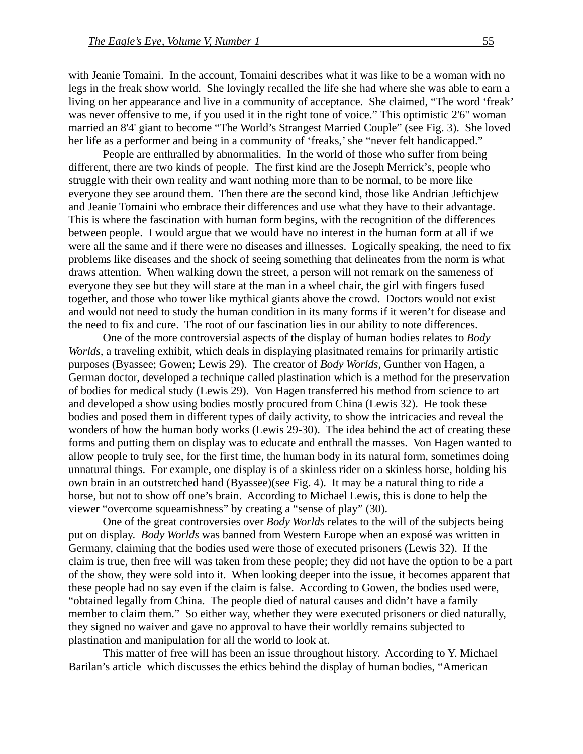with Jeanie Tomaini. In the account, Tomaini describes what it was like to be a woman with no legs in the freak show world. She lovingly recalled the life she had where she was able to earn a living on her appearance and live in a community of acceptance. She claimed, "The word 'freak' was never offensive to me, if you used it in the right tone of voice." This optimistic 2'6" woman married an 8'4' giant to become "The World's Strangest Married Couple" (see Fig. 3). She loved her life as a performer and being in a community of 'freaks,' she "never felt handicapped."

People are enthralled by abnormalities. In the world of those who suffer from being different, there are two kinds of people. The first kind are the Joseph Merrick's, people who struggle with their own reality and want nothing more than to be normal, to be more like everyone they see around them. Then there are the second kind, those like Andrian Jeftichjew and Jeanie Tomaini who embrace their differences and use what they have to their advantage. This is where the fascination with human form begins, with the recognition of the differences between people. I would argue that we would have no interest in the human form at all if we were all the same and if there were no diseases and illnesses. Logically speaking, the need to fix problems like diseases and the shock of seeing something that delineates from the norm is what draws attention. When walking down the street, a person will not remark on the sameness of everyone they see but they will stare at the man in a wheel chair, the girl with fingers fused together, and those who tower like mythical giants above the crowd. Doctors would not exist and would not need to study the human condition in its many forms if it weren't for disease and the need to fix and cure. The root of our fascination lies in our ability to note differences.

One of the more controversial aspects of the display of human bodies relates to *Body Worlds*, a traveling exhibit, which deals in displaying plasitnated remains for primarily artistic purposes (Byassee; Gowen; Lewis 29). The creator of *Body Worlds*, Gunther von Hagen, a German doctor, developed a technique called plastination which is a method for the preservation of bodies for medical study (Lewis 29). Von Hagen transferred his method from science to art and developed a show using bodies mostly procured from China (Lewis 32). He took these bodies and posed them in different types of daily activity, to show the intricacies and reveal the wonders of how the human body works (Lewis 29-30). The idea behind the act of creating these forms and putting them on display was to educate and enthrall the masses. Von Hagen wanted to allow people to truly see, for the first time, the human body in its natural form, sometimes doing unnatural things. For example, one display is of a skinless rider on a skinless horse, holding his own brain in an outstretched hand (Byassee)(see Fig. 4). It may be a natural thing to ride a horse, but not to show off one's brain. According to Michael Lewis, this is done to help the viewer "overcome squeamishness" by creating a "sense of play" (30).

One of the great controversies over *Body Worlds* relates to the will of the subjects being put on display. *Body Worlds* was banned from Western Europe when an exposé was written in Germany, claiming that the bodies used were those of executed prisoners (Lewis 32). If the claim is true, then free will was taken from these people; they did not have the option to be a part of the show, they were sold into it. When looking deeper into the issue, it becomes apparent that these people had no say even if the claim is false. According to Gowen, the bodies used were, "obtained legally from China. The people died of natural causes and didn't have a family member to claim them." So either way, whether they were executed prisoners or died naturally, they signed no waiver and gave no approval to have their worldly remains subjected to plastination and manipulation for all the world to look at.

This matter of free will has been an issue throughout history. According to Y. Michael Barilan's article which discusses the ethics behind the display of human bodies, "American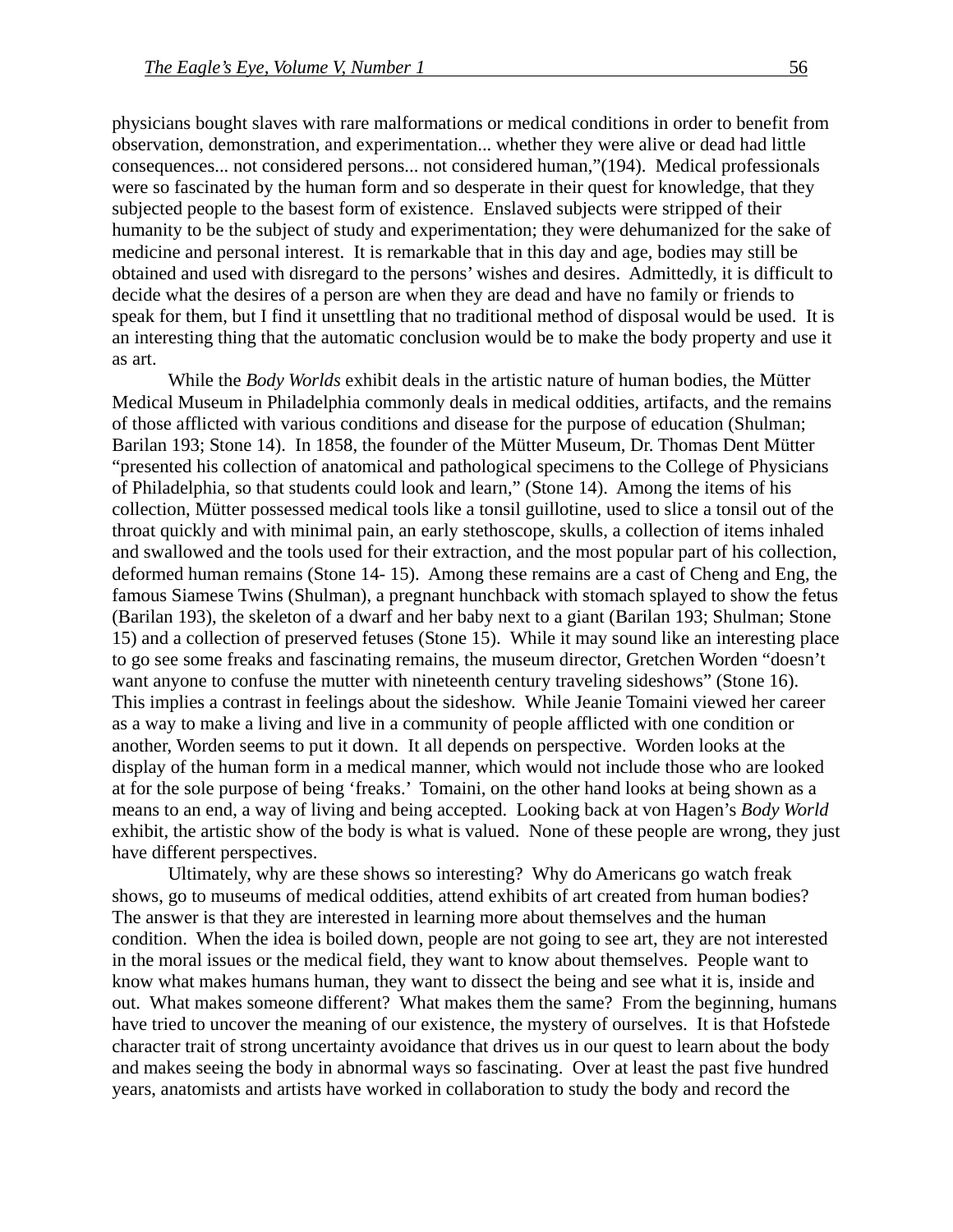physicians bought slaves with rare malformations or medical conditions in order to benefit from observation, demonstration, and experimentation... whether they were alive or dead had little consequences... not considered persons... not considered human,"(194). Medical professionals were so fascinated by the human form and so desperate in their quest for knowledge, that they subjected people to the basest form of existence. Enslaved subjects were stripped of their humanity to be the subject of study and experimentation; they were dehumanized for the sake of medicine and personal interest. It is remarkable that in this day and age, bodies may still be obtained and used with disregard to the persons' wishes and desires. Admittedly, it is difficult to decide what the desires of a person are when they are dead and have no family or friends to speak for them, but I find it unsettling that no traditional method of disposal would be used. It is an interesting thing that the automatic conclusion would be to make the body property and use it as art.

While the *Body Worlds* exhibit deals in the artistic nature of human bodies, the Mütter Medical Museum in Philadelphia commonly deals in medical oddities, artifacts, and the remains of those afflicted with various conditions and disease for the purpose of education (Shulman; Barilan 193; Stone 14). In 1858, the founder of the Mütter Museum, Dr. Thomas Dent Mütter "presented his collection of anatomical and pathological specimens to the College of Physicians of Philadelphia, so that students could look and learn," (Stone 14). Among the items of his collection, Mütter possessed medical tools like a tonsil guillotine, used to slice a tonsil out of the throat quickly and with minimal pain, an early stethoscope, skulls, a collection of items inhaled and swallowed and the tools used for their extraction, and the most popular part of his collection, deformed human remains (Stone 14- 15). Among these remains are a cast of Cheng and Eng, the famous Siamese Twins (Shulman), a pregnant hunchback with stomach splayed to show the fetus (Barilan 193), the skeleton of a dwarf and her baby next to a giant (Barilan 193; Shulman; Stone 15) and a collection of preserved fetuses (Stone 15). While it may sound like an interesting place to go see some freaks and fascinating remains, the museum director, Gretchen Worden "doesn't want anyone to confuse the mutter with nineteenth century traveling sideshows" (Stone 16). This implies a contrast in feelings about the sideshow. While Jeanie Tomaini viewed her career as a way to make a living and live in a community of people afflicted with one condition or another, Worden seems to put it down. It all depends on perspective. Worden looks at the display of the human form in a medical manner, which would not include those who are looked at for the sole purpose of being 'freaks.' Tomaini, on the other hand looks at being shown as a means to an end, a way of living and being accepted. Looking back at von Hagen's *Body World* exhibit, the artistic show of the body is what is valued. None of these people are wrong, they just have different perspectives.

Ultimately, why are these shows so interesting? Why do Americans go watch freak shows, go to museums of medical oddities, attend exhibits of art created from human bodies? The answer is that they are interested in learning more about themselves and the human condition. When the idea is boiled down, people are not going to see art, they are not interested in the moral issues or the medical field, they want to know about themselves. People want to know what makes humans human, they want to dissect the being and see what it is, inside and out. What makes someone different? What makes them the same? From the beginning, humans have tried to uncover the meaning of our existence, the mystery of ourselves. It is that Hofstede character trait of strong uncertainty avoidance that drives us in our quest to learn about the body and makes seeing the body in abnormal ways so fascinating. Over at least the past five hundred years, anatomists and artists have worked in collaboration to study the body and record the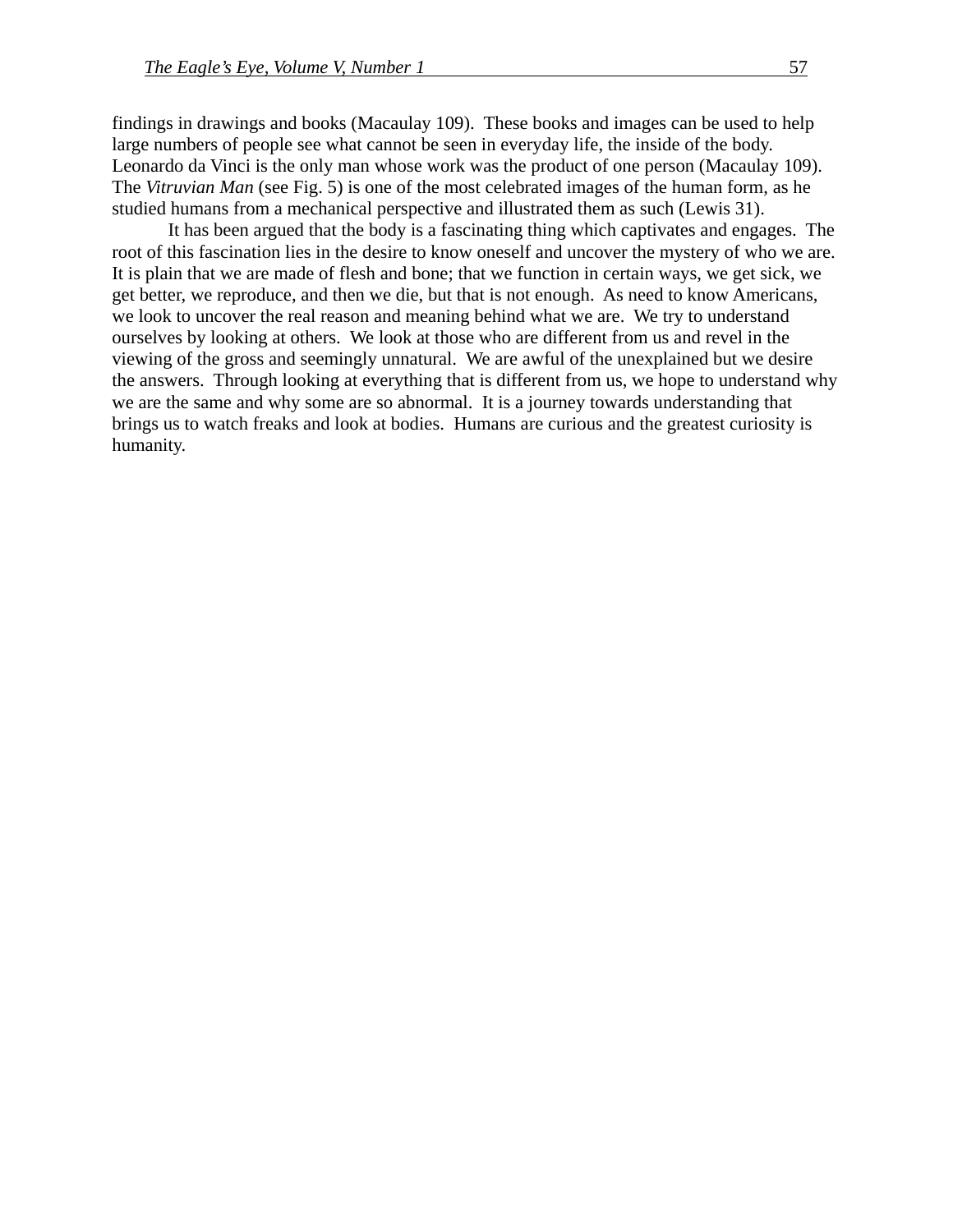findings in drawings and books (Macaulay 109). These books and images can be used to help large numbers of people see what cannot be seen in everyday life, the inside of the body. Leonardo da Vinci is the only man whose work was the product of one person (Macaulay 109). The *Vitruvian Man* (see Fig. 5) is one of the most celebrated images of the human form, as he studied humans from a mechanical perspective and illustrated them as such (Lewis 31).

It has been argued that the body is a fascinating thing which captivates and engages. The root of this fascination lies in the desire to know oneself and uncover the mystery of who we are. It is plain that we are made of flesh and bone; that we function in certain ways, we get sick, we get better, we reproduce, and then we die, but that is not enough. As need to know Americans, we look to uncover the real reason and meaning behind what we are. We try to understand ourselves by looking at others. We look at those who are different from us and revel in the viewing of the gross and seemingly unnatural. We are awful of the unexplained but we desire the answers. Through looking at everything that is different from us, we hope to understand why we are the same and why some are so abnormal. It is a journey towards understanding that brings us to watch freaks and look at bodies. Humans are curious and the greatest curiosity is humanity.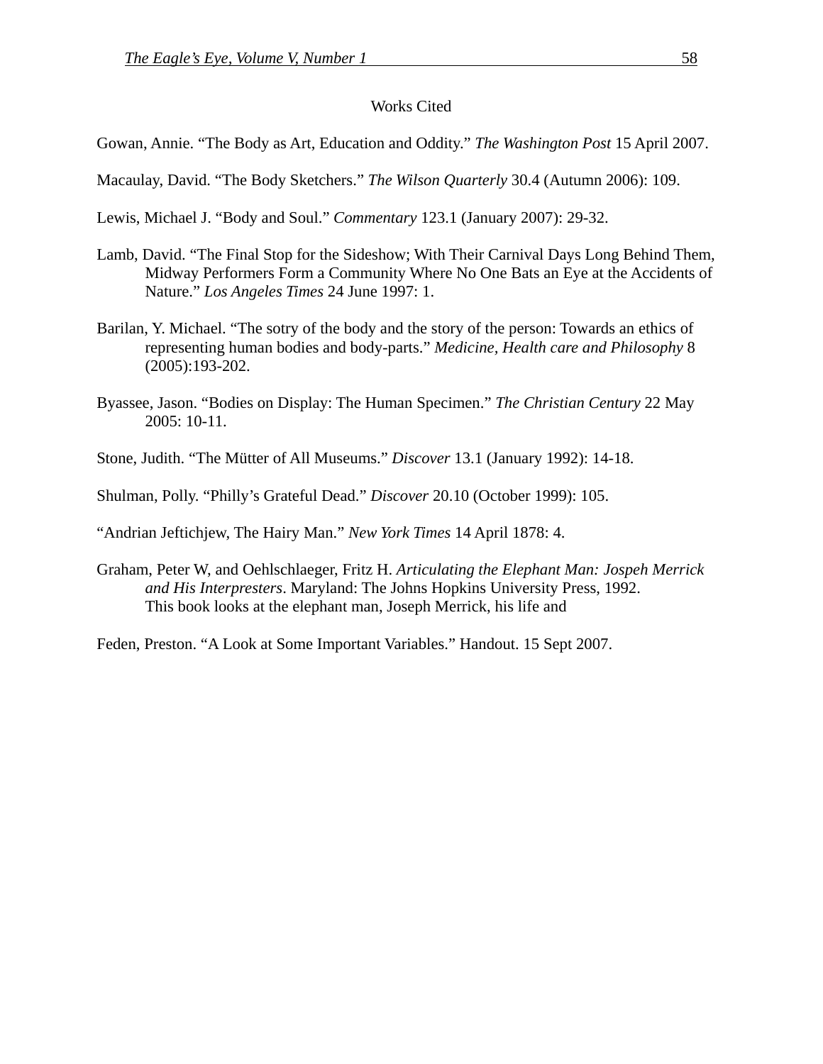# Works Cited

Gowan, Annie. “The Body as Art, Education and Oddity.” *The Washington Post* 15 April 2007.

Macaulay, David. “The Body Sketchers.” *The Wilson Quarterly* 30.4 (Autumn 2006): 109.

Lewis, Michael J. “Body and Soul.” *Commentary* 123.1 (January 2007): 29-32.

Lamb, David. “The Final Stop for the Sideshow; With Their Carnival Days Long Behind Them, Midway Performers Form a Community Where No One Bats an Eye at the Accidents of Nature.” *Los Angeles Times* 24 June 1997: 1.

Barilan, Y. Michael. “The sotry of the body and the story of the person: Towards an ethics of representing human bodies and body-parts.” *Medicine, Health care and Philosophy* 8 (2005):193-202.

Byassee, Jason. “Bodies on Display: The Human Specimen.” *The Christian Century* 22 May 2005: 10-11.

Stone, Judith. “The Mütter of All Museums.” *Discover* 13.1 (January 1992): 14-18.

Shulman, Polly. “Philly’s Grateful Dead.” *Discover* 20.10 (October 1999): 105.

“Andrian Jeftichjew, The Hairy Man.” *New York Times* 14 April 1878: 4.

Graham, Peter W, and Oehlschlaeger, Fritz H. *Articulating the Elephant Man: Jospeh Merrick and His Interpresters*. Maryland: The Johns Hopkins University Press, 1992.
This book looks at the elephant man, Joseph Merrick, his life and

Feden, Preston. “A Look at Some Important Variables.” Handout. 15 Sept 2007.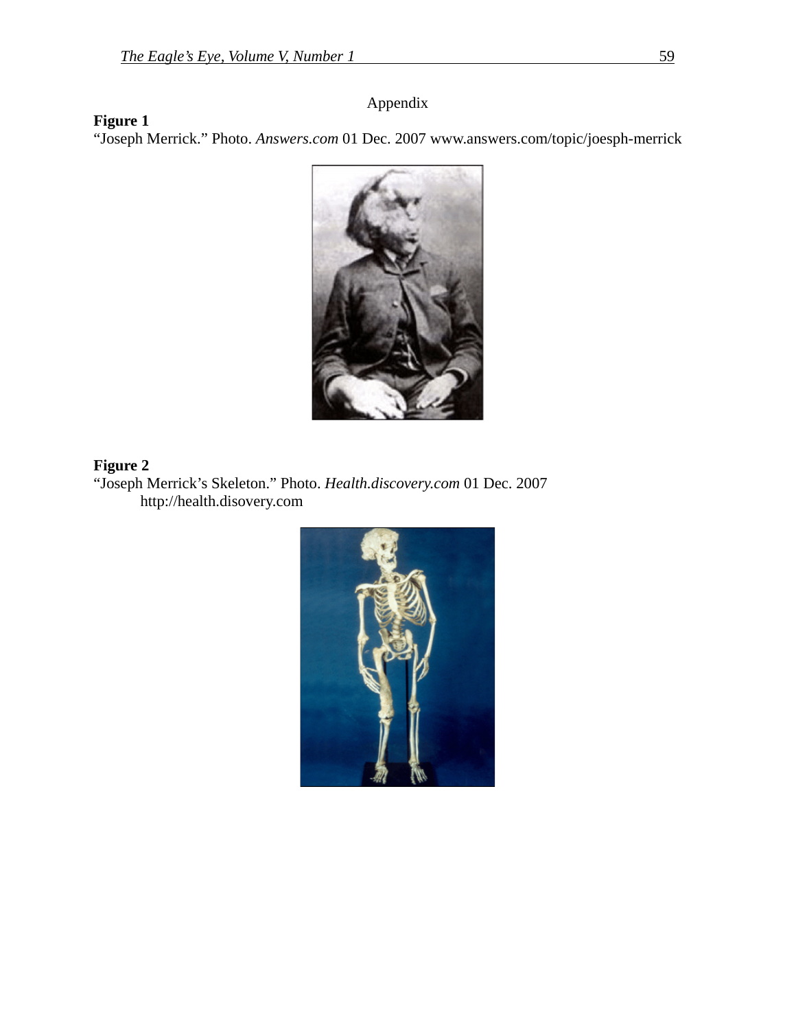## Appendix

**Figure 1**

"Joseph Merrick." Photo. *Answers.com* 01 Dec. 2007 www.answers.com/topic/joesph-merrick

**Figure 2**

"Joseph Merrick's Skeleton." Photo. *Health.discovery.com* 01 Dec. 2007 http://health.disovery.com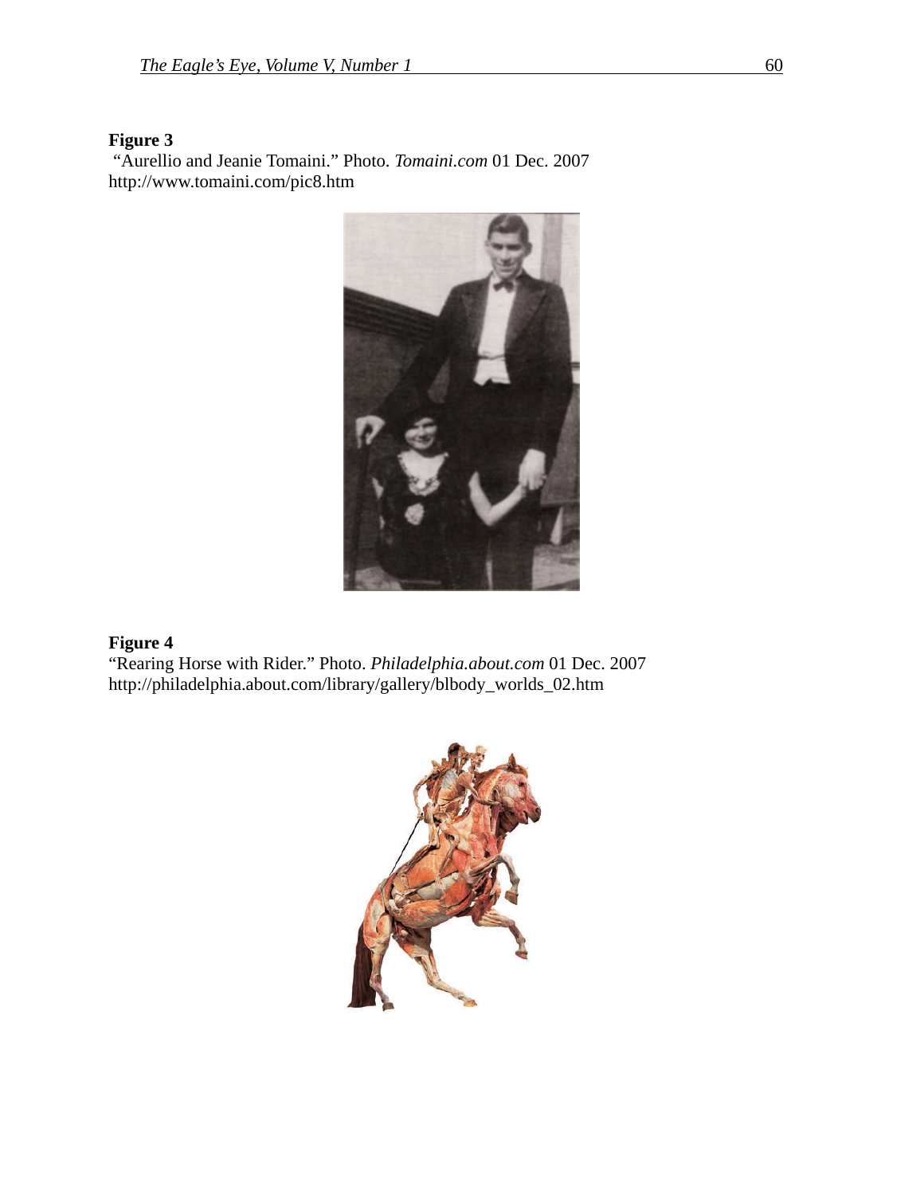**Figure 3**

"Aurellio and Jeanie Tomaini." Photo. *Tomaini.com* 01 Dec. 2007 http://www.tomaini.com/pic8.htm

**Figure 4**

"Rearing Horse with Rider." Photo. *Philadelphia.about.com* 01 Dec. 2007 http://philadelphia.about.com/library/gallery/blbody_worlds_02.htm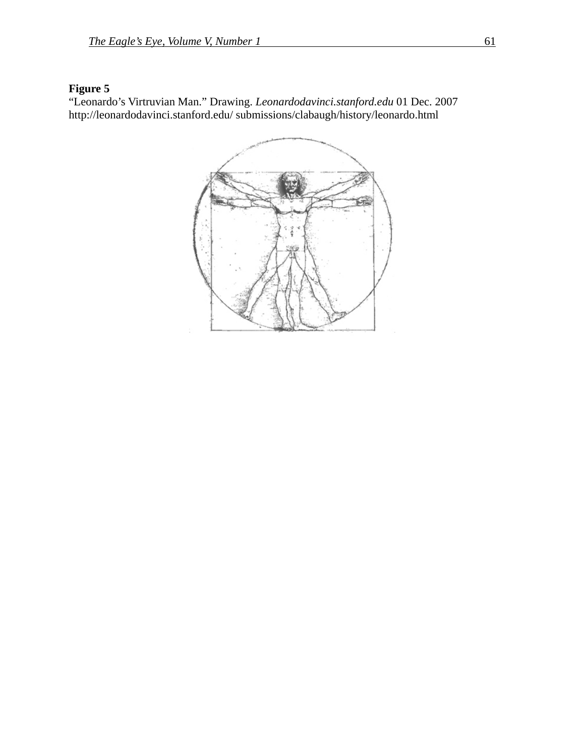**Figure 5**

“Leonardo’s Virtruvian Man.” Drawing. *Leonardodavinci.stanford.edu* 01 Dec. 2007 http://leonardodavinci.stanford.edu/ submissions/clabaugh/history/leonardo.html